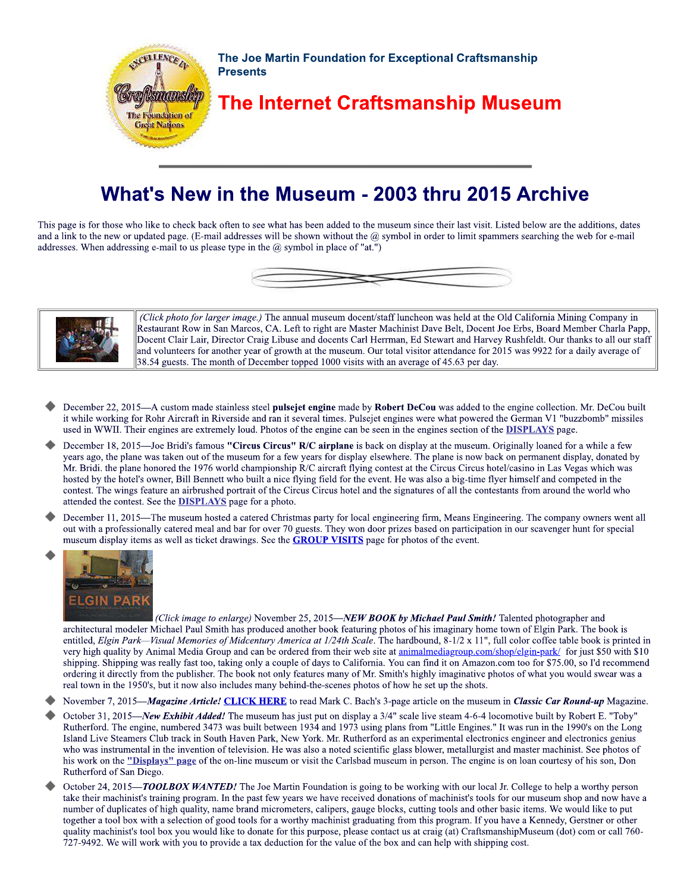The Joe Martin Foundation for Exceptional Craftsmanship Presents

# The Internet Craftsmanship Museum

---

## What's New in the Museum - 2003 thru 2015 Archive

This page is for those who like to check back often to see what has been added to the museum since their last visit. Listed below are the additions, dates and a link to the new or updated page. (E-mail addresses will be shown without the @ symbol in order to limit spammers searching the web for e-mail addresses. When addressing e-mail to us please type in the @ symbol in place of "at.")

*(Click photo for larger image.)* The annual museum docent/staff luncheon was held at the Old California Mining Company in Restaurant Row in San Marcos, CA. Left to right are Master Machinist Dave Belt, Docent Joe Erbs, Board Member Charla Papp, Docent Clair Lair, Director Craig Libuse and docents Carl Herrman, Ed Stewart and Harvey Rushfeldt. Our thanks to all our staff and volunteers for another year of growth at the museum. Our total visitor attendance for 2015 was 9922 for a daily average of 38.54 guests. The month of December topped 1000 visits with an average of 45.63 per day.

- December 22, 2015—A custom made stainless steel **pulsejet engine** made by **Robert DeCou** was added to the engine collection. Mr. DeCou built it while working for Rohr Aircraft in Riverside and ran it several times. Pulsejet engines were what powered the German V1 "buzzbomb" missiles used in WWII. Their engines are extremely loud. Photos of the engine can be seen in the engines section of the **DISPLAYS** page.
- December 18, 2015—Joe Bridi's famous **"Circus Circus" R/C airplane** is back on display at the museum. Originally loaned for a while a few years ago, the plane was taken out of the museum for a few years for display elsewhere. The plane is now back on permanent display, donated by Mr. Bridi. the plane honored the 1976 world championship R/C aircraft flying contest at the Circus Circus hotel/casino in Las Vegas which was hosted by the hotel's owner, Bill Bennett who built a nice flying field for the event. He was also a big-time flyer himself and competed in the contest. The wings feature an airbrushed portrait of the Circus Circus hotel and the signatures of all the contestants from around the world who attended the contest. See the **DISPLAYS** page for a photo.
- December 11, 2015—The museum hosted a catered Christmas party for local engineering firm, Means Engineering. The company owners went all out with a professionally catered meal and bar for over 70 guests. They won door prizes based on participation in our scavenger hunt for special museum display items as well as ticket drawings. See the **GROUP VISITS** page for photos of the event.
- *(Click image to enlarge)* November 25, 2015—***NEW BOOK by Michael Paul Smith!*** Talented photographer and architectural modeler Michael Paul Smith has produced another book featuring photos of his imaginary home town of Elgin Park. The book is entitled, *Elgin Park—Visual Memories of Midcentury America at 1/24th Scale*. The hardbound, 8-1/2 x 11", full color coffee table book is printed in very high quality by Animal Media Group and can be ordered from their web site at animalmediagroup.com/shop/elgin-park/ for just $50 with $10 shipping. Shipping was really fast too, taking only a couple of days to California. You can find it on Amazon.com too for $75.00, so I'd recommend ordering it directly from the publisher. The book not only features many of Mr. Smith's highly imaginative photos of what you would swear was a real town in the 1950's, but it now also includes many behind-the-scenes photos of how he set up the shots.
- November 7, 2015—***Magazine Article!*** **CLICK HERE** to read Mark C. Bach's 3-page article on the museum in ***Classic Car Round-up*** Magazine.
- October 31, 2015—***New Exhibit Added!*** The museum has just put on display a 3/4" scale live steam 4-6-4 locomotive built by Robert E. "Toby" Rutherford. The engine, numbered 3473 was built between 1934 and 1973 using plans from "Little Engines." It was run in the 1990's on the Long Island Live Steamers Club track in South Haven Park, New York. Mr. Rutherford as an experimental electronics engineer and electronics genius who was instrumental in the invention of television. He was also a noted scientific glass blower, metallurgist and master machinist. See photos of his work on the **"Displays" page** of the on-line museum or visit the Carlsbad museum in person. The engine is on loan courtesy of his son, Don Rutherford of San Diego.
- October 24, 2015—***TOOLBOX WANTED!*** The Joe Martin Foundation is going to be working with our local Jr. College to help a worthy person take their machinist's training program. In the past few years we have received donations of machinist's tools for our museum shop and now have a number of duplicates of high quality, name brand micrometers, calipers, gauge blocks, cutting tools and other basic items. We would like to put together a tool box with a selection of good tools for a worthy machinist graduating from this program. If you have a Kennedy, Gerstner or other quality machinist's tool box you would like to donate for this purpose, please contact us at craig (at) CraftsmanshipMuseum (dot) com or call 760-727-9492. We will work with you to provide a tax deduction for the value of the box and can help with shipping cost.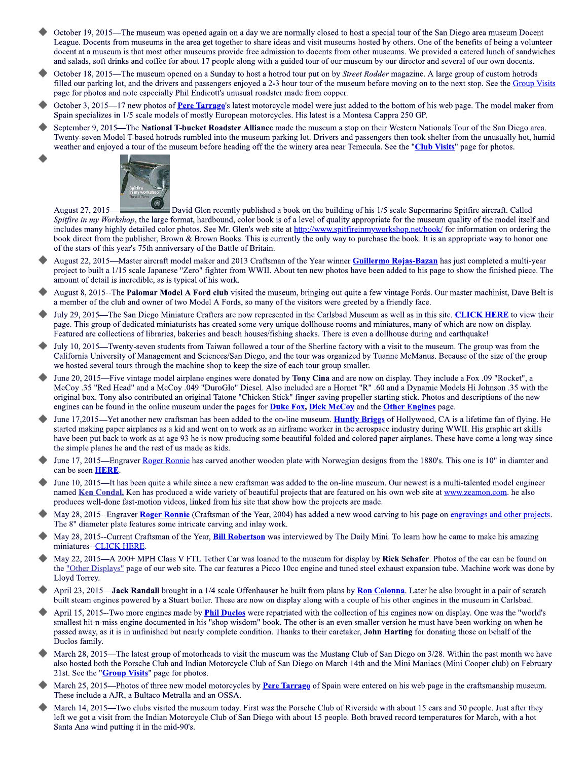- October 19, 2015—The museum was opened again on a day we are normally closed to host a special tour of the San Diego area museum Docent League. Docents from museums in the area get together to share ideas and visit museums hosted by others. One of the benefits of being a volunteer docent at a museum is that most other museums provide free admission to docents from other museums. We provided a catered lunch of sandwiches and salads, soft drinks and coffee for about 17 people along with a guided tour of our museum by our director and several of our own docents.
- October 18, 2015—The museum opened on a Sunday to host a hotrod tour put on by *Street Rodder* magazine. A large group of custom hotrods filled our parking lot, and the drivers and passengers enjoyed a 2-3 hour tour of the museum before moving on to the next stop. See the Group Visits page for photos and note especially Phil Endicott's unusual roadster made from copper.
- October 3, 2015—17 new photos of **Pere Tarrago**'s latest motorcycle model were just added to the bottom of his web page. The model maker from Spain specializes in 1/5 scale models of mostly European motorcycles. His latest is a Montesa Cappra 250 GP.
- September 9, 2015—The **National T-bucket Roadster Alliance** made the museum a stop on their Western Nationals Tour of the San Diego area. Twenty-seven Model T-based hotrods rumbled into the museum parking lot. Drivers and passengers then took shelter from the unusually hot, humid weather and enjoyed a tour of the museum before heading off the the winery area near Temecula. See the "**Club Visits**" page for photos.
- August 27, 2015— David Glen recently published a book on the building of his 1/5 scale Supermarine Spitfire aircraft. Called *Spitfire in my Workshop*, the large format, hardbound, color book is of a level of quality appropriate for the museum quality of the model itself and includes many highly detailed color photos. See Mr. Glen's web site at http://www.spitfireinmyworkshop.net/book/ for information on ordering the book direct from the publisher, Brown & Brown Books. This is currently the only way to purchase the book. It is an appropriate way to honor one of the stars of this year's 75th anniversary of the Battle of Britain.
- August 22, 2015—Master aircraft model maker and 2013 Craftsman of the Year winner **Guillermo Rojas-Bazan** has just completed a multi-year project to built a 1/15 scale Japanese "Zero" fighter from WWII. About ten new photos have been added to his page to show the finished piece. The amount of detail is incredible, as is typical of his work.
- August 8, 2015--The **Palomar Model A Ford club** visited the museum, bringing out quite a few vintage Fords. Our master machinist, Dave Belt is a member of the club and owner of two Model A Fords, so many of the visitors were greeted by a friendly face.
- July 29, 2015—The San Diego Miniature Crafters are now represented in the Carlsbad Museum as well as in this site. **CLICK HERE** to view their page. This group of dedicated miniaturists has created some very unique dollhouse rooms and miniatures, many of which are now on display. Featured are collections of libraries, bakeries and beach houses/fishing shacks. There is even a dollhouse during and earthquake!
- July 10, 2015—Twenty-seven students from Taiwan followed a tour of the Sherline factory with a visit to the museum. The group was from the California University of Management and Sciences/San Diego, and the tour was organized by Tuanne McManus. Because of the size of the group we hosted several tours through the machine shop to keep the size of each tour group smaller.
- June 20, 2015—Five vintage model airplane engines were donated by **Tony Cina** and are now on display. They include a Fox .09 "Rocket", a McCoy .35 "Red Head" and a McCoy .049 "DuroGlo" Diesel. Also included are a Hornet "R" .60 and a Dynamic Models Hi Johnson .35 with the original box. Tony also contributed an original Tatone "Chicken Stick" finger saving propeller starting stick. Photos and descriptions of the new engines can be found in the online museum under the pages for **Duke Fox**, **Dick McCoy** and the **Other Engines** page.
- June 17,2015—Yet another new craftsman has been added to the on-line museum. **Huntly Briggs** of Hollywood, CA is a lifetime fan of flying. He started making paper airplanes as a kid and went on to work as an airframe worker in the aerospace industry during WWII. His graphic art skills have been put back to work as at age 93 he is now producing some beautiful folded and colored paper airplanes. These have come a long way since the simple planes he and the rest of us made as kids.
- June 17, 2015—Engraver Roger Ronnie has carved another wooden plate with Norwegian designs from the 1880's. This one is 10" in diamter and can be seen **HERE**.
- June 10, 2015—It has been quite a while since a new craftsman was added to the on-line museum. Our newest is a multi-talented model engineer named **Ken Condal.** Ken has produced a wide variety of beautiful projects that are featured on his own web site at www.zeamon.com. he also produces well-done fast-motion videos, linked from his site that show how the projects are made.
- May 28, 2015--Engraver **Roger Ronnie** (Craftsman of the Year, 2004) has added a new wood carving to his page on engravings and other projects. The 8" diameter plate features some intricate carving and inlay work.
- May 28, 2015--Current Craftsman of the Year, **Bill Robertson** was interviewed by The Daily Mini. To learn how he came to make his amazing miniatures--CLICK HERE.
- May 22, 2015—A 200+ MPH Class V FTL Tether Car was loaned to the museum for display by **Rick Schafer**. Photos of the car can be found on the "Other Displays" page of our web site. The car features a Picco 10cc engine and tuned steel exhaust expansion tube. Machine work was done by Lloyd Torrey.
- April 23, 2015—**Jack Randall** brought in a 1/4 scale Offenhauser he built from plans by **Ron Colonna**. Later he also brought in a pair of scratch built steam engines powered by a Stuart boiler. These are now on display along with a couple of his other engines in the museum in Carlsbad.
- April 15, 2015--Two more engines made by **Phil Duclos** were repatriated with the collection of his engines now on display. One was the "world's smallest hit-n-miss engine documented in his "shop wisdom" book. The other is an even smaller version he must have been working on when he passed away, as it is in unfinished but nearly complete condition. Thanks to their caretaker, **John Harting** for donating those on behalf of the Duclos family.
- March 28, 2015—The latest group of motorheads to visit the museum was the Mustang Club of San Diego on 3/28. Within the past month we have also hosted both the Porsche Club and Indian Motorcycle Club of San Diego on March 14th and the Mini Maniacs (Mini Cooper club) on February 21st. See the "**Group Visits**" page for photos.
- March 25, 2015—Photos of three new model motorcycles by **Pere Tarrago** of Spain were entered on his web page in the craftsmanship museum. These include a AJR, a Bultaco Metralla and an OSSA.
- March 14, 2015—Two clubs visited the museum today. First was the Porsche Club of Riverside with about 15 cars and 30 people. Just after they left we got a visit from the Indian Motorcycle Club of San Diego with about 15 people. Both braved record temperatures for March, with a hot Santa Ana wind putting it in the mid-90's.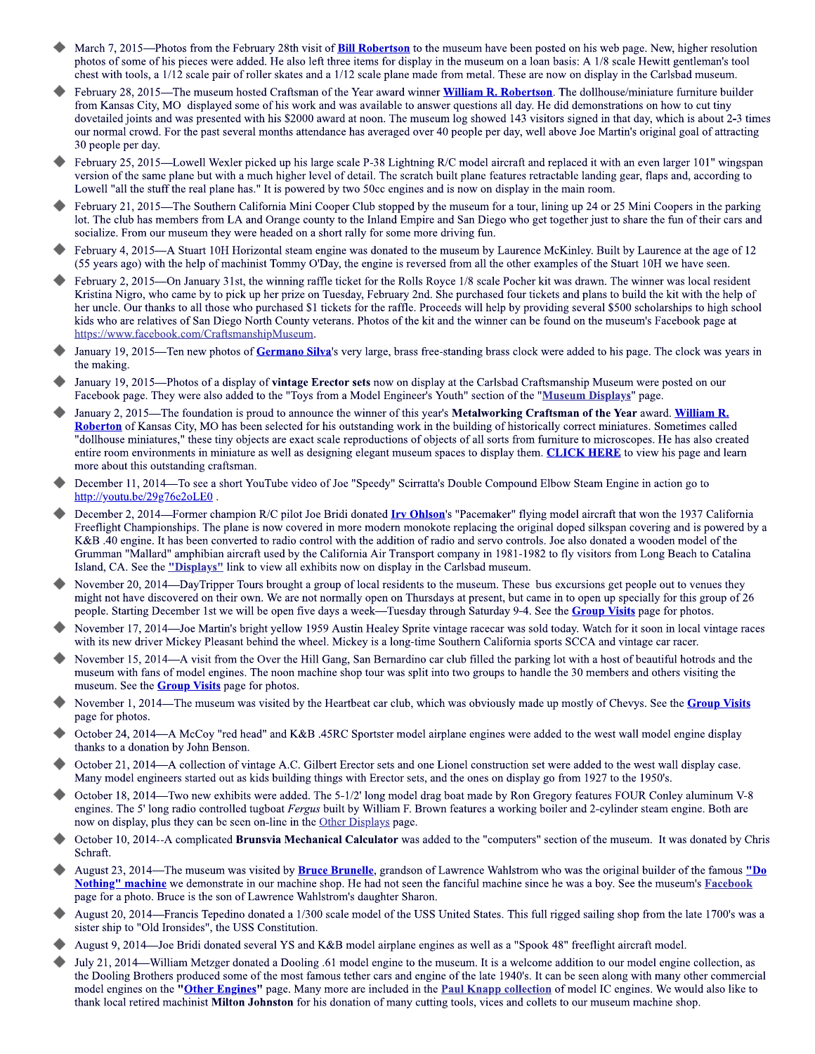- March 7, 2015—Photos from the February 28th visit of **Bill Robertson** to the museum have been posted on his web page. New, higher resolution photos of some of his pieces were added. He also left three items for display in the museum on a loan basis: A 1/8 scale Hewitt gentleman's tool chest with tools, a 1/12 scale pair of roller skates and a 1/12 scale plane made from metal. These are now on display in the Carlsbad museum.
- February 28, 2015—The museum hosted Craftsman of the Year award winner **William R. Robertson**. The dollhouse/miniature furniture builder from Kansas City, MO displayed some of his work and was available to answer questions all day. He did demonstrations on how to cut tiny dovetailed joints and was presented with his $2000 award at noon. The museum log showed 143 visitors signed in that day, which is about 2-3 times our normal crowd. For the past several months attendance has averaged over 40 people per day, well above Joe Martin's original goal of attracting 30 people per day.
- February 25, 2015—Lowell Wexler picked up his large scale P-38 Lightning R/C model aircraft and replaced it with an even larger 101" wingspan version of the same plane but with a much higher level of detail. The scratch built plane features retractable landing gear, flaps and, according to Lowell "all the stuff the real plane has." It is powered by two 50cc engines and is now on display in the main room.
- February 21, 2015—The Southern California Mini Cooper Club stopped by the museum for a tour, lining up 24 or 25 Mini Coopers in the parking lot. The club has members from LA and Orange county to the Inland Empire and San Diego who get together just to share the fun of their cars and socialize. From our museum they were headed on a short rally for some more driving fun.
- February 4, 2015—A Stuart 10H Horizontal steam engine was donated to the museum by Laurence McKinley. Built by Laurence at the age of 12 (55 years ago) with the help of machinist Tommy O'Day, the engine is reversed from all the other examples of the Stuart 10H we have seen.
- February 2, 2015—On January 31st, the winning raffle ticket for the Rolls Royce 1/8 scale Pocher kit was drawn. The winner was local resident Kristina Nigro, who came by to pick up her prize on Tuesday, February 2nd. She purchased four tickets and plans to build the kit with the help of her uncle. Our thanks to all those who purchased $1 tickets for the raffle. Proceeds will help by providing several $500 scholarships to high school kids who are relatives of San Diego North County veterans. Photos of the kit and the winner can be found on the museum's Facebook page at https://www.facebook.com/CraftsmanshipMuseum.
- January 19, 2015—Ten new photos of **Germano Silva**'s very large, brass free-standing brass clock were added to his page. The clock was years in the making.
- January 19, 2015—Photos of a display of **vintage Erector sets** now on display at the Carlsbad Craftsmanship Museum were posted on our Facebook page. They were also added to the "Toys from a Model Engineer's Youth" section of the "Museum Displays" page.
- January 2, 2015—The foundation is proud to announce the winner of this year's **Metalworking Craftsman of the Year** award. **William R. Roberton** of Kansas City, MO has been selected for his outstanding work in the building of historically correct miniatures. Sometimes called "dollhouse miniatures," these tiny objects are exact scale reproductions of objects of all sorts from furniture to microscopes. He has also created entire room environments in miniature as well as designing elegant museum spaces to display them. **CLICK HERE** to view his page and learn more about this outstanding craftsman.
- December 11, 2014—To see a short YouTube video of Joe "Speedy" Scirratta's Double Compound Elbow Steam Engine in action go to http://youtu.be/29g76c2oLE0 .
- December 2, 2014—Former champion R/C pilot Joe Bridi donated **Irv Ohlson**'s "Pacemaker" flying model aircraft that won the 1937 California Freeflight Championships. The plane is now covered in more modern monokote replacing the original doped silkspan covering and is powered by a K&B .40 engine. It has been converted to radio control with the addition of radio and servo controls. Joe also donated a wooden model of the Grumman "Mallard" amphibian aircraft used by the California Air Transport company in 1981-1982 to fly visitors from Long Beach to Catalina Island, CA. See the **"Displays"** link to view all exhibits now on display in the Carlsbad museum.
- November 20, 2014—DayTripper Tours brought a group of local residents to the museum. These bus excursions get people out to venues they might not have discovered on their own. We are not normally open on Thursdays at present, but came in to open up specially for this group of 26 people. Starting December 1st we will be open five days a week—Tuesday through Saturday 9-4. See the **Group Visits** page for photos.
- November 17, 2014—Joe Martin's bright yellow 1959 Austin Healey Sprite vintage racecar was sold today. Watch for it soon in local vintage races with its new driver Mickey Pleasant behind the wheel. Mickey is a long-time Southern California sports SCCA and vintage car racer.
- November 15, 2014—A visit from the Over the Hill Gang, San Bernardino car club filled the parking lot with a host of beautiful hotrods and the museum with fans of model engines. The noon machine shop tour was split into two groups to handle the 30 members and others visiting the museum. See the **Group Visits** page for photos.
- November 1, 2014—The museum was visited by the Heartbeat car club, which was obviously made up mostly of Chevys. See the **Group Visits** page for photos.
- October 24, 2014—A McCoy "red head" and K&B .45RC Sportster model airplane engines were added to the west wall model engine display thanks to a donation by John Benson.
- October 21, 2014—A collection of vintage A.C. Gilbert Erector sets and one Lionel construction set were added to the west wall display case. Many model engineers started out as kids building things with Erector sets, and the ones on display go from 1927 to the 1950's.
- October 18, 2014—Two new exhibits were added. The 5-1/2' long model drag boat made by Ron Gregory features FOUR Conley aluminum V-8 engines. The 5' long radio controlled tugboat *Fergus* built by William F. Brown features a working boiler and 2-cylinder steam engine. Both are now on display, plus they can be seen on-line in the Other Displays page.
- October 10, 2014--A complicated **Brunsvia Mechanical Calculator** was added to the "computers" section of the museum. It was donated by Chris Schraft.
- August 23, 2014—The museum was visited by **Bruce Brunelle**, grandson of Lawrence Wahlstrom who was the original builder of the famous **"Do Nothing" machine** we demonstrate in our machine shop. He had not seen the fanciful machine since he was a boy. See the museum's Facebook page for a photo. Bruce is the son of Lawrence Wahlstrom's daughter Sharon.
- August 20, 2014—Francis Tepedino donated a 1/300 scale model of the USS United States. This full rigged sailing shop from the late 1700's was a sister ship to "Old Ironsides", the USS Constitution.
- August 9, 2014—Joe Bridi donated several YS and K&B model airplane engines as well as a "Spook 48" freeflight aircraft model.
- July 21, 2014—William Metzger donated a Dooling .61 model engine to the museum. It is a welcome addition to our model engine collection, as the Dooling Brothers produced some of the most famous tether cars and engine of the late 1940's. It can be seen along with many other commercial model engines on the **"Other Engines"** page. Many more are included in the **Paul Knapp collection** of model IC engines. We would also like to thank local retired machinist **Milton Johnston** for his donation of many cutting tools, vices and collets to our museum machine shop.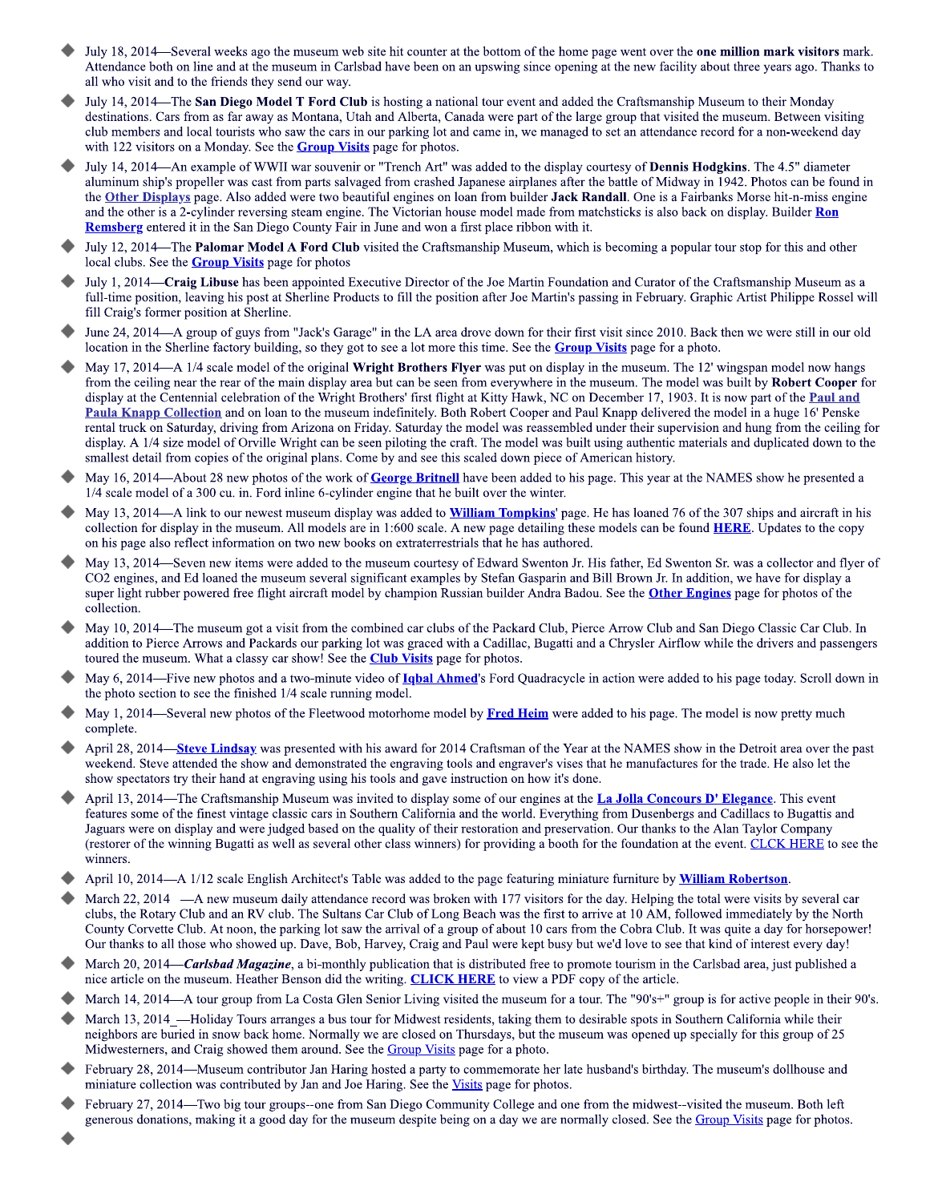- July 18, 2014—Several weeks ago the museum web site hit counter at the bottom of the home page went over the **one million mark visitors** mark. Attendance both on line and at the museum in Carlsbad have been on an upswing since opening at the new facility about three years ago. Thanks to all who visit and to the friends they send our way.
- July 14, 2014—The **San Diego Model T Ford Club** is hosting a national tour event and added the Craftsmanship Museum to their Monday destinations. Cars from as far away as Montana, Utah and Alberta, Canada were part of the large group that visited the museum. Between visiting club members and local tourists who saw the cars in our parking lot and came in, we managed to set an attendance record for a non-weekend day with 122 visitors on a Monday. See the **Group Visits** page for photos.
- July 14, 2014—An example of WWII war souvenir or "Trench Art" was added to the display courtesy of **Dennis Hodgkins**. The 4.5" diameter aluminum ship's propeller was cast from parts salvaged from crashed Japanese airplanes after the battle of Midway in 1942. Photos can be found in the Other Displays page. Also added were two beautiful engines on loan from builder **Jack Randall**. One is a Fairbanks Morse hit-n-miss engine and the other is a 2-cylinder reversing steam engine. The Victorian house model made from matchsticks is also back on display. Builder **Ron Remsberg** entered it in the San Diego County Fair in June and won a first place ribbon with it.
- July 12, 2014—The **Palomar Model A Ford Club** visited the Craftsmanship Museum, which is becoming a popular tour stop for this and other local clubs. See the **Group Visits** page for photos
- July 1, 2014—**Craig Libuse** has been appointed Executive Director of the Joe Martin Foundation and Curator of the Craftsmanship Museum as a full-time position, leaving his post at Sherline Products to fill the position after Joe Martin's passing in February. Graphic Artist Philippe Rossel will fill Craig's former position at Sherline.
- June 24, 2014—A group of guys from "Jack's Garage" in the LA area drove down for their first visit since 2010. Back then we were still in our old location in the Sherline factory building, so they got to see a lot more this time. See the **Group Visits** page for a photo.
- May 17, 2014—A 1/4 scale model of the original **Wright Brothers Flyer** was put on display in the museum. The 12' wingspan model now hangs from the ceiling near the rear of the main display area but can be seen from everywhere in the museum. The model was built by **Robert Cooper** for display at the Centennial celebration of the Wright Brothers' first flight at Kitty Hawk, NC on December 17, 1903. It is now part of the **Paul and Paula Knapp Collection** and on loan to the museum indefinitely. Both Robert Cooper and Paul Knapp delivered the model in a huge 16' Penske rental truck on Saturday, driving from Arizona on Friday. Saturday the model was reassembled under their supervision and hung from the ceiling for display. A 1/4 size model of Orville Wright can be seen piloting the craft. The model was built using authentic materials and duplicated down to the smallest detail from copies of the original plans. Come by and see this scaled down piece of American history.
- May 16, 2014—About 28 new photos of the work of **George Britnell** have been added to his page. This year at the NAMES show he presented a 1/4 scale model of a 300 cu. in. Ford inline 6-cylinder engine that he built over the winter.
- May 13, 2014—A link to our newest museum display was added to **William Tompkins**' page. He has loaned 76 of the 307 ships and aircraft in his collection for display in the museum. All models are in 1:600 scale. A new page detailing these models can be found **HERE**. Updates to the copy on his page also reflect information on two new books on extraterrestrials that he has authored.
- May 13, 2014—Seven new items were added to the museum courtesy of Edward Swenton Jr. His father, Ed Swenton Sr. was a collector and flyer of CO2 engines, and Ed loaned the museum several significant examples by Stefan Gasparin and Bill Brown Jr. In addition, we have for display a super light rubber powered free flight aircraft model by champion Russian builder Andra Badou. See the **Other Engines** page for photos of the collection.
- May 10, 2014—The museum got a visit from the combined car clubs of the Packard Club, Pierce Arrow Club and San Diego Classic Car Club. In addition to Pierce Arrows and Packards our parking lot was graced with a Cadillac, Bugatti and a Chrysler Airflow while the drivers and passengers toured the museum. What a classy car show! See the **Club Visits** page for photos.
- May 6, 2014—Five new photos and a two-minute video of **Iqbal Ahmed**'s Ford Quadracycle in action were added to his page today. Scroll down in the photo section to see the finished 1/4 scale running model.
- May 1, 2014—Several new photos of the Fleetwood motorhome model by **Fred Heim** were added to his page. The model is now pretty much complete.
- April 28, 2014—**Steve Lindsay** was presented with his award for 2014 Craftsman of the Year at the NAMES show in the Detroit area over the past weekend. Steve attended the show and demonstrated the engraving tools and engraver's vises that he manufactures for the trade. He also let the show spectators try their hand at engraving using his tools and gave instruction on how it's done.
- April 13, 2014—The Craftsmanship Museum was invited to display some of our engines at the **La Jolla Concours D' Elegance**. This event features some of the finest vintage classic cars in Southern California and the world. Everything from Dusenbergs and Cadillacs to Bugattis and Jaguars were on display and were judged based on the quality of their restoration and preservation. Our thanks to the Alan Taylor Company (restorer of the winning Bugatti as well as several other class winners) for providing a booth for the foundation at the event. CLCK HERE to see the winners.
- April 10, 2014—A 1/12 scale English Architect's Table was added to the page featuring miniature furniture by **William Robertson**.
- March 22, 2014 —A new museum daily attendance record was broken with 177 visitors for the day. Helping the total were visits by several car clubs, the Rotary Club and an RV club. The Sultans Car Club of Long Beach was the first to arrive at 10 AM, followed immediately by the North County Corvette Club. At noon, the parking lot saw the arrival of a group of about 10 cars from the Cobra Club. It was quite a day for horsepower! Our thanks to all those who showed up. Dave, Bob, Harvey, Craig and Paul were kept busy but we'd love to see that kind of interest every day!
- March 20, 2014—***Carlsbad Magazine***, a bi-monthly publication that is distributed free to promote tourism in the Carlsbad area, just published a nice article on the museum. Heather Benson did the writing. **CLICK HERE** to view a PDF copy of the article.
- March 14, 2014—A tour group from La Costa Glen Senior Living visited the museum for a tour. The "90's+" group is for active people in their 90's.
- March 13, 2014 —Holiday Tours arranges a bus tour for Midwest residents, taking them to desirable spots in Southern California while their neighbors are buried in snow back home. Normally we are closed on Thursdays, but the museum was opened up specially for this group of 25 Midwesterners, and Craig showed them around. See the Group Visits page for a photo.
- February 28, 2014—Museum contributor Jan Haring hosted a party to commemorate her late husband's birthday. The museum's dollhouse and miniature collection was contributed by Jan and Joe Haring. See the Visits page for photos.
- February 27, 2014—Two big tour groups--one from San Diego Community College and one from the midwest--visited the museum. Both left generous donations, making it a good day for the museum despite being on a day we are normally closed. See the Group Visits page for photos.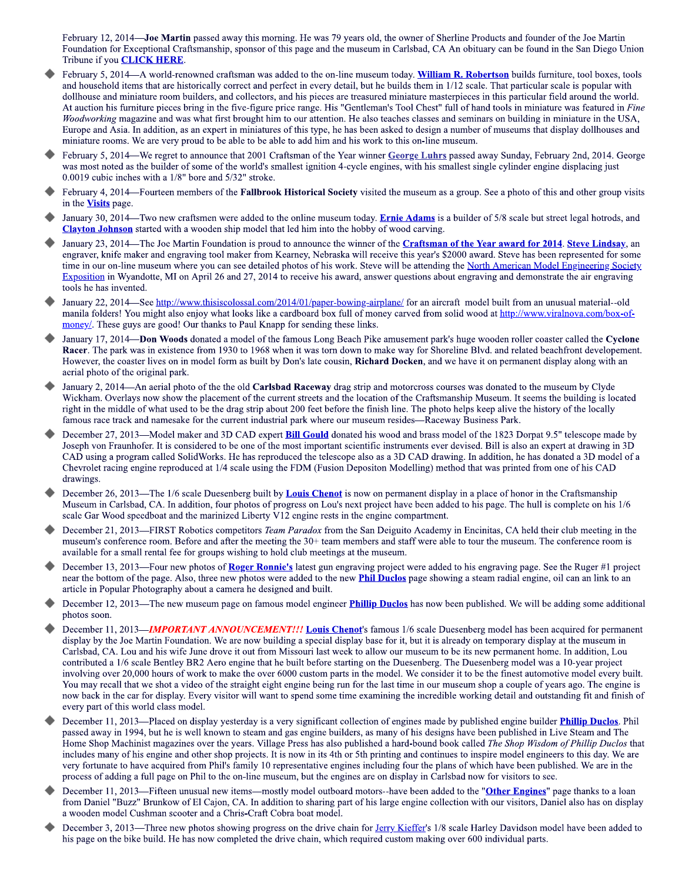February 12, 2014—**Joe Martin** passed away this morning. He was 79 years old, the owner of Sherline Products and founder of the Joe Martin Foundation for Exceptional Craftsmanship, sponsor of this page and the museum in Carlsbad, CA An obituary can be found in the San Diego Union Tribune if you **CLICK HERE**.

- February 5, 2014—A world-renowned craftsman was added to the on-line museum today. **William R. Robertson** builds furniture, tool boxes, tools and household items that are historically correct and perfect in every detail, but he builds them in 1/12 scale. That particular scale is popular with dollhouse and miniature room builders, and collectors, and his pieces are treasured miniature masterpieces in this particular field around the world. At auction his furniture pieces bring in the five-figure price range. His "Gentleman's Tool Chest" full of hand tools in miniature was featured in *Fine Woodworking* magazine and was what first brought him to our attention. He also teaches classes and seminars on building in miniature in the USA, Europe and Asia. In addition, as an expert in miniatures of this type, he has been asked to design a number of museums that display dollhouses and miniature rooms. We are very proud to be able to be able to add him and his work to this on-line museum.
- February 5, 2014—We regret to announce that 2001 Craftsman of the Year winner George Luhrs passed away Sunday, February 2nd, 2014. George was most noted as the builder of some of the world's smallest ignition 4-cycle engines, with his smallest single cylinder engine displacing just 0.0019 cubic inches with a 1/8" bore and 5/32" stroke.
- February 4, 2014—Fourteen members of the **Fallbrook Historical Society** visited the museum as a group. See a photo of this and other group visits in the **Visits** page.
- January 30, 2014—Two new craftsmen were added to the online museum today. **Ernie Adams** is a builder of 5/8 scale but street legal hotrods, and **Clayton Johnson** started with a wooden ship model that led him into the hobby of wood carving.
- January 23, 2014—The Joe Martin Foundation is proud to announce the winner of the **Craftsman of the Year award for 2014**. **Steve Lindsay**, an engraver, knife maker and engraving tool maker from Kearney, Nebraska will receive this year's $2000 award. Steve has been represented for some time in our on-line museum where you can see detailed photos of his work. Steve will be attending the North American Model Engineering Society Exposition in Wyandotte, MI on April 26 and 27, 2014 to receive his award, answer questions about engraving and demonstrate the air engraving tools he has invented.
- January 22, 2014—See http://www.thisiscolossal.com/2014/01/paper-bowing-airplane/ for an aircraft model built from an unusual material--old manila folders! You might also enjoy what looks like a cardboard box full of money carved from solid wood at http://www.viralnova.com/box-of-money/. These guys are good! Our thanks to Paul Knapp for sending these links.
- January 17, 2014—**Don Woods** donated a model of the famous Long Beach Pike amusement park's huge wooden roller coaster called the **Cyclone Racer**. The park was in existence from 1930 to 1968 when it was torn down to make way for Shoreline Blvd. and related beachfront developement. However, the coaster lives on in model form as built by Don's late cousin, **Richard Docken**, and we have it on permanent display along with an aerial photo of the original park.
- January 2, 2014—An aerial photo of the the old **Carlsbad Raceway** drag strip and motorcross courses was donated to the museum by Clyde Wickham. Overlays now show the placement of the current streets and the location of the Craftsmanship Museum. It seems the building is located right in the middle of what used to be the drag strip about 200 feet before the finish line. The photo helps keep alive the history of the locally famous race track and namesake for the current industrial park where our museum resides—Raceway Business Park.
- December 27, 2013—Model maker and 3D CAD expert **Bill Gould** donated his wood and brass model of the 1823 Dorpat 9.5" telescope made by Joseph von Fraunhofer. It is considered to be one of the most important scientific instruments ever devised. Bill is also an expert at drawing in 3D CAD using a program called SolidWorks. He has reproduced the telescope also as a 3D CAD drawing. In addition, he has donated a 3D model of a Chevrolet racing engine reproduced at 1/4 scale using the FDM (Fusion Depositon Modelling) method that was printed from one of his CAD drawings.
- December 26, 2013—The 1/6 scale Duesenberg built by **Louis Chenot** is now on permanent display in a place of honor in the Craftsmanship Museum in Carlsbad, CA. In addition, four photos of progress on Lou's next project have been added to his page. The hull is complete on his 1/6 scale Gar Wood speedboat and the marinized Liberty V12 engine rests in the engine compartment.
- December 21, 2013—FIRST Robotics competitors *Team Paradox* from the San Deiguito Academy in Encinitas, CA held their club meeting in the museum's conference room. Before and after the meeting the 30+ team members and staff were able to tour the museum. The conference room is available for a small rental fee for groups wishing to hold club meetings at the museum.
- December 13, 2013—Four new photos of **Roger Ronnie's** latest gun engraving project were added to his engraving page. See the Ruger #1 project near the bottom of the page. Also, three new photos were added to the new **Phil Duclos** page showing a steam radial engine, oil can an link to an article in Popular Photography about a camera he designed and built.
- December 12, 2013—The new museum page on famous model engineer **Phillip Duclos** has now been published. We will be adding some additional photos soon.
- December 11, 2013—***IMPORTANT ANNOUNCEMENT!!!*** **Louis Chenot**'s famous 1/6 scale Duesenberg model has been acquired for permanent display by the Joe Martin Foundation. We are now building a special display base for it, but it is already on temporary display at the museum in Carlsbad, CA. Lou and his wife June drove it out from Missouri last week to allow our museum to be its new permanent home. In addition, Lou contributed a 1/6 scale Bentley BR2 Aero engine that he built before starting on the Duesenberg. The Duesenberg model was a 10-year project involving over 20,000 hours of work to make the over 6000 custom parts in the model. We consider it to be the finest automotive model every built. You may recall that we shot a video of the straight eight engine being run for the last time in our museum shop a couple of years ago. The engine is now back in the car for display. Every visitor will want to spend some time examining the incredible working detail and outstanding fit and finish of every part of this world class model.
- December 11, 2013—Placed on display yesterday is a very significant collection of engines made by published engine builder **Phillip Duclos**. Phil passed away in 1994, but he is well known to steam and gas engine builders, as many of his designs have been published in Live Steam and The Home Shop Machinist magazines over the years. Village Press has also published a hard-bound book called *The Shop Wisdom of Phillip Duclos* that includes many of his engine and other shop projects. It is now in its 4th or 5th printing and continues to inspire model engineers to this day. We are very fortunate to have acquired from Phil's family 10 representative engines including four the plans of which have been published. We are in the process of adding a full page on Phil to the on-line museum, but the engines are on display in Carlsbad now for visitors to see.
- December 11, 2013—Fifteen unusual new items—mostly model outboard motors--have been added to the "**Other Engines**" page thanks to a loan from Daniel "Buzz" Brunkow of El Cajon, CA. In addition to sharing part of his large engine collection with our visitors, Daniel also has on display a wooden model Cushman scooter and a Chris-Craft Cobra boat model.
- December 3, 2013—Three new photos showing progress on the drive chain for Jerry Kieffer's 1/8 scale Harley Davidson model have been added to his page on the bike build. He has now completed the drive chain, which required custom making over 600 individual parts.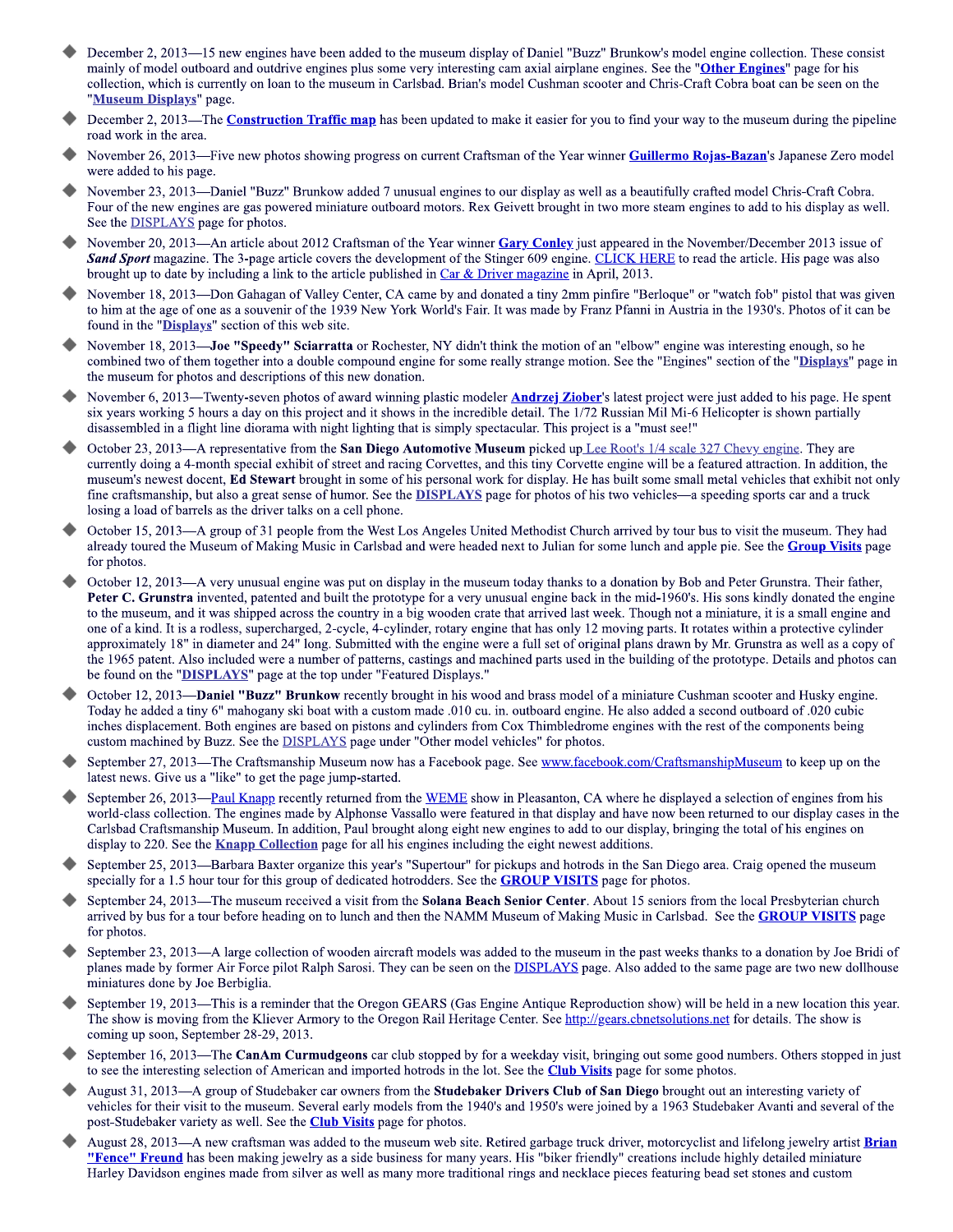- December 2, 2013—15 new engines have been added to the museum display of Daniel "Buzz" Brunkow's model engine collection. These consist mainly of model outboard and outdrive engines plus some very interesting cam axial airplane engines. See the "**Other Engines**" page for his collection, which is currently on loan to the museum in Carlsbad. Brian's model Cushman scooter and Chris-Craft Cobra boat can be seen on the "**Museum Displays**" page.
- December 2, 2013—The **Construction Traffic map** has been updated to make it easier for you to find your way to the museum during the pipeline road work in the area.
- November 26, 2013—Five new photos showing progress on current Craftsman of the Year winner **Guillermo Rojas-Bazan**'s Japanese Zero model were added to his page.
- November 23, 2013—Daniel "Buzz" Brunkow added 7 unusual engines to our display as well as a beautifully crafted model Chris-Craft Cobra. Four of the new engines are gas powered miniature outboard motors. Rex Geivett brought in two more steam engines to add to his display as well. See the DISPLAYS page for photos.
- November 20, 2013—An article about 2012 Craftsman of the Year winner **Gary Conley** just appeared in the November/December 2013 issue of ***Sand Sport*** magazine. The 3-page article covers the development of the Stinger 609 engine. CLICK HERE to read the article. His page was also brought up to date by including a link to the article published in Car & Driver magazine in April, 2013.
- November 18, 2013—Don Gahagan of Valley Center, CA came by and donated a tiny 2mm pinfire "Berloque" or "watch fob" pistol that was given to him at the age of one as a souvenir of the 1939 New York World's Fair. It was made by Franz Pfanni in Austria in the 1930's. Photos of it can be found in the "**Displays**" section of this web site.
- November 18, 2013—**Joe "Speedy" Sciarratta** or Rochester, NY didn't think the motion of an "elbow" engine was interesting enough, so he combined two of them together into a double compound engine for some really strange motion. See the "Engines" section of the "**Displays**" page in the museum for photos and descriptions of this new donation.
- November 6, 2013—Twenty-seven photos of award winning plastic modeler **Andrzej Ziober**'s latest project were just added to his page. He spent six years working 5 hours a day on this project and it shows in the incredible detail. The 1/72 Russian Mil Mi-6 Helicopter is shown partially disassembled in a flight line diorama with night lighting that is simply spectacular. This project is a "must see!"
- October 23, 2013—A representative from the **San Diego Automotive Museum** picked up Lee Root's 1/4 scale 327 Chevy engine. They are currently doing a 4-month special exhibit of street and racing Corvettes, and this tiny Corvette engine will be a featured attraction. In addition, the museum's newest docent, **Ed Stewart** brought in some of his personal work for display. He has built some small metal vehicles that exhibit not only fine craftsmanship, but also a great sense of humor. See the **DISPLAYS** page for photos of his two vehicles—a speeding sports car and a truck losing a load of barrels as the driver talks on a cell phone.
- October 15, 2013—A group of 31 people from the West Los Angeles United Methodist Church arrived by tour bus to visit the museum. They had already toured the Museum of Making Music in Carlsbad and were headed next to Julian for some lunch and apple pie. See the **Group Visits** page for photos.
- October 12, 2013—A very unusual engine was put on display in the museum today thanks to a donation by Bob and Peter Grunstra. Their father, **Peter C. Grunstra** invented, patented and built the prototype for a very unusual engine back in the mid-1960's. His sons kindly donated the engine to the museum, and it was shipped across the country in a big wooden crate that arrived last week. Though not a miniature, it is a small engine and one of a kind. It is a rodless, supercharged, 2-cycle, 4-cylinder, rotary engine that has only 12 moving parts. It rotates within a protective cylinder approximately 18" in diameter and 24" long. Submitted with the engine were a full set of original plans drawn by Mr. Grunstra as well as a copy of the 1965 patent. Also included were a number of patterns, castings and machined parts used in the building of the prototype. Details and photos can be found on the "**DISPLAYS**" page at the top under "Featured Displays."
- October 12, 2013—**Daniel "Buzz" Brunkow** recently brought in his wood and brass model of a miniature Cushman scooter and Husky engine. Today he added a tiny 6" mahogany ski boat with a custom made .010 cu. in. outboard engine. He also added a second outboard of .020 cubic inches displacement. Both engines are based on pistons and cylinders from Cox Thimbledrome engines with the rest of the components being custom machined by Buzz. See the DISPLAYS page under "Other model vehicles" for photos.
- September 27, 2013—The Craftsmanship Museum now has a Facebook page. See www.facebook.com/CraftsmanshipMuseum to keep up on the latest news. Give us a "like" to get the page jump-started.
- September 26, 2013—Paul Knapp recently returned from the WEME show in Pleasanton, CA where he displayed a selection of engines from his world-class collection. The engines made by Alphonse Vassallo were featured in that display and have now been returned to our display cases in the Carlsbad Craftsmanship Museum. In addition, Paul brought along eight new engines to add to our display, bringing the total of his engines on display to 220. See the **Knapp Collection** page for all his engines including the eight newest additions.
- September 25, 2013—Barbara Baxter organize this year's "Supertour" for pickups and hotrods in the San Diego area. Craig opened the museum specially for a 1.5 hour tour for this group of dedicated hotrodders. See the **GROUP VISITS** page for photos.
- September 24, 2013—The museum received a visit from the **Solana Beach Senior Center**. About 15 seniors from the local Presbyterian church arrived by bus for a tour before heading on to lunch and then the NAMM Museum of Making Music in Carlsbad. See the **GROUP VISITS** page for photos.
- September 23, 2013—A large collection of wooden aircraft models was added to the museum in the past weeks thanks to a donation by Joe Bridi of planes made by former Air Force pilot Ralph Sarosi. They can be seen on the DISPLAYS page. Also added to the same page are two new dollhouse miniatures done by Joe Berbiglia.
- September 19, 2013—This is a reminder that the Oregon GEARS (Gas Engine Antique Reproduction show) will be held in a new location this year. The show is moving from the Kliever Armory to the Oregon Rail Heritage Center. See http://gears.cbnetsolutions.net for details. The show is coming up soon, September 28-29, 2013.
- September 16, 2013—The **CanAm Curmudgeons** car club stopped by for a weekday visit, bringing out some good numbers. Others stopped in just to see the interesting selection of American and imported hotrods in the lot. See the **Club Visits** page for some photos.
- August 31, 2013—A group of Studebaker car owners from the **Studebaker Drivers Club of San Diego** brought out an interesting variety of vehicles for their visit to the museum. Several early models from the 1940's and 1950's were joined by a 1963 Studebaker Avanti and several of the post-Studebaker variety as well. See the **Club Visits** page for photos.
- August 28, 2013—A new craftsman was added to the museum web site. Retired garbage truck driver, motorcyclist and lifelong jewelry artist **Brian "Fence" Freund** has been making jewelry as a side business for many years. His "biker friendly" creations include highly detailed miniature Harley Davidson engines made from silver as well as many more traditional rings and necklace pieces featuring bead set stones and custom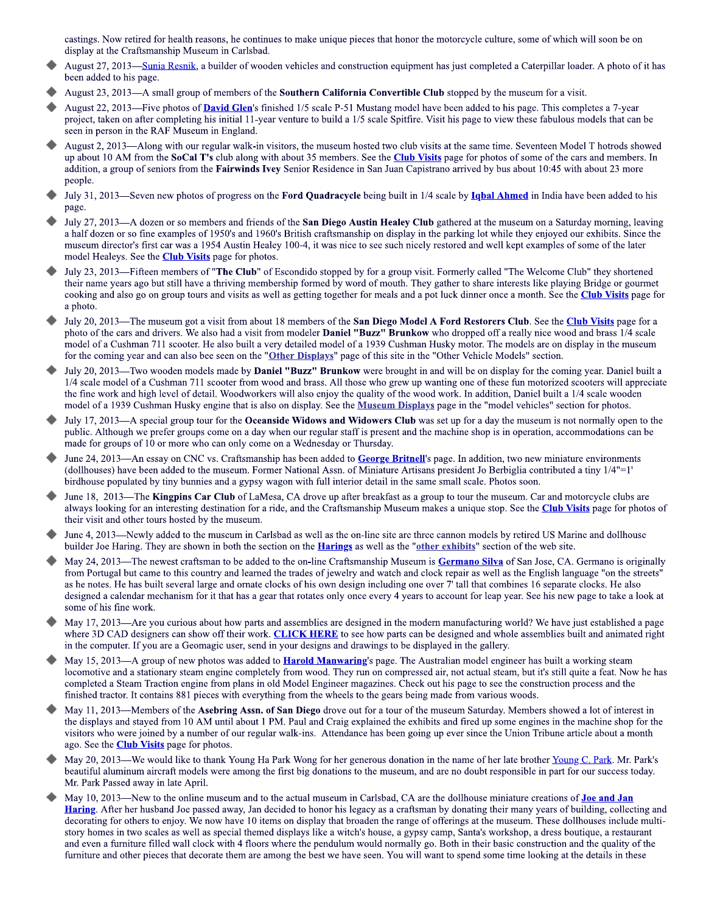castings. Now retired for health reasons, he continues to make unique pieces that honor the motorcycle culture, some of which will soon be on display at the Craftsmanship Museum in Carlsbad.

- August 27, 2013—Sunia Resnik, a builder of wooden vehicles and construction equipment has just completed a Caterpillar loader. A photo of it has been added to his page.
- August 23, 2013—A small group of members of the **Southern California Convertible Club** stopped by the museum for a visit.
- August 22, 2013—Five photos of **David Glen**'s finished 1/5 scale P-51 Mustang model have been added to his page. This completes a 7-year project, taken on after completing his initial 11-year venture to build a 1/5 scale Spitfire. Visit his page to view these fabulous models that can be seen in person in the RAF Museum in England.
- August 2, 2013—Along with our regular walk-in visitors, the museum hosted two club visits at the same time. Seventeen Model T hotrods showed up about 10 AM from the **SoCal T's** club along with about 35 members. See the **Club Visits** page for photos of some of the cars and members. In addition, a group of seniors from the **Fairwinds Ivey** Senior Residence in San Juan Capistrano arrived by bus about 10:45 with about 23 more people.
- July 31, 2013—Seven new photos of progress on the **Ford Quadracycle** being built in 1/4 scale by **Iqbal Ahmed** in India have been added to his page.
- July 27, 2013—A dozen or so members and friends of the **San Diego Austin Healey Club** gathered at the museum on a Saturday morning, leaving a half dozen or so fine examples of 1950's and 1960's British craftsmanship on display in the parking lot while they enjoyed our exhibits. Since the museum director's first car was a 1954 Austin Healey 100-4, it was nice to see such nicely restored and well kept examples of some of the later model Healeys. See the **Club Visits** page for photos.
- July 23, 2013—Fifteen members of "**The Club**" of Escondido stopped by for a group visit. Formerly called "The Welcome Club" they shortened their name years ago but still have a thriving membership formed by word of mouth. They gather to share interests like playing Bridge or gourmet cooking and also go on group tours and visits as well as getting together for meals and a pot luck dinner once a month. See the **Club Visits** page for a photo.
- July 20, 2013—The museum got a visit from about 18 members of the **San Diego Model A Ford Restorers Club**. See the **Club Visits** page for a photo of the cars and drivers. We also had a visit from modeler **Daniel "Buzz" Brunkow** who dropped off a really nice wood and brass 1/4 scale model of a Cushman 711 scooter. He also built a very detailed model of a 1939 Cushman Husky motor. The models are on display in the museum for the coming year and can also bee seen on the "**Other Displays**" page of this site in the "Other Vehicle Models" section.
- July 20, 2013—Two wooden models made by **Daniel "Buzz" Brunkow** were brought in and will be on display for the coming year. Daniel built a 1/4 scale model of a Cushman 711 scooter from wood and brass. All those who grew up wanting one of these fun motorized scooters will appreciate the fine work and high level of detail. Woodworkers will also enjoy the quality of the wood work. In addition, Daniel built a 1/4 scale wooden model of a 1939 Cushman Husky engine that is also on display. See the **Museum Displays** page in the "model vehicles" section for photos.
- July 17, 2013—A special group tour for the **Oceanside Widows and Widowers Club** was set up for a day the museum is not normally open to the public. Although we prefer groups come on a day when our regular staff is present and the machine shop is in operation, accommodations can be made for groups of 10 or more who can only come on a Wednesday or Thursday.
- June 24, 2013—An essay on CNC vs. Craftsmanship has been added to **George Britnell**'s page. In addition, two new miniature environments (dollhouses) have been added to the museum. Former National Assn. of Miniature Artisans president Jo Berbiglia contributed a tiny 1/4"=1' birdhouse populated by tiny bunnies and a gypsy wagon with full interior detail in the same small scale. Photos soon.
- June 18, 2013—The **Kingpins Car Club** of LaMesa, CA drove up after breakfast as a group to tour the museum. Car and motorcycle clubs are always looking for an interesting destination for a ride, and the Craftsmanship Museum makes a unique stop. See the **Club Visits** page for photos of their visit and other tours hosted by the museum.
- June 4, 2013—Newly added to the museum in Carlsbad as well as the on-line site are three cannon models by retired US Marine and dollhouse builder Joe Haring. They are shown in both the section on the **Harings** as well as the "**other exhibits**" section of the web site.
- May 24, 2013—The newest craftsman to be added to the on-line Craftsmanship Museum is **Germano Silva** of San Jose, CA. Germano is originally from Portugal but came to this country and learned the trades of jewelry and watch and clock repair as well as the English language "on the streets" as he notes. He has built several large and ornate clocks of his own design including one over 7' tall that combines 16 separate clocks. He also designed a calendar mechanism for it that has a gear that rotates only once every 4 years to account for leap year. See his new page to take a look at some of his fine work.
- May 17, 2013—Are you curious about how parts and assemblies are designed in the modern manufacturing world? We have just established a page where 3D CAD designers can show off their work. **CLICK HERE** to see how parts can be designed and whole assemblies built and animated right in the computer. If you are a Geomagic user, send in your designs and drawings to be displayed in the gallery.
- May 15, 2013—A group of new photos was added to **Harold Manwaring**'s page. The Australian model engineer has built a working steam locomotive and a stationary steam engine completely from wood. They run on compressed air, not actual steam, but it's still quite a feat. Now he has completed a Steam Traction engine from plans in old Model Engineer magazines. Check out his page to see the construction process and the finished tractor. It contains 881 pieces with everything from the wheels to the gears being made from various woods.
- May 11, 2013—Members of the **Asebring Assn. of San Diego** drove out for a tour of the museum Saturday. Members showed a lot of interest in the displays and stayed from 10 AM until about 1 PM. Paul and Craig explained the exhibits and fired up some engines in the machine shop for the visitors who were joined by a number of our regular walk-ins. Attendance has been going up ever since the Union Tribune article about a month ago. See the **Club Visits** page for photos.
- May 20, 2013—We would like to thank Young Ha Park Wong for her generous donation in the name of her late brother Young C. Park. Mr. Park's beautiful aluminum aircraft models were among the first big donations to the museum, and are no doubt responsible in part for our success today. Mr. Park Passed away in late April.
- May 10, 2013—New to the online museum and to the actual museum in Carlsbad, CA are the dollhouse miniature creations of **Joe and Jan Haring**. After her husband Joe passed away, Jan decided to honor his legacy as a craftsman by donating their many years of building, collecting and decorating for others to enjoy. We now have 10 items on display that broaden the range of offerings at the museum. These dollhouses include multi-story homes in two scales as well as special themed displays like a witch's house, a gypsy camp, Santa's workshop, a dress boutique, a restaurant and even a furniture filled wall clock with 4 floors where the pendulum would normally go. Both in their basic construction and the quality of the furniture and other pieces that decorate them are among the best we have seen. You will want to spend some time looking at the details in these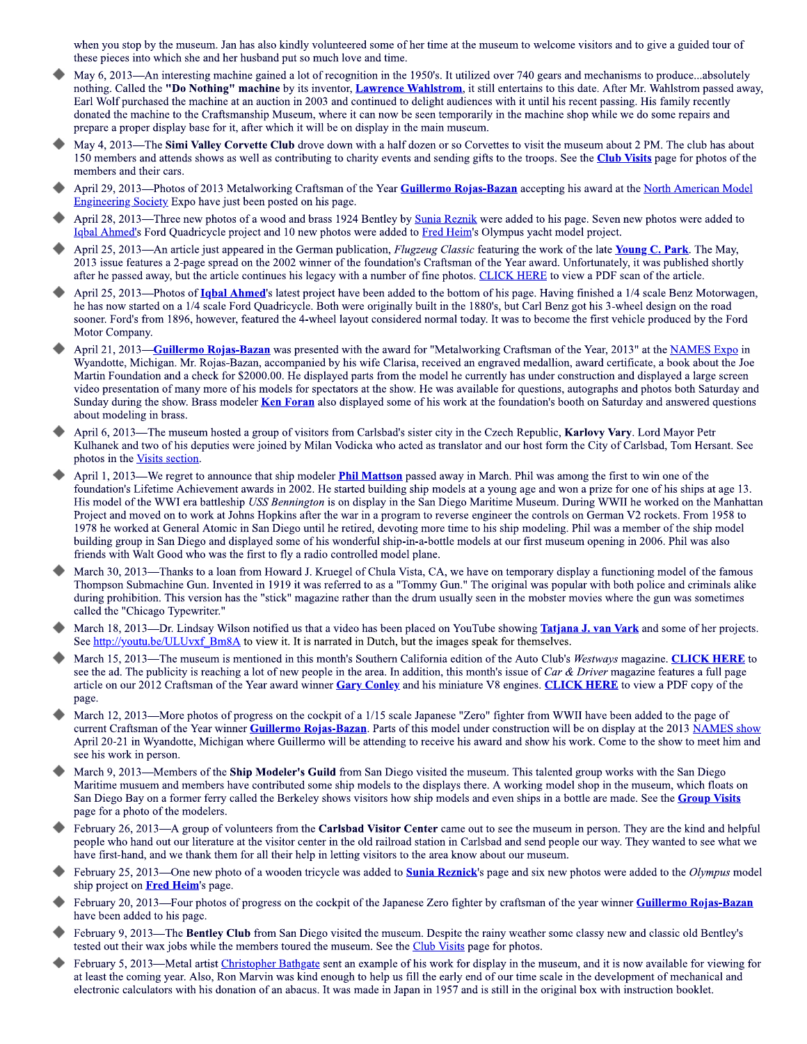when you stop by the museum. Jan has also kindly volunteered some of her time at the museum to welcome visitors and to give a guided tour of these pieces into which she and her husband put so much love and time.

- May 6, 2013—An interesting machine gained a lot of recognition in the 1950's. It utilized over 740 gears and mechanisms to produce...absolutely nothing. Called the **"Do Nothing" machine** by its inventor, **Lawrence Wahlstrom**, it still entertains to this date. After Mr. Wahlstrom passed away, Earl Wolf purchased the machine at an auction in 2003 and continued to delight audiences with it until his recent passing. His family recently donated the machine to the Craftsmanship Museum, where it can now be seen temporarily in the machine shop while we do some repairs and prepare a proper display base for it, after which it will be on display in the main museum.
- May 4, 2013—The **Simi Valley Corvette Club** drove down with a half dozen or so Corvettes to visit the museum about 2 PM. The club has about 150 members and attends shows as well as contributing to charity events and sending gifts to the troops. See the **Club Visits** page for photos of the members and their cars.
- April 29, 2013—Photos of 2013 Metalworking Craftsman of the Year **Guillermo Rojas-Bazan** accepting his award at the North American Model Engineering Society Expo have just been posted on his page.
- April 28, 2013—Three new photos of a wood and brass 1924 Bentley by Sunia Reznik were added to his page. Seven new photos were added to Iqbal Ahmed's Ford Quadricycle project and 10 new photos were added to Fred Heim's Olympus yacht model project.
- April 25, 2013—An article just appeared in the German publication, *Flugzeug Classic* featuring the work of the late **Young C. Park**. The May, 2013 issue features a 2-page spread on the 2002 winner of the foundation's Craftsman of the Year award. Unfortunately, it was published shortly after he passed away, but the article continues his legacy with a number of fine photos. CLICK HERE to view a PDF scan of the article.
- April 25, 2013—Photos of **Iqbal Ahmed**'s latest project have been added to the bottom of his page. Having finished a 1/4 scale Benz Motorwagen, he has now started on a 1/4 scale Ford Quadricycle. Both were originally built in the 1880's, but Carl Benz got his 3-wheel design on the road sooner. Ford's from 1896, however, featured the 4-wheel layout considered normal today. It was to become the first vehicle produced by the Ford Motor Company.
- April 21, 2013—**Guillermo Rojas-Bazan** was presented with the award for "Metalworking Craftsman of the Year, 2013" at the NAMES Expo in Wyandotte, Michigan. Mr. Rojas-Bazan, accompanied by his wife Clarisa, received an engraved medallion, award certificate, a book about the Joe Martin Foundation and a check for $2000.00. He displayed parts from the model he currently has under construction and displayed a large screen video presentation of many more of his models for spectators at the show. He was available for questions, autographs and photos both Saturday and Sunday during the show. Brass modeler **Ken Foran** also displayed some of his work at the foundation's booth on Saturday and answered questions about modeling in brass.
- April 6, 2013—The museum hosted a group of visitors from Carlsbad's sister city in the Czech Republic, **Karlovy Vary**. Lord Mayor Petr Kulhanek and two of his deputies were joined by Milan Vodicka who acted as translator and our host form the City of Carlsbad, Tom Hersant. See photos in the Visits section.
- April 1, 2013—We regret to announce that ship modeler **Phil Mattson** passed away in March. Phil was among the first to win one of the foundation's Lifetime Achievement awards in 2002. He started building ship models at a young age and won a prize for one of his ships at age 13. His model of the WWI era battleship *USS Bennington* is on display in the San Diego Maritime Museum. During WWII he worked on the Manhattan Project and moved on to work at Johns Hopkins after the war in a program to reverse engineer the controls on German V2 rockets. From 1958 to 1978 he worked at General Atomic in San Diego until he retired, devoting more time to his ship modeling. Phil was a member of the ship model building group in San Diego and displayed some of his wonderful ship-in-a-bottle models at our first museum opening in 2006. Phil was also friends with Walt Good who was the first to fly a radio controlled model plane.
- March 30, 2013—Thanks to a loan from Howard J. Kruegel of Chula Vista, CA, we have on temporary display a functioning model of the famous Thompson Submachine Gun. Invented in 1919 it was referred to as a "Tommy Gun." The original was popular with both police and criminals alike during prohibition. This version has the "stick" magazine rather than the drum usually seen in the mobster movies where the gun was sometimes called the "Chicago Typewriter."
- March 18, 2013—Dr. Lindsay Wilson notified us that a video has been placed on YouTube showing **Tatjana J. van Vark** and some of her projects. See http://youtu.be/ULUvxf_Bm8A to view it. It is narrated in Dutch, but the images speak for themselves.
- March 15, 2013—The museum is mentioned in this month's Southern California edition of the Auto Club's *Westways* magazine. **CLICK HERE** to see the ad. The publicity is reaching a lot of new people in the area. In addition, this month's issue of *Car & Driver* magazine features a full page article on our 2012 Craftsman of the Year award winner **Gary Conley** and his miniature V8 engines. **CLICK HERE** to view a PDF copy of the page.
- March 12, 2013—More photos of progress on the cockpit of a 1/15 scale Japanese "Zero" fighter from WWII have been added to the page of current Craftsman of the Year winner **Guillermo Rojas-Bazan**. Parts of this model under construction will be on display at the 2013 NAMES show April 20-21 in Wyandotte, Michigan where Guillermo will be attending to receive his award and show his work. Come to the show to meet him and see his work in person.
- March 9, 2013—Members of the **Ship Modeler's Guild** from San Diego visited the museum. This talented group works with the San Diego Maritime musuem and members have contributed some ship models to the displays there. A working model shop in the museum, which floats on San Diego Bay on a former ferry called the Berkeley shows visitors how ship models and even ships in a bottle are made. See the **Group Visits** page for a photo of the modelers.
- February 26, 2013—A group of volunteers from the **Carlsbad Visitor Center** came out to see the museum in person. They are the kind and helpful people who hand out our literature at the visitor center in the old railroad station in Carlsbad and send people our way. They wanted to see what we have first-hand, and we thank them for all their help in letting visitors to the area know about our museum.
- February 25, 2013—One new photo of a wooden tricycle was added to **Sunia Reznick**'s page and six new photos were added to the *Olympus* model ship project on **Fred Heim**'s page.
- February 20, 2013—Four photos of progress on the cockpit of the Japanese Zero fighter by craftsman of the year winner **Guillermo Rojas-Bazan** have been added to his page.
- February 9, 2013—The **Bentley Club** from San Diego visited the museum. Despite the rainy weather some classy new and classic old Bentley's tested out their wax jobs while the members toured the museum. See the Club Visits page for photos.
- February 5, 2013—Metal artist Christopher Bathgate sent an example of his work for display in the museum, and it is now available for viewing for at least the coming year. Also, Ron Marvin was kind enough to help us fill the early end of our time scale in the development of mechanical and electronic calculators with his donation of an abacus. It was made in Japan in 1957 and is still in the original box with instruction booklet.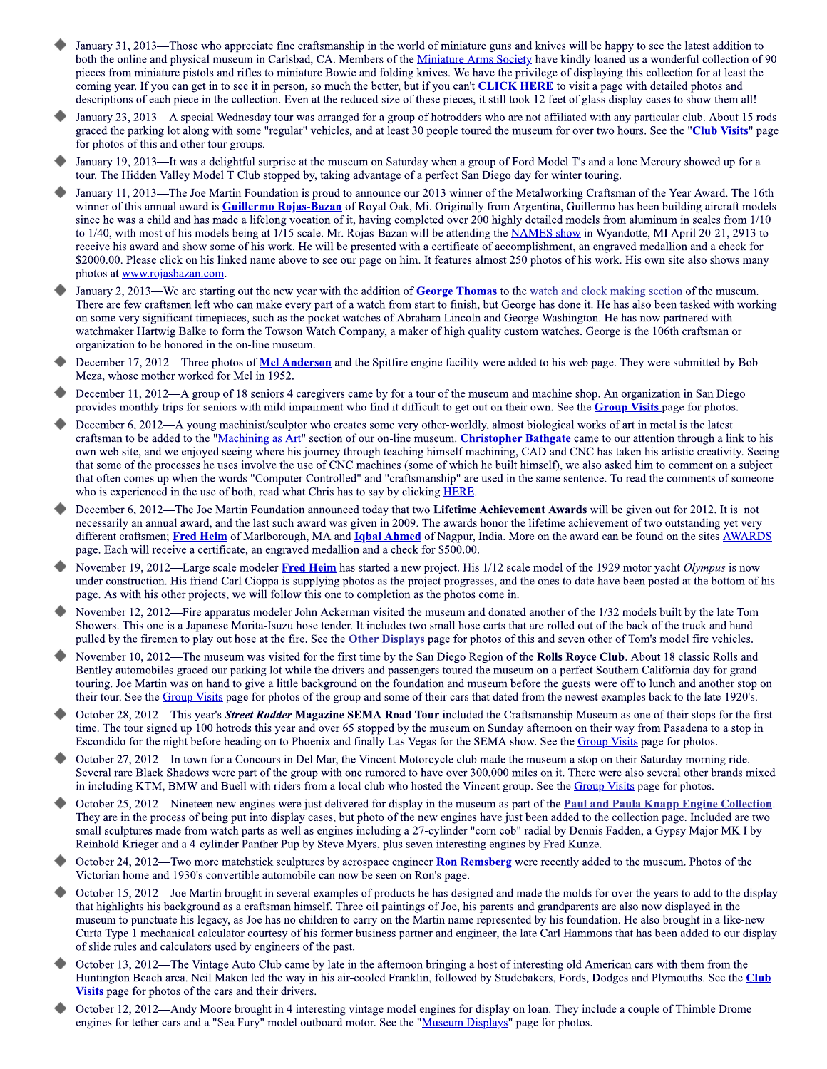- January 31, 2013—Those who appreciate fine craftsmanship in the world of miniature guns and knives will be happy to see the latest addition to both the online and physical museum in Carlsbad, CA. Members of the Miniature Arms Society have kindly loaned us a wonderful collection of 90 pieces from miniature pistols and rifles to miniature Bowie and folding knives. We have the privilege of displaying this collection for at least the coming year. If you can get in to see it in person, so much the better, but if you can't **CLICK HERE** to visit a page with detailed photos and descriptions of each piece in the collection. Even at the reduced size of these pieces, it still took 12 feet of glass display cases to show them all!

- January 23, 2013—A special Wednesday tour was arranged for a group of hotrodders who are not affiliated with any particular club. About 15 rods graced the parking lot along with some "regular" vehicles, and at least 30 people toured the museum for over two hours. See the "**Club Visits**" page for photos of this and other tour groups.

- January 19, 2013—It was a delightful surprise at the museum on Saturday when a group of Ford Model T's and a lone Mercury showed up for a tour. The Hidden Valley Model T Club stopped by, taking advantage of a perfect San Diego day for winter touring.

- January 11, 2013—The Joe Martin Foundation is proud to announce our 2013 winner of the Metalworking Craftsman of the Year Award. The 16th winner of this annual award is **Guillermo Rojas-Bazan** of Royal Oak, Mi. Originally from Argentina, Guillermo has been building aircraft models since he was a child and has made a lifelong vocation of it, having completed over 200 highly detailed models from aluminum in scales from 1/10 to 1/40, with most of his models being at 1/15 scale. Mr. Rojas-Bazan will be attending the NAMES show in Wyandotte, MI April 20-21, 2913 to receive his award and show some of his work. He will be presented with a certificate of accomplishment, an engraved medallion and a check for $2000.00. Please click on his linked name above to see our page on him. It features almost 250 photos of his work. His own site also shows many photos at www.rojasbazan.com.

- January 2, 2013—We are starting out the new year with the addition of **George Thomas** to the watch and clock making section of the museum. There are few craftsmen left who can make every part of a watch from start to finish, but George has done it. He has also been tasked with working on some very significant timepieces, such as the pocket watches of Abraham Lincoln and George Washington. He has now partnered with watchmaker Hartwig Balke to form the Towson Watch Company, a maker of high quality custom watches. George is the 106th craftsman or organization to be honored in the on-line museum.

- December 17, 2012—Three photos of **Mel Anderson** and the Spitfire engine facility were added to his web page. They were submitted by Bob Meza, whose mother worked for Mel in 1952.

- December 11, 2012—A group of 18 seniors 4 caregivers came by for a tour of the museum and machine shop. An organization in San Diego provides monthly trips for seniors with mild impairment who find it difficult to get out on their own. See the **Group Visits** page for photos.

- December 6, 2012—A young machinist/sculptor who creates some very other-worldly, almost biological works of art in metal is the latest craftsman to be added to the "Machining as Art" section of our on-line museum. **Christopher Bathgate** came to our attention through a link to his own web site, and we enjoyed seeing where his journey through teaching himself machining, CAD and CNC has taken his artistic creativity. Seeing that some of the processes he uses involve the use of CNC machines (some of which he built himself), we also asked him to comment on a subject that often comes up when the words "Computer Controlled" and "craftsmanship" are used in the same sentence. To read the comments of someone who is experienced in the use of both, read what Chris has to say by clicking HERE.

- December 6, 2012—The Joe Martin Foundation announced today that two **Lifetime Achievement Awards** will be given out for 2012. It is not necessarily an annual award, and the last such award was given in 2009. The awards honor the lifetime achievement of two outstanding yet very different craftsmen; **Fred Heim** of Marlborough, MA and **Iqbal Ahmed** of Nagpur, India. More on the award can be found on the sites AWARDS page. Each will receive a certificate, an engraved medallion and a check for $500.00.

- November 19, 2012—Large scale modeler **Fred Heim** has started a new project. His 1/12 scale model of the 1929 motor yacht *Olympus* is now under construction. His friend Carl Cioppa is supplying photos as the project progresses, and the ones to date have been posted at the bottom of his page. As with his other projects, we will follow this one to completion as the photos come in.

- November 12, 2012—Fire apparatus modeler John Ackerman visited the museum and donated another of the 1/32 models built by the late Tom Showers. This one is a Japanese Morita-Isuzu hose tender. It includes two small hose carts that are rolled out of the back of the truck and hand pulled by the firemen to play out hose at the fire. See the **Other Displays** page for photos of this and seven other of Tom's model fire vehicles.

- November 10, 2012—The museum was visited for the first time by the San Diego Region of the **Rolls Royce Club**. About 18 classic Rolls and Bentley automobiles graced our parking lot while the drivers and passengers toured the museum on a perfect Southern California day for grand touring. Joe Martin was on hand to give a little background on the foundation and museum before the guests were off to lunch and another stop on their tour. See the Group Visits page for photos of the group and some of their cars that dated from the newest examples back to the late 1920's.

- October 28, 2012—This year's ***Street Rodder* Magazine SEMA Road Tour** included the Craftsmanship Museum as one of their stops for the first time. The tour signed up 100 hotrods this year and over 65 stopped by the museum on Sunday afternoon on their way from Pasadena to a stop in Escondido for the night before heading on to Phoenix and finally Las Vegas for the SEMA show. See the Group Visits page for photos.

- October 27, 2012—In town for a Concours in Del Mar, the Vincent Motorcycle club made the museum a stop on their Saturday morning ride. Several rare Black Shadows were part of the group with one rumored to have over 300,000 miles on it. There were also several other brands mixed in including KTM, BMW and Buell with riders from a local club who hosted the Vincent group. See the Group Visits page for photos.

- October 25, 2012—Nineteen new engines were just delivered for display in the museum as part of the **Paul and Paula Knapp Engine Collection**. They are in the process of being put into display cases, but photo of the new engines have just been added to the collection page. Included are two small sculptures made from watch parts as well as engines including a 27-cylinder "corn cob" radial by Dennis Fadden, a Gypsy Major MK I by Reinhold Krieger and a 4-cylinder Panther Pup by Steve Myers, plus seven interesting engines by Fred Kunze.

- October 24, 2012—Two more matchstick sculptures by aerospace engineer **Ron Remsberg** were recently added to the museum. Photos of the Victorian home and 1930's convertible automobile can now be seen on Ron's page.

- October 15, 2012—Joe Martin brought in several examples of products he has designed and made the molds for over the years to add to the display that highlights his background as a craftsman himself. Three oil paintings of Joe, his parents and grandparents are also now displayed in the museum to punctuate his legacy, as Joe has no children to carry on the Martin name represented by his foundation. He also brought in a like-new Curta Type 1 mechanical calculator courtesy of his former business partner and engineer, the late Carl Hammons that has been added to our display of slide rules and calculators used by engineers of the past.

- October 13, 2012—The Vintage Auto Club came by late in the afternoon bringing a host of interesting old American cars with them from the Huntington Beach area. Neil Maken led the way in his air-cooled Franklin, followed by Studebakers, Fords, Dodges and Plymouths. See the **Club Visits** page for photos of the cars and their drivers.

- October 12, 2012—Andy Moore brought in 4 interesting vintage model engines for display on loan. They include a couple of Thimble Drome engines for tether cars and a "Sea Fury" model outboard motor. See the "Museum Displays" page for photos.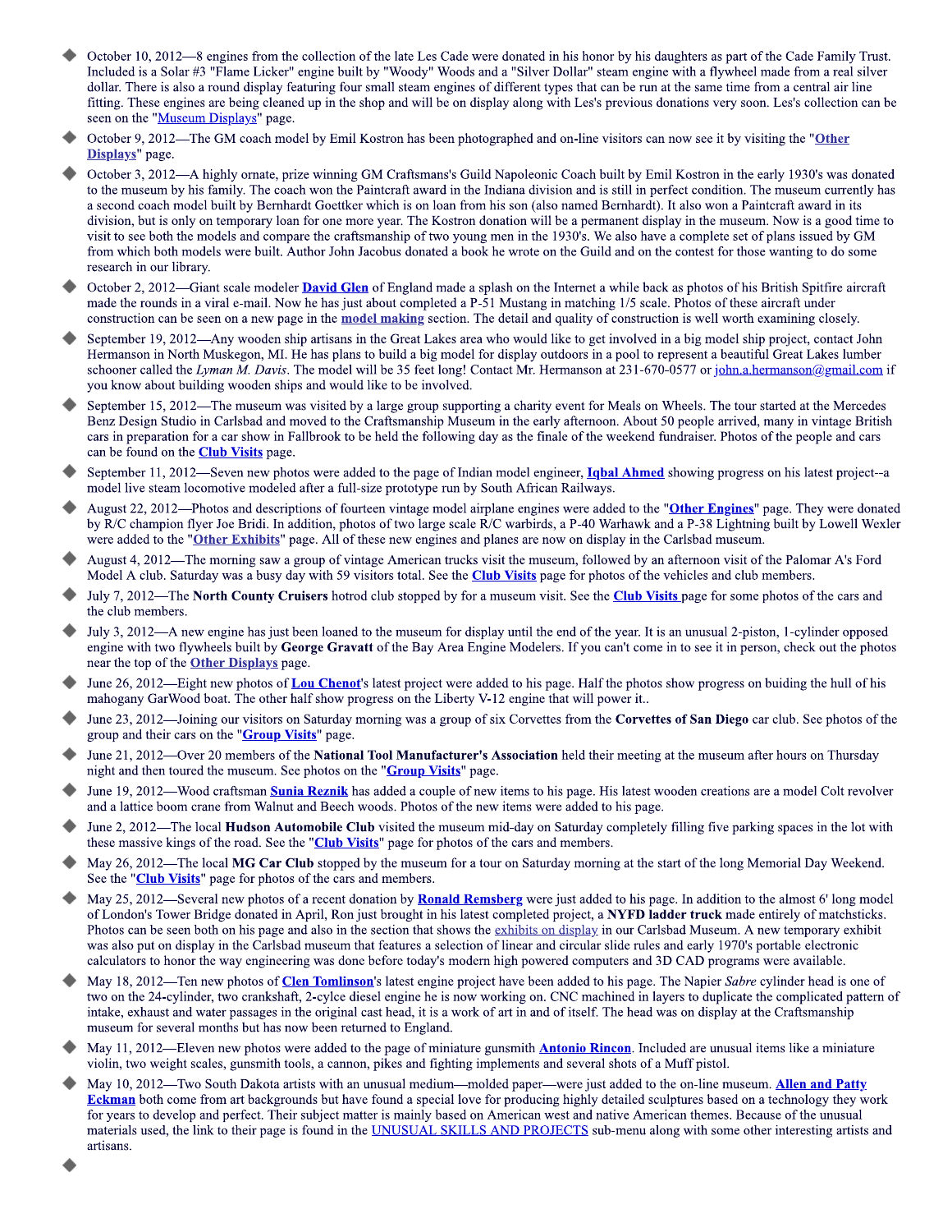- October 10, 2012—8 engines from the collection of the late Les Cade were donated in his honor by his daughters as part of the Cade Family Trust. Included is a Solar #3 "Flame Licker" engine built by "Woody" Woods and a "Silver Dollar" steam engine with a flywheel made from a real silver dollar. There is also a round display featuring four small steam engines of different types that can be run at the same time from a central air line fitting. These engines are being cleaned up in the shop and will be on display along with Les's previous donations very soon. Les's collection can be seen on the "Museum Displays" page.
- October 9, 2012—The GM coach model by Emil Kostron has been photographed and on-line visitors can now see it by visiting the "**Other Displays**" page.
- October 3, 2012—A highly ornate, prize winning GM Craftsmans's Guild Napoleonic Coach built by Emil Kostron in the early 1930's was donated to the museum by his family. The coach won the Paintcraft award in the Indiana division and is still in perfect condition. The museum currently has a second coach model built by Bernhardt Goettker which is on loan from his son (also named Bernhardt). It also won a Paintcraft award in its division, but is only on temporary loan for one more year. The Kostron donation will be a permanent display in the museum. Now is a good time to visit to see both the models and compare the craftsmanship of two young men in the 1930's. We also have a complete set of plans issued by GM from which both models were built. Author John Jacobus donated a book he wrote on the Guild and on the contest for those wanting to do some research in our library.
- October 2, 2012—Giant scale modeler **David Glen** of England made a splash on the Internet a while back as photos of his British Spitfire aircraft made the rounds in a viral e-mail. Now he has just about completed a P-51 Mustang in matching 1/5 scale. Photos of these aircraft under construction can be seen on a new page in the **model making** section. The detail and quality of construction is well worth examining closely.
- September 19, 2012—Any wooden ship artisans in the Great Lakes area who would like to get involved in a big model ship project, contact John Hermanson in North Muskegon, MI. He has plans to build a big model for display outdoors in a pool to represent a beautiful Great Lakes lumber schooner called the *Lyman M. Davis*. The model will be 35 feet long! Contact Mr. Hermanson at 231-670-0577 or john.a.hermanson@gmail.com if you know about building wooden ships and would like to be involved.
- September 15, 2012—The museum was visited by a large group supporting a charity event for Meals on Wheels. The tour started at the Mercedes Benz Design Studio in Carlsbad and moved to the Craftsmanship Museum in the early afternoon. About 50 people arrived, many in vintage British cars in preparation for a car show in Fallbrook to be held the following day as the finale of the weekend fundraiser. Photos of the people and cars can be found on the **Club Visits** page.
- September 11, 2012—Seven new photos were added to the page of Indian model engineer, **Iqbal Ahmed** showing progress on his latest project--a model live steam locomotive modeled after a full-size prototype run by South African Railways.
- August 22, 2012—Photos and descriptions of fourteen vintage model airplane engines were added to the "**Other Engines**" page. They were donated by R/C champion flyer Joe Bridi. In addition, photos of two large scale R/C warbirds, a P-40 Warhawk and a P-38 Lightning built by Lowell Wexler were added to the "**Other Exhibits**" page. All of these new engines and planes are now on display in the Carlsbad museum.
- August 4, 2012—The morning saw a group of vintage American trucks visit the museum, followed by an afternoon visit of the Palomar A's Ford Model A club. Saturday was a busy day with 59 visitors total. See the **Club Visits** page for photos of the vehicles and club members.
- July 7, 2012—The **North County Cruisers** hotrod club stopped by for a museum visit. See the **Club Visits** page for some photos of the cars and the club members.
- July 3, 2012—A new engine has just been loaned to the museum for display until the end of the year. It is an unusual 2-piston, 1-cylinder opposed engine with two flywheels built by **George Gravatt** of the Bay Area Engine Modelers. If you can't come in to see it in person, check out the photos near the top of the **Other Displays** page.
- June 26, 2012—Eight new photos of **Lou Chenot**'s latest project were added to his page. Half the photos show progress on buiding the hull of his mahogany GarWood boat. The other half show progress on the Liberty V-12 engine that will power it..
- June 23, 2012—Joining our visitors on Saturday morning was a group of six Corvettes from the **Corvettes of San Diego** car club. See photos of the group and their cars on the "**Group Visits**" page.
- June 21, 2012—Over 20 members of the **National Tool Manufacturer's Association** held their meeting at the museum after hours on Thursday night and then toured the museum. See photos on the "**Group Visits**" page.
- June 19, 2012—Wood craftsman **Sunia Reznik** has added a couple of new items to his page. His latest wooden creations are a model Colt revolver and a lattice boom crane from Walnut and Beech woods. Photos of the new items were added to his page.
- June 2, 2012—The local **Hudson Automobile Club** visited the museum mid-day on Saturday completely filling five parking spaces in the lot with these massive kings of the road. See the "**Club Visits**" page for photos of the cars and members.
- May 26, 2012—The local **MG Car Club** stopped by the museum for a tour on Saturday morning at the start of the long Memorial Day Weekend. See the "**Club Visits**" page for photos of the cars and members.
- May 25, 2012—Several new photos of a recent donation by **Ronald Remsberg** were just added to his page. In addition to the almost 6' long model of London's Tower Bridge donated in April, Ron just brought in his latest completed project, a **NYFD ladder truck** made entirely of matchsticks. Photos can be seen both on his page and also in the section that shows the exhibits on display in our Carlsbad Museum. A new temporary exhibit was also put on display in the Carlsbad museum that features a selection of linear and circular slide rules and early 1970's portable electronic calculators to honor the way engineering was done before today's modern high powered computers and 3D CAD programs were available.
- May 18, 2012—Ten new photos of **Clen Tomlinson**'s latest engine project have been added to his page. The Napier *Sabre* cylinder head is one of two on the 24-cylinder, two crankshaft, 2-cylce diesel engine he is now working on. CNC machined in layers to duplicate the complicated pattern of intake, exhaust and water passages in the original cast head, it is a work of art in and of itself. The head was on display at the Craftsmanship museum for several months but has now been returned to England.
- May 11, 2012—Eleven new photos were added to the page of miniature gunsmith **Antonio Rincon**. Included are unusual items like a miniature violin, two weight scales, gunsmith tools, a cannon, pikes and fighting implements and several shots of a Muff pistol.
- May 10, 2012—Two South Dakota artists with an unusual medium—molded paper—were just added to the on-line museum. **Allen and Patty Eckman** both come from art backgrounds but have found a special love for producing highly detailed sculptures based on a technology they work for years to develop and perfect. Their subject matter is mainly based on American west and native American themes. Because of the unusual materials used, the link to their page is found in the UNUSUAL SKILLS AND PROJECTS sub-menu along with some other interesting artists and artisans.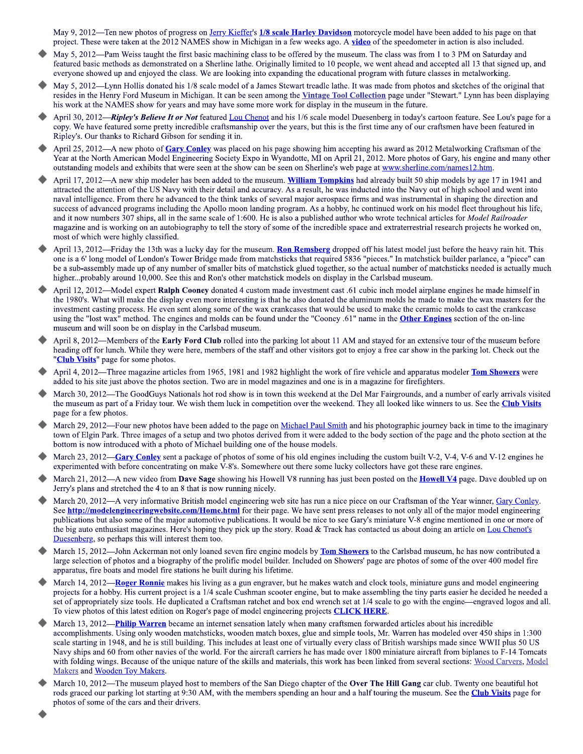May 9, 2012—Ten new photos of progress on Jerry Kieffer's **1/8 scale Harley Davidson** motorcycle model have been added to his page on that project. These were taken at the 2012 NAMES show in Michigan in a few weeks ago. A **video** of the speedometer in action is also included.

- May 5, 2012—Pam Weiss taught the first basic machining class to be offered by the museum. The class was from 1 to 3 PM on Saturday and featured basic methods as demonstrated on a Sherline lathe. Originally limited to 10 people, we went ahead and accepted all 13 that signed up, and everyone showed up and enjoyed the class. We are looking into expanding the educational program with future classes in metalworking.
- May 5, 2012—Lynn Hollis donated his 1/8 scale model of a James Stewart treadle lathe. It was made from photos and sketches of the original that resides in the Henry Ford Museum in Michigan. It can be seen among the **Vintage Tool Collection** page under "Stewart." Lynn has been displaying his work at the NAMES show for years and may have some more work for display in the museum in the future.
- April 30, 2012—***Ripley's Believe It or Not*** featured Lou Chenot and his 1/6 scale model Duesenberg in today's cartoon feature. See Lou's page for a copy. We have featured some pretty incredible craftsmanship over the years, but this is the first time any of our craftsmen have been featured in Ripley's. Our thanks to Richard Gibson for sending it in.
- April 25, 2012—A new photo of **Gary Conley** was placed on his page showing him accepting his award as 2012 Metalworking Craftsman of the Year at the North American Model Engineering Society Expo in Wyandotte, MI on April 21, 2012. More photos of Gary, his engine and many other outstanding models and exhibits that were seen at the show can be seen on Sherline's web page at www.sherline.com/names12.htm.
- April 17, 2012—A new ship modeler has been added to the museum. **William Tompkins** had already built 50 ship models by age 17 in 1941 and attracted the attention of the US Navy with their detail and accuracy. As a result, he was inducted into the Navy out of high school and went into naval intelligence. From there he advanced to the think tanks of several major aerospace firms and was instrumental in shaping the direction and success of advanced programs including the Apollo moon landing program. As a hobby, he continued work on his model fleet throughout his life, and it now numbers 307 ships, all in the same scale of 1:600. He is also a published author who wrote technical articles for *Model Railroader* magazine and is working on an autobiography to tell the story of some of the incredible space and extraterrestrial research projects he worked on, most of which were highly classified.
- April 13, 2012—Friday the 13th was a lucky day for the museum. **Ron Remsberg** dropped off his latest model just before the heavy rain hit. This one is a 6' long model of London's Tower Bridge made from matchsticks that required 5836 "pieces." In matchstick builder parlance, a "piece" can be a sub-assembly made up of any number of smaller bits of matchstick glued together, so the actual number of matchsticks needed is actually much higher...probably around 10,000. See this and Ron's other matchstick models on display in the Carlsbad museum.
- April 12, 2012—Model expert **Ralph Cooney** donated 4 custom made investment cast .61 cubic inch model airplane engines he made himself in the 1980's. What will make the display even more interesting is that he also donated the aluminum molds he made to make the wax masters for the investment casting process. He even sent along some of the wax crankcases that would be used to make the ceramic molds to cast the crankcase using the "lost wax" method. The engines and molds can be found under the "Cooney .61" name in the **Other Engines** section of the on-line museum and will soon be on display in the Carlsbad museum.
- April 8, 2012—Members of the **Early Ford Club** rolled into the parking lot about 11 AM and stayed for an extensive tour of the museum before heading off for lunch. While they were here, members of the staff and other visitors got to enjoy a free car show in the parking lot. Check out the "**Club Visits**" page for some photos.
- April 4, 2012—Three magazine articles from 1965, 1981 and 1982 highlight the work of fire vehicle and apparatus modeler **Tom Showers** were added to his site just above the photos section. Two are in model magazines and one is in a magazine for firefighters.
- March 30, 2012—The GoodGuys Nationals hot rod show is in town this weekend at the Del Mar Fairgrounds, and a number of early arrivals visited the museum as part of a Friday tour. We wish them luck in competition over the weekend. They all looked like winners to us. See the **Club Visits** page for a few photos.
- March 29, 2012—Four new photos have been added to the page on Michael Paul Smith and his photographic journey back in time to the imaginary town of Elgin Park. Three images of a setup and two photos derived from it were added to the body section of the page and the photo section at the bottom is now introduced with a photo of Michael building one of the house models.
- March 23, 2012—**Gary Conley** sent a package of photos of some of his old engines including the custom built V-2, V-4, V-6 and V-12 engines he experimented with before concentrating on make V-8's. Somewhere out there some lucky collectors have got these rare engines.
- March 21, 2012—A new video from **Dave Sage** showing his Howell V8 running has just been posted on the **Howell V4** page. Dave doubled up on Jerry's plans and stretched the 4 to an 8 that is now running nicely.
- March 20, 2012—A very informative British model engineering web site has run a nice piece on our Craftsman of the Year winner, Gary Conley. See **http://modelengineeringwebsite.com/Home.html** for their page. We have sent press releases to not only all of the major model engineering publications but also some of the major automotive publications. It would be nice to see Gary's miniature V-8 engine mentioned in one or more of the big auto enthusiast magazines. Here's hoping they pick up the story. Road & Track has contacted us about doing an article on Lou Chenot's Duesenberg, so perhaps this will interest them too.
- March 15, 2012—John Ackerman not only loaned seven fire engine models by **Tom Showers** to the Carlsbad museum, he has now contributed a large selection of photos and a biography of the prolific model builder. Included on Showers' page are photos of some of the over 400 model fire apparatus, fire boats and model fire stations he built during his lifetime.
- March 14, 2012—**Roger Ronnie** makes his living as a gun engraver, but he makes watch and clock tools, miniature guns and model engineering projects for a hobby. His current project is a 1/4 scale Cushman scooter engine, but to make assembling the tiny parts easier he decided he needed a set of appropriately size tools. He duplicated a Craftsman ratchet and box end wrench set at 1/4 scale to go with the engine—engraved logos and all. To view photos of this latest edition on Roger's page of model engineering projects **CLICK HERE**.
- March 13, 2012—**Philip Warren** became an internet sensation lately when many craftsmen forwarded articles about his incredible accomplishments. Using only wooden matchsticks, wooden match boxes, glue and simple tools, Mr. Warren has modeled over 450 ships in 1:300 scale starting in 1948, and he is still building. This includes at least one of virtually every class of British warships made since WWII plus 50 US Navy ships and 60 from other navies of the world. For the aircraft carriers he has made over 1800 miniature aircraft from biplanes to F-14 Tomcats with folding wings. Because of the unique nature of the skills and materials, this work has been linked from several sections: Wood Carvers, Model Makers and Wooden Toy Makers.
- March 10, 2012—The museum played host to members of the San Diego chapter of the **Over The Hill Gang** car club. Twenty one beautiful hot rods graced our parking lot starting at 9:30 AM, with the members spending an hour and a half touring the museum. See the **Club Visits** page for photos of some of the cars and their drivers.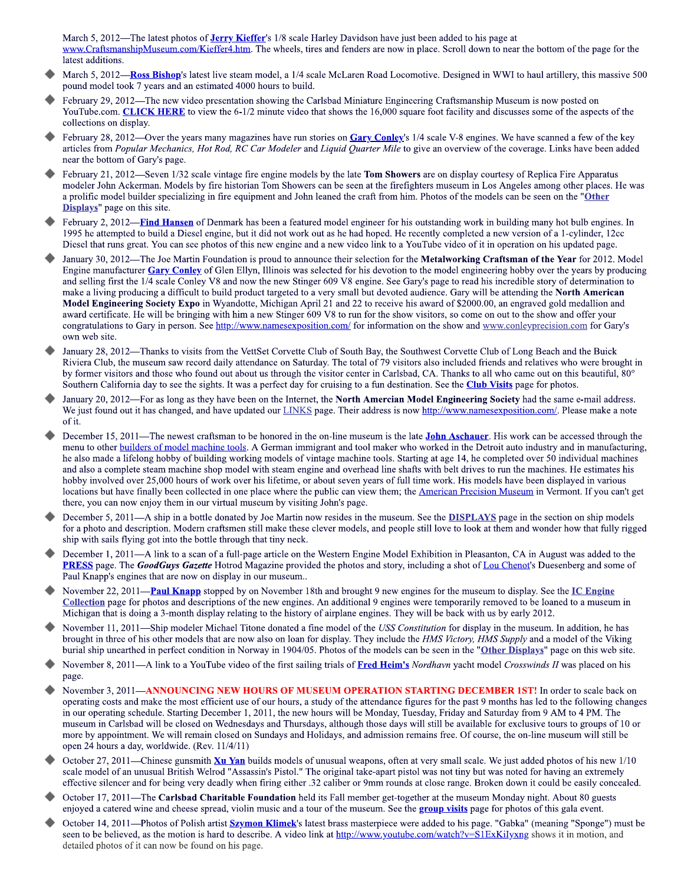March 5, 2012—The latest photos of **Jerry Kieffer**'s 1/8 scale Harley Davidson have just been added to his page at www.CraftsmanshipMuseum.com/Kieffer4.htm. The wheels, tires and fenders are now in place. Scroll down to near the bottom of the page for the latest additions.

- March 5, 2012—**Ross Bishop**'s latest live steam model, a 1/4 scale McLaren Road Locomotive. Designed in WWI to haul artillery, this massive 500 pound model took 7 years and an estimated 4000 hours to build.
- February 29, 2012—The new video presentation showing the Carlsbad Miniature Engineering Craftsmanship Museum is now posted on YouTube.com. **CLICK HERE** to view the 6-1/2 minute video that shows the 16,000 square foot facility and discusses some of the aspects of the collections on display.
- February 28, 2012—Over the years many magazines have run stories on **Gary Conley**'s 1/4 scale V-8 engines. We have scanned a few of the key articles from *Popular Mechanics, Hot Rod, RC Car Modeler* and *Liquid Quarter Mile* to give an overview of the coverage. Links have been added near the bottom of Gary's page.
- February 21, 2012—Seven 1/32 scale vintage fire engine models by the late **Tom Showers** are on display courtesy of Replica Fire Apparatus modeler John Ackerman. Models by fire historian Tom Showers can be seen at the firefighters museum in Los Angeles among other places. He was a prolific model builder specializing in fire equipment and John leaned the craft from him. Photos of the models can be seen on the "**Other Displays**" page on this site.
- February 2, 2012—**Find Hansen** of Denmark has been a featured model engineer for his outstanding work in building many hot bulb engines. In 1995 he attempted to build a Diesel engine, but it did not work out as he had hoped. He recently completed a new version of a 1-cylinder, 12cc Diesel that runs great. You can see photos of this new engine and a new video link to a YouTube video of it in operation on his updated page.
- January 30, 2012—The Joe Martin Foundation is proud to announce their selection for the **Metalworking Craftsman of the Year** for 2012. Model Engine manufacturer **Gary Conley** of Glen Ellyn, Illinois was selected for his devotion to the model engineering hobby over the years by producing and selling first the 1/4 scale Conley V8 and now the new Stinger 609 V8 engine. See Gary's page to read his incredible story of determination to make a living producing a difficult to build product targeted to a very small but devoted audience. Gary will be attending the **North American Model Engineering Society Expo** in Wyandotte, Michigan April 21 and 22 to receive his award of $2000.00, an engraved gold medallion and award certificate. He will be bringing with him a new Stinger 609 V8 to run for the show visitors, so come on out to the show and offer your congratulations to Gary in person. See http://www.namesexposition.com/ for information on the show and www.conleyprecision.com for Gary's own web site.
- January 28, 2012—Thanks to visits from the VettSet Corvette Club of South Bay, the Southwest Corvette Club of Long Beach and the Buick Riviera Club, the museum saw record daily attendance on Saturday. The total of 79 visitors also included friends and relatives who were brought in by former visitors and those who found out about us through the visitor center in Carlsbad, CA. Thanks to all who came out on this beautiful, 80° Southern California day to see the sights. It was a perfect day for cruising to a fun destination. See the **Club Visits** page for photos.
- January 20, 2012—For as long as they have been on the Internet, the **North Amercian Model Engineering Society** had the same e-mail address. We just found out it has changed, and have updated our LINKS page. Their address is now http://www.namesexposition.com/. Please make a note of it.
- December 15, 2011—The newest craftsman to be honored in the on-line museum is the late **John Aschauer**. His work can be accessed through the menu to other builders of model machine tools. A German immigrant and tool maker who worked in the Detroit auto industry and in manufacturing, he also made a lifelong hobby of building working models of vintage machine tools. Starting at age 14, he completed over 50 individual machines and also a complete steam machine shop model with steam engine and overhead line shafts with belt drives to run the machines. He estimates his hobby involved over 25,000 hours of work over his lifetime, or about seven years of full time work. His models have been displayed in various locations but have finally been collected in one place where the public can view them; the American Precision Museum in Vermont. If you can't get there, you can now enjoy them in our virtual museum by visiting John's page.
- December 5, 2011—A ship in a bottle donated by Joe Martin now resides in the museum. See the **DISPLAYS** page in the section on ship models for a photo and description. Modern craftsmen still make these clever models, and people still love to look at them and wonder how that fully rigged ship with sails flying got into the bottle through that tiny neck.
- December 1, 2011—A link to a scan of a full-page article on the Western Engine Model Exhibition in Pleasanton, CA in August was added to the **PRESS** page. The ***GoodGuys Gazette*** Hotrod Magazine provided the photos and story, including a shot of Lou Chenot's Duesenberg and some of Paul Knapp's engines that are now on display in our museum..
- November 22, 2011—**Paul Knapp** stopped by on November 18th and brought 9 new engines for the museum to display. See the **IC Engine Collection** page for photos and descriptions of the new engines. An additional 9 engines were temporarily removed to be loaned to a museum in Michigan that is doing a 3-month display relating to the history of airplane engines. They will be back with us by early 2012.
- November 11, 2011—Ship modeler Michael Titone donated a fine model of the *USS Constitution* for display in the museum. In addition, he has brought in three of his other models that are now also on loan for display. They include the *HMS Victory, HMS Supply* and a model of the Viking burial ship unearthed in perfect condition in Norway in 1904/05. Photos of the models can be seen in the "**Other Displays**" page on this web site.
- November 8, 2011—A link to a YouTube video of the first sailing trials of **Fred Heim's** *Nordhavn* yacht model *Crosswinds II* was placed on his page.
- November 3, 2011—**ANNOUNCING NEW HOURS OF MUSEUM OPERATION STARTING DECEMBER 1ST!** In order to scale back on operating costs and make the most efficient use of our hours, a study of the attendance figures for the past 9 months has led to the following changes in our operating schedule. Starting December 1, 2011, the new hours will be Monday, Tuesday, Friday and Saturday from 9 AM to 4 PM. The museum in Carlsbad will be closed on Wednesdays and Thursdays, although those days will still be available for exclusive tours to groups of 10 or more by appointment. We will remain closed on Sundays and Holidays, and admission remains free. Of course, the on-line museum will still be open 24 hours a day, worldwide. (Rev. 11/4/11)
- October 27, 2011—Chinese gunsmith **Xu Yan** builds models of unusual weapons, often at very small scale. We just added photos of his new 1/10 scale model of an unusual British Welrod "Assassin's Pistol." The original take-apart pistol was not tiny but was noted for having an extremely effective silencer and for being very deadly when firing either .32 caliber or 9mm rounds at close range. Broken down it could be easily concealed.
- October 17, 2011—The **Carlsbad Charitable Foundation** held its Fall member get-together at the museum Monday night. About 80 guests enjoyed a catered wine and cheese spread, violin music and a tour of the museum. See the **group visits** page for photos of this gala event.
- October 14, 2011—Photos of Polish artist **Szymon Klimek**'s latest brass masterpiece were added to his page. "Gabka" (meaning "Sponge") must be seen to be believed, as the motion is hard to describe. A video link at http://www.youtube.com/watch?v=S1ExKiIyxng shows it in motion, and detailed photos of it can now be found on his page.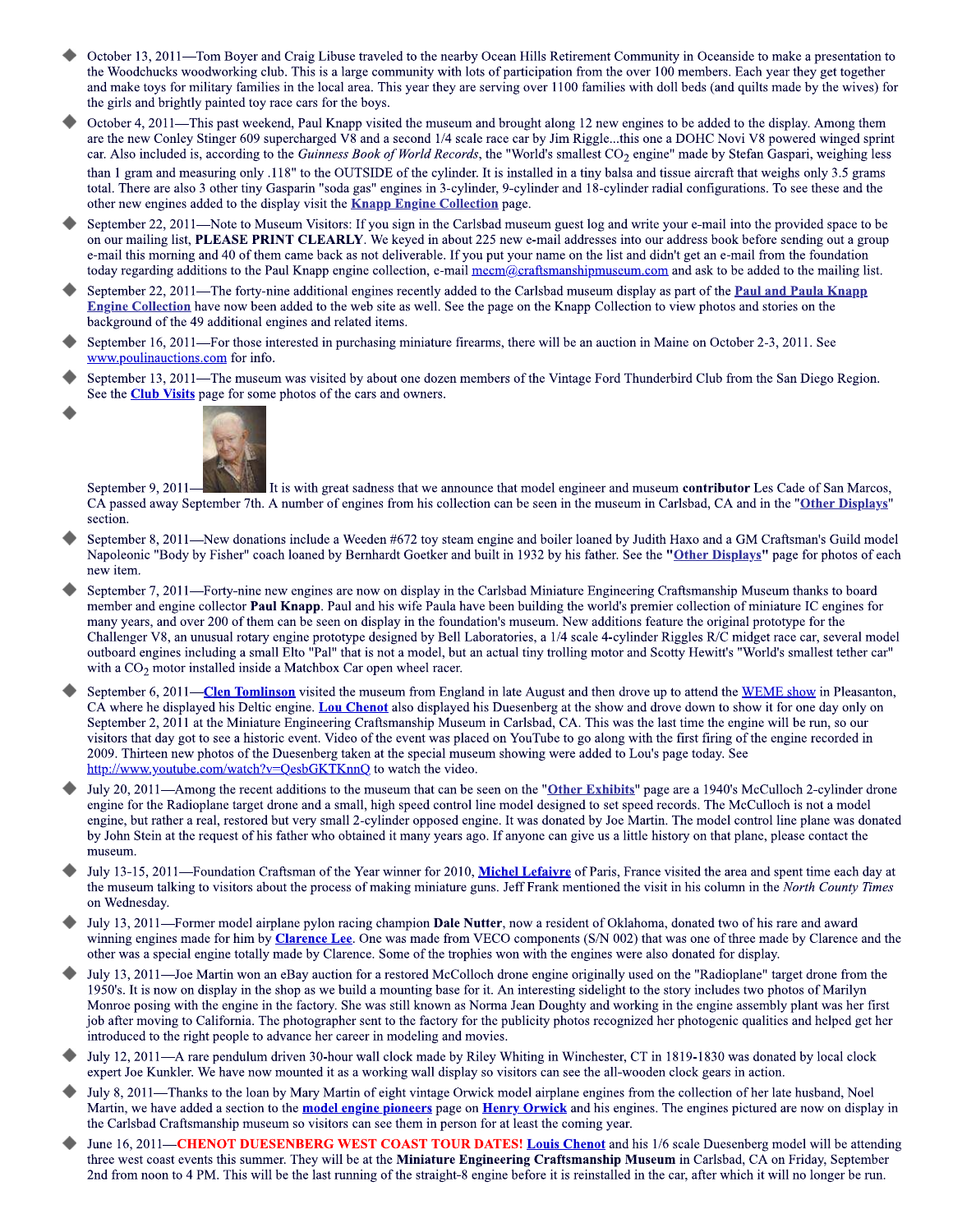- October 13, 2011—Tom Boyer and Craig Libuse traveled to the nearby Ocean Hills Retirement Community in Oceanside to make a presentation to the Woodchucks woodworking club. This is a large community with lots of participation from the over 100 members. Each year they get together and make toys for military families in the local area. This year they are serving over 1100 families with doll beds (and quilts made by the wives) for the girls and brightly painted toy race cars for the boys.

- October 4, 2011—This past weekend, Paul Knapp visited the museum and brought along 12 new engines to be added to the display. Among them are the new Conley Stinger 609 supercharged V8 and a second 1/4 scale race car by Jim Riggle...this one a DOHC Novi V8 powered winged sprint car. Also included is, according to the *Guinness Book of World Records*, the "World's smallest $CO_2$ engine" made by Stefan Gaspari, weighing less than 1 gram and measuring only .118" to the OUTSIDE of the cylinder. It is installed in a tiny balsa and tissue aircraft that weighs only 3.5 grams total. There are also 3 other tiny Gasparin "soda gas" engines in 3-cylinder, 9-cylinder and 18-cylinder radial configurations. To see these and the other new engines added to the display visit the **Knapp Engine Collection** page.

- September 22, 2011—Note to Museum Visitors: If you sign in the Carlsbad museum guest log and write your e-mail into the provided space to be on our mailing list, **PLEASE PRINT CLEARLY**. We keyed in about 225 new e-mail addresses into our address book before sending out a group e-mail this morning and 40 of them came back as not deliverable. If you put your name on the list and didn't get an e-mail from the foundation today regarding additions to the Paul Knapp engine collection, e-mail mecm@craftsmanshipmuseum.com and ask to be added to the mailing list.

- September 22, 2011—The forty-nine additional engines recently added to the Carlsbad museum display as part of the **Paul and Paula Knapp Engine Collection** have now been added to the web site as well. See the page on the Knapp Collection to view photos and stories on the background of the 49 additional engines and related items.

- September 16, 2011—For those interested in purchasing miniature firearms, there will be an auction in Maine on October 2-3, 2011. See www.poulinauctions.com for info.

- September 13, 2011—The museum was visited by about one dozen members of the Vintage Ford Thunderbird Club from the San Diego Region. See the **Club Visits** page for some photos of the cars and owners.

- September 9, 2011— It is with great sadness that we announce that model engineer and museum **contributor** Les Cade of San Marcos, CA passed away September 7th. A number of engines from his collection can be seen in the museum in Carlsbad, CA and in the "**Other Displays**" section.

- September 8, 2011—New donations include a Weeden #672 toy steam engine and boiler loaned by Judith Haxo and a GM Craftsman's Guild model Napoleonic "Body by Fisher" coach loaned by Bernhardt Goetker and built in 1932 by his father. See the "**Other Displays**" page for photos of each new item.

- September 7, 2011—Forty-nine new engines are now on display in the Carlsbad Miniature Engineering Craftsmanship Museum thanks to board member and engine collector **Paul Knapp**. Paul and his wife Paula have been building the world's premier collection of miniature IC engines for many years, and over 200 of them can be seen on display in the foundation's museum. New additions feature the original prototype for the Challenger V8, an unusual rotary engine prototype designed by Bell Laboratories, a 1/4 scale 4-cylinder Riggles R/C midget race car, several model outboard engines including a small Elto "Pal" that is not a model, but an actual tiny trolling motor and Scotty Hewitt's "World's smallest tether car" with a $CO_2$ motor installed inside a Matchbox Car open wheel racer.

- September 6, 2011—**Clen Tomlinson** visited the museum from England in late August and then drove up to attend the WEME show in Pleasanton, CA where he displayed his Deltic engine. **Lou Chenot** also displayed his Duesenberg at the show and drove down to show it for one day only on September 2, 2011 at the Miniature Engineering Craftsmanship Museum in Carlsbad, CA. This was the last time the engine will be run, so our visitors that day got to see a historic event. Video of the event was placed on YouTube to go along with the first firing of the engine recorded in 2009. Thirteen new photos of the Duesenberg taken at the special museum showing were added to Lou's page today. See http://www.youtube.com/watch?v=QesbGKTKnnQ to watch the video.

- July 20, 2011—Among the recent additions to the museum that can be seen on the "**Other Exhibits**" page are a 1940's McCulloch 2-cylinder drone engine for the Radioplane target drone and a small, high speed control line model designed to set speed records. The McCulloch is not a model engine, but rather a real, restored but very small 2-cylinder opposed engine. It was donated by Joe Martin. The model control line plane was donated by John Stein at the request of his father who obtained it many years ago. If anyone can give us a little history on that plane, please contact the museum.

- July 13-15, 2011—Foundation Craftsman of the Year winner for 2010, **Michel Lefaivre** of Paris, France visited the area and spent time each day at the museum talking to visitors about the process of making miniature guns. Jeff Frank mentioned the visit in his column in the *North County Times* on Wednesday.

- July 13, 2011—Former model airplane pylon racing champion **Dale Nutter**, now a resident of Oklahoma, donated two of his rare and award winning engines made for him by **Clarence Lee**. One was made from VECO components (S/N 002) that was one of three made by Clarence and the other was a special engine totally made by Clarence. Some of the trophies won with the engines were also donated for display.

- July 13, 2011—Joe Martin won an eBay auction for a restored McCulloch drone engine originally used on the "Radioplane" target drone from the 1950's. It is now on display in the shop as we build a mounting base for it. An interesting sidelight to the story includes two photos of Marilyn Monroe posing with the engine in the factory. She was still known as Norma Jean Doughty and working in the engine assembly plant was her first job after moving to California. The photographer sent to the factory for the publicity photos recognized her photogenic qualities and helped get her introduced to the right people to advance her career in modeling and movies.

- July 12, 2011—A rare pendulum driven 30-hour wall clock made by Riley Whiting in Winchester, CT in 1819-1830 was donated by local clock expert Joe Kunkler. We have now mounted it as a working wall display so visitors can see the all-wooden clock gears in action.

- July 8, 2011—Thanks to the loan by Mary Martin of eight vintage Orwick model airplane engines from the collection of her late husband, Noel Martin, we have added a section to the **model engine pioneers** page on **Henry Orwick** and his engines. The engines pictured are now on display in the Carlsbad Craftsmanship museum so visitors can see them in person for at least the coming year.

- June 16, 2011—**CHENOT DUESENBERG WEST COAST TOUR DATES!** **Louis Chenot** and his 1/6 scale Duesenberg model will be attending three west coast events this summer. They will be at the **Miniature Engineering Craftsmanship Museum** in Carlsbad, CA on Friday, September 2nd from noon to 4 PM. This will be the last running of the straight-8 engine before it is reinstalled in the car, after which it will no longer be run.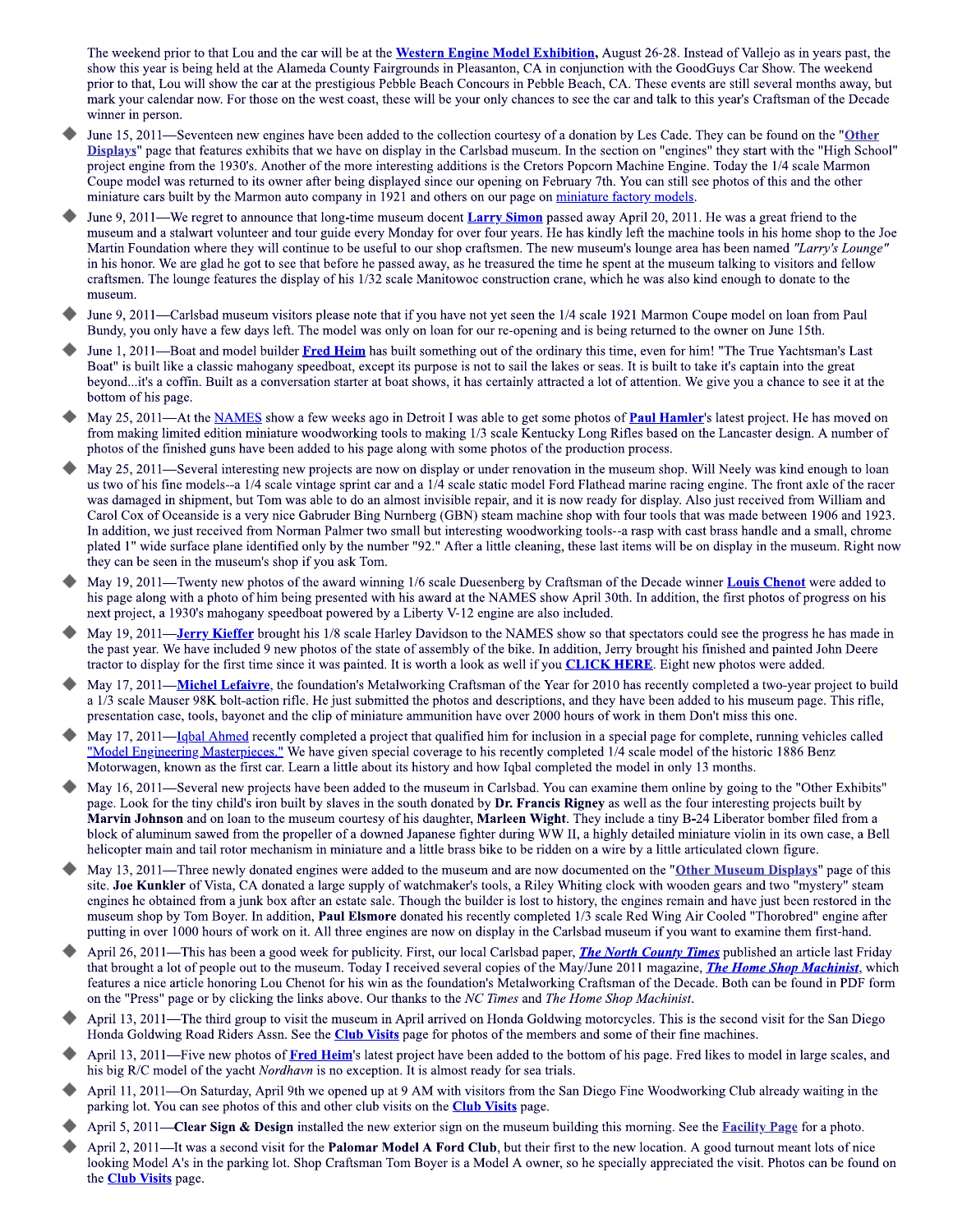The weekend prior to that Lou and the car will be at the **Western Engine Model Exhibition**, August 26-28. Instead of Vallejo as in years past, the show this year is being held at the Alameda County Fairgrounds in Pleasanton, CA in conjunction with the GoodGuys Car Show. The weekend prior to that, Lou will show the car at the prestigious Pebble Beach Concours in Pebble Beach, CA. These events are still several months away, but mark your calendar now. For those on the west coast, these will be your only chances to see the car and talk to this year's Craftsman of the Decade winner in person.

- June 15, 2011—Seventeen new engines have been added to the collection courtesy of a donation by Les Cade. They can be found on the "**Other Displays**" page that features exhibits that we have on display in the Carlsbad museum. In the section on "engines" they start with the "High School" project engine from the 1930's. Another of the more interesting additions is the Cretors Popcorn Machine Engine. Today the 1/4 scale Marmon Coupe model was returned to its owner after being displayed since our opening on February 7th. You can still see photos of this and the other miniature cars built by the Marmon auto company in 1921 and others on our page on miniature factory models.
- June 9, 2011—We regret to announce that long-time museum docent **Larry Simon** passed away April 20, 2011. He was a great friend to the museum and a stalwart volunteer and tour guide every Monday for over four years. He has kindly left the machine tools in his home shop to the Joe Martin Foundation where they will continue to be useful to our shop craftsmen. The new museum's lounge area has been named *"Larry's Lounge"* in his honor. We are glad he got to see that before he passed away, as he treasured the time he spent at the museum talking to visitors and fellow craftsmen. The lounge features the display of his 1/32 scale Manitowoc construction crane, which he was also kind enough to donate to the museum.
- June 9, 2011—Carlsbad museum visitors please note that if you have not yet seen the 1/4 scale 1921 Marmon Coupe model on loan from Paul Bundy, you only have a few days left. The model was only on loan for our re-opening and is being returned to the owner on June 15th.
- June 1, 2011—Boat and model builder **Fred Heim** has built something out of the ordinary this time, even for him! "The True Yachtsman's Last Boat" is built like a classic mahogany speedboat, except its purpose is not to sail the lakes or seas. It is built to take it's captain into the great beyond...it's a coffin. Built as a conversation starter at boat shows, it has certainly attracted a lot of attention. We give you a chance to see it at the bottom of his page.
- May 25, 2011—At the NAMES show a few weeks ago in Detroit I was able to get some photos of **Paul Hamler**'s latest project. He has moved on from making limited edition miniature woodworking tools to making 1/3 scale Kentucky Long Rifles based on the Lancaster design. A number of photos of the finished guns have been added to his page along with some photos of the production process.
- May 25, 2011—Several interesting new projects are now on display or under renovation in the museum shop. Will Neely was kind enough to loan us two of his fine models--a 1/4 scale vintage sprint car and a 1/4 scale static model Ford Flathead marine racing engine. The front axle of the racer was damaged in shipment, but Tom was able to do an almost invisible repair, and it is now ready for display. Also just received from William and Carol Cox of Oceanside is a very nice Gabruder Bing Nurnberg (GBN) steam machine shop with four tools that was made between 1906 and 1923. In addition, we just received from Norman Palmer two small but interesting woodworking tools--a rasp with cast brass handle and a small, chrome plated 1" wide surface plane identified only by the number "92." After a little cleaning, these last items will be on display in the museum. Right now they can be seen in the museum's shop if you ask Tom.
- May 19, 2011—Twenty new photos of the award winning 1/6 scale Duesenberg by Craftsman of the Decade winner **Louis Chenot** were added to his page along with a photo of him being presented with his award at the NAMES show April 30th. In addition, the first photos of progress on his next project, a 1930's mahogany speedboat powered by a Liberty V-12 engine are also included.
- May 19, 2011—**Jerry Kieffer** brought his 1/8 scale Harley Davidson to the NAMES show so that spectators could see the progress he has made in the past year. We have included 9 new photos of the state of assembly of the bike. In addition, Jerry brought his finished and painted John Deere tractor to display for the first time since it was painted. It is worth a look as well if you **CLICK HERE**. Eight new photos were added.
- May 17, 2011—**Michel Lefaivre**, the foundation's Metalworking Craftsman of the Year for 2010 has recently completed a two-year project to build a 1/3 scale Mauser 98K bolt-action rifle. He just submitted the photos and descriptions, and they have been added to his museum page. This rifle, presentation case, tools, bayonet and the clip of miniature ammunition have over 2000 hours of work in them Don't miss this one.
- May 17, 2011—Iqbal Ahmed recently completed a project that qualified him for inclusion in a special page for complete, running vehicles called "Model Engineering Masterpieces." We have given special coverage to his recently completed 1/4 scale model of the historic 1886 Benz Motorwagen, known as the first car. Learn a little about its history and how Iqbal completed the model in only 13 months.
- May 16, 2011—Several new projects have been added to the museum in Carlsbad. You can examine them online by going to the "Other Exhibits" page. Look for the tiny child's iron built by slaves in the south donated by **Dr. Francis Rigney** as well as the four interesting projects built by **Marvin Johnson** and on loan to the museum courtesy of his daughter, **Marleen Wight**. They include a tiny B-24 Liberator bomber filed from a block of aluminum sawed from the propeller of a downed Japanese fighter during WW II, a highly detailed miniature violin in its own case, a Bell helicopter main and tail rotor mechanism in miniature and a little brass bike to be ridden on a wire by a little articulated clown figure.
- May 13, 2011—Three newly donated engines were added to the museum and are now documented on the "**Other Museum Displays**" page of this site. **Joe Kunkler** of Vista, CA donated a large supply of watchmaker's tools, a Riley Whiting clock with wooden gears and two "mystery" steam engines he obtained from a junk box after an estate sale. Though the builder is lost to history, the engines remain and have just been restored in the museum shop by Tom Boyer. In addition, **Paul Elsmore** donated his recently completed 1/3 scale Red Wing Air Cooled "Thorobred" engine after putting in over 1000 hours of work on it. All three engines are now on display in the Carlsbad museum if you want to examine them first-hand.
- April 26, 2011—This has been a good week for publicity. First, our local Carlsbad paper, ***The North County Times*** published an article last Friday that brought a lot of people out to the museum. Today I received several copies of the May/June 2011 magazine, ***The Home Shop Machinist***, which features a nice article honoring Lou Chenot for his win as the foundation's Metalworking Craftsman of the Decade. Both can be found in PDF form on the "Press" page or by clicking the links above. Our thanks to the *NC Times* and *The Home Shop Machinist*.
- April 13, 2011—The third group to visit the museum in April arrived on Honda Goldwing motorcycles. This is the second visit for the San Diego Honda Goldwing Road Riders Assn. See the **Club Visits** page for photos of the members and some of their fine machines.
- April 13, 2011—Five new photos of **Fred Heim**'s latest project have been added to the bottom of his page. Fred likes to model in large scales, and his big R/C model of the yacht *Nordhavn* is no exception. It is almost ready for sea trials.
- April 11, 2011—On Saturday, April 9th we opened up at 9 AM with visitors from the San Diego Fine Woodworking Club already waiting in the parking lot. You can see photos of this and other club visits on the **Club Visits** page.
- April 5, 2011—**Clear Sign & Design** installed the new exterior sign on the museum building this morning. See the **Facility Page** for a photo.
- April 2, 2011—It was a second visit for the **Palomar Model A Ford Club**, but their first to the new location. A good turnout meant lots of nice looking Model A's in the parking lot. Shop Craftsman Tom Boyer is a Model A owner, so he specially appreciated the visit. Photos can be found on the **Club Visits** page.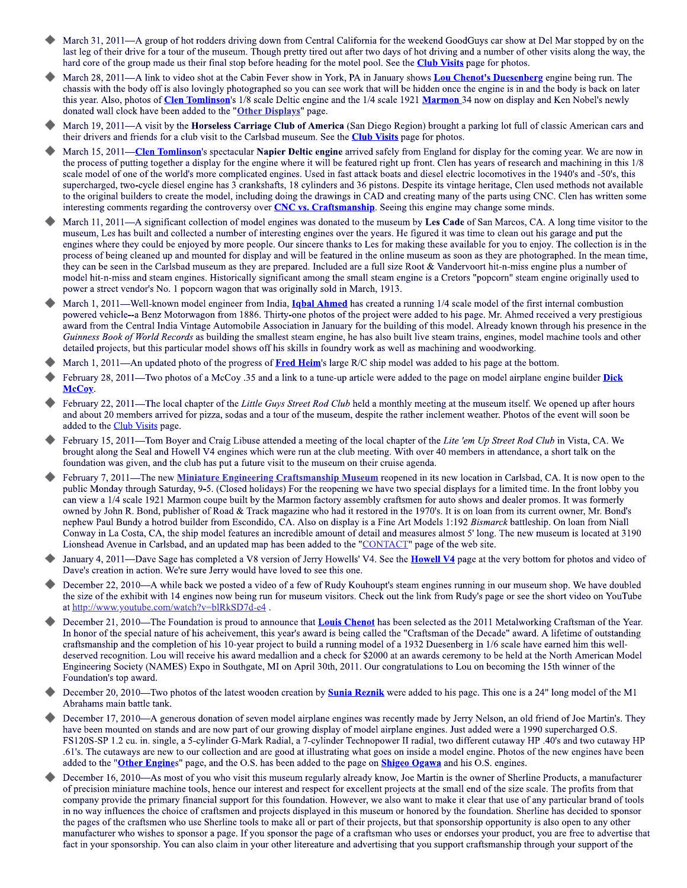- March 31, 2011—A group of hot rodders driving down from Central California for the weekend GoodGuys car show at Del Mar stopped by on the last leg of their drive for a tour of the museum. Though pretty tired out after two days of hot driving and a number of other visits along the way, the hard core of the group made us their final stop before heading for the motel pool. See the **Club Visits** page for photos.
- March 28, 2011—A link to video shot at the Cabin Fever show in York, PA in January shows **Lou Chenot's Duesenberg** engine being run. The chassis with the body off is also lovingly photographed so you can see work that will be hidden once the engine is in and the body is back on later this year. Also, photos of **Clen Tomlinson**'s 1/8 scale Deltic engine and the 1/4 scale 1921 **Marmon** 34 now on display and Ken Nobel's newly donated wall clock have been added to the "**Other Displays**" page.
- March 19, 2011—A visit by the **Horseless Carriage Club of America** (San Diego Region) brought a parking lot full of classic American cars and their drivers and friends for a club visit to the Carlsbad museum. See the **Club Visits** page for photos.
- March 15, 2011—**Clen Tomlinson**'s spectacular **Napier Deltic engine** arrived safely from England for display for the coming year. We are now in the process of putting together a display for the engine where it will be featured right up front. Clen has years of research and machining in this 1/8 scale model of one of the world's more complicated engines. Used in fast attack boats and diesel electric locomotives in the 1940's and -50's, this supercharged, two-cycle diesel engine has 3 crankshafts, 18 cylinders and 36 pistons. Despite its vintage heritage, Clen used methods not available to the original builders to create the model, including doing the drawings in CAD and creating many of the parts using CNC. Clen has written some interesting comments regarding the controversy over **CNC vs. Craftsmanship**. Seeing this engine may change some minds.
- March 11, 2011—A significant collection of model engines was donated to the museum by **Les Cade** of San Marcos, CA. A long time visitor to the museum, Les has built and collected a number of interesting engines over the years. He figured it was time to clean out his garage and put the engines where they could be enjoyed by more people. Our sincere thanks to Les for making these available for you to enjoy. The collection is in the process of being cleaned up and mounted for display and will be featured in the online museum as soon as they are photographed. In the mean time, they can be seen in the Carlsbad museum as they are prepared. Included are a full size Root & Vandervoort hit-n-miss engine plus a number of model hit-n-miss and steam engines. Historically significant among the small steam engine is a Cretors "popcorn" steam engine originally used to power a street vendor's No. 1 popcorn wagon that was originally sold in March, 1913.
- March 1, 2011—Well-known model engineer from India, **Iqbal Ahmed** has created a running 1/4 scale model of the first internal combustion powered vehicle--a Benz Motorwagon from 1886. Thirty-one photos of the project were added to his page. Mr. Ahmed received a very prestigious award from the Central India Vintage Automobile Association in January for the building of this model. Already known through his presence in the *Guinness Book of World Records* as building the smallest steam engine, he has also built live steam trains, engines, model machine tools and other detailed projects, but this particular model shows off his skills in foundry work as well as machining and woodworking.
- March 1, 2011—An updated photo of the progress of **Fred Heim**'s large R/C ship model was added to his page at the bottom.
- February 28, 2011—Two photos of a McCoy .35 and a link to a tune-up article were added to the page on model airplane engine builder **Dick McCoy**.
- February 22, 2011—The local chapter of the *Little Guys Street Rod Club* held a monthly meeting at the museum itself. We opened up after hours and about 20 members arrived for pizza, sodas and a tour of the museum, despite the rather inclement weather. Photos of the event will soon be added to the Club Visits page.
- February 15, 2011—Tom Boyer and Craig Libuse attended a meeting of the local chapter of the *Lite 'em Up Street Rod Club* in Vista, CA. We brought along the Seal and Howell V4 engines which were run at the club meeting. With over 40 members in attendance, a short talk on the foundation was given, and the club has put a future visit to the museum on their cruise agenda.
- February 7, 2011—The new **Miniature Engineering Craftsmanship Museum** reopened in its new location in Carlsbad, CA. It is now open to the public Monday through Saturday, 9-5. (Closed holidays) For the reopening we have two special displays for a limited time. In the front lobby you can view a 1/4 scale 1921 Marmon coupe built by the Marmon factory assembly craftsmen for auto shows and dealer promos. It was formerly owned by John R. Bond, publisher of Road & Track magazine who had it restored in the 1970's. It is on loan from its current owner, Mr. Bond's nephew Paul Bundy a hotrod builder from Escondido, CA. Also on display is a Fine Art Models 1:192 *Bismarck* battleship. On loan from Niall Conway in La Costa, CA, the ship model features an incredible amount of detail and measures almost 5' long. The new museum is located at 3190 Lionshead Avenue in Carlsbad, and an updated map has been added to the "CONTACT" page of the web site.
- January 4, 2011—Dave Sage has completed a V8 version of Jerry Howells' V4. See the **Howell V4** page at the very bottom for photos and video of Dave's creation in action. We're sure Jerry would have loved to see this one.
- December 22, 2010—A while back we posted a video of a few of Rudy Kouhoupt's steam engines running in our museum shop. We have doubled the size of the exhibit with 14 engines now being run for museum visitors. Check out the link from Rudy's page or see the short video on YouTube at http://www.youtube.com/watch?v=blRkSD7d-e4 .
- December 21, 2010—The Foundation is proud to announce that **Louis Chenot** has been selected as the 2011 Metalworking Craftsman of the Year. In honor of the special nature of his acheivement, this year's award is being called the "Craftsman of the Decade" award. A lifetime of outstanding craftsmanship and the completion of his 10-year project to build a running model of a 1932 Duesenberg in 1/6 scale have earned him this well-deserved recognition. Lou will receive his award medallion and a check for $2000 at an awards ceremony to be held at the North American Model Engineering Society (NAMES) Expo in Southgate, MI on April 30th, 2011. Our congratulations to Lou on becoming the 15th winner of the Foundation's top award.
- December 20, 2010—Two photos of the latest wooden creation by **Sunia Reznik** were added to his page. This one is a 24" long model of the M1 Abrahams main battle tank.
- December 17, 2010—A generous donation of seven model airplane engines was recently made by Jerry Nelson, an old friend of Joe Martin's. They have been mounted on stands and are now part of our growing display of model airplane engines. Just added were a 1990 supercharged O.S. FS120S-SP 1.2 cu. in. single, a 5-cylinder G-Mark Radial, a 7-cylinder Technopower II radial, two different cutaway HP .40's and two cutaway HP .61's. The cutaways are new to our collection and are good at illustrating what goes on inside a model engine. Photos of the new engines have been added to the "**Other Engines**" page, and the O.S. has been added to the page on **Shigeo Ogawa** and his O.S. engines.
- December 16, 2010—As most of you who visit this museum regularly already know, Joe Martin is the owner of Sherline Products, a manufacturer of precision miniature machine tools, hence our interest and respect for excellent projects at the small end of the size scale. The profits from that company provide the primary financial support for this foundation. However, we also want to make it clear that use of any particular brand of tools in no way influences the choice of craftsmen and projects displayed in this museum or honored by the foundation. Sherline has decided to sponsor the pages of the craftsmen who use Sherline tools to make all or part of their projects, but that sponsorship opportunity is also open to any other manufacturer who wishes to sponsor a page. If you sponsor the page of a craftsman who uses or endorses your product, you are free to advertise that fact in your sponsorship. You can also claim in your other litereature and advertising that you support craftsmanship through your support of the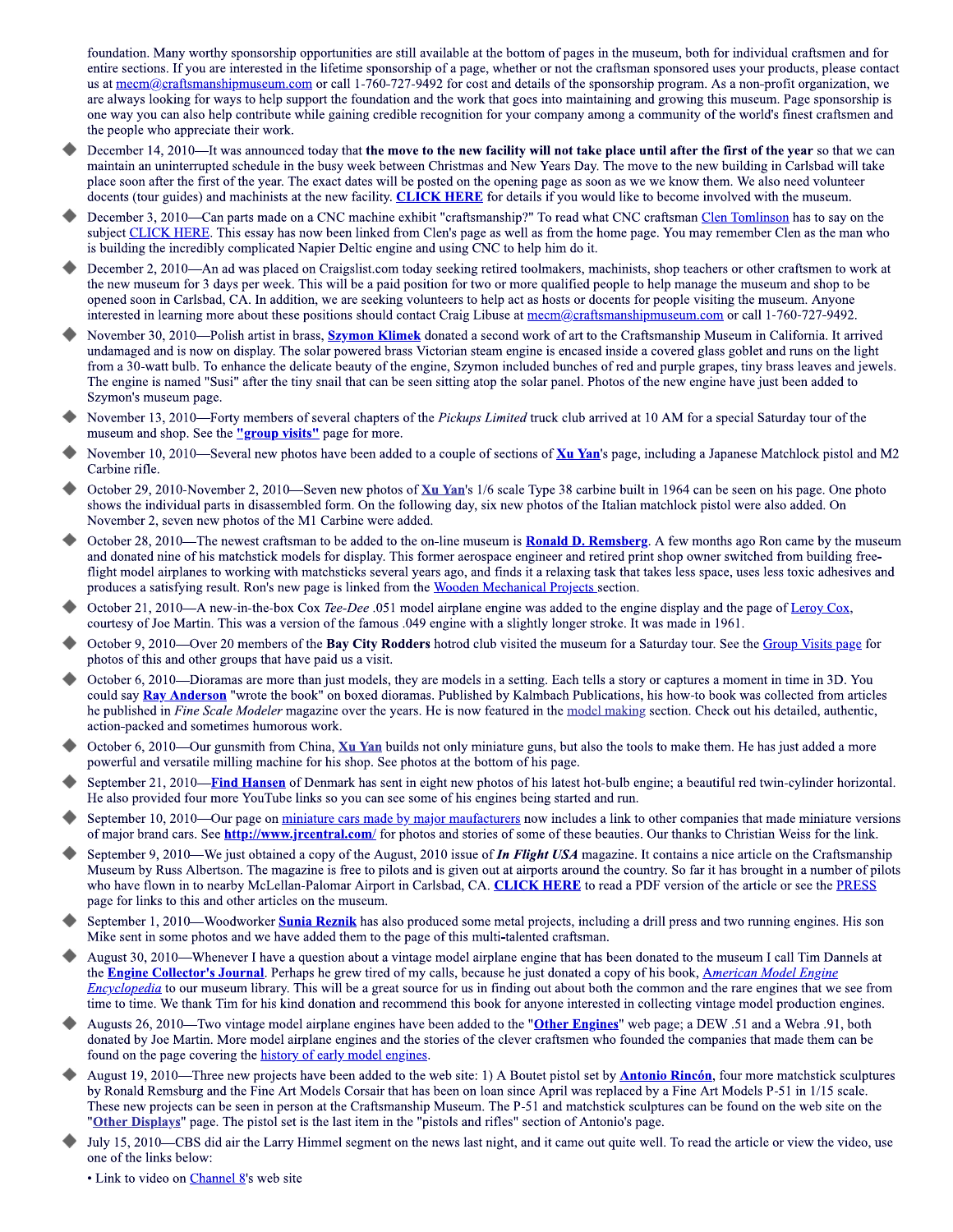foundation. Many worthy sponsorship opportunities are still available at the bottom of pages in the museum, both for individual craftsmen and for entire sections. If you are interested in the lifetime sponsorship of a page, whether or not the craftsman sponsored uses your products, please contact us at mecm@craftsmanshipmuseum.com or call 1-760-727-9492 for cost and details of the sponsorship program. As a non-profit organization, we are always looking for ways to help support the foundation and the work that goes into maintaining and growing this museum. Page sponsorship is one way you can also help contribute while gaining credible recognition for your company among a community of the world's finest craftsmen and the people who appreciate their work.

- December 14, 2010—It was announced today that **the move to the new facility will not take place until after the first of the year** so that we can maintain an uninterrupted schedule in the busy week between Christmas and New Years Day. The move to the new building in Carlsbad will take place soon after the first of the year. The exact dates will be posted on the opening page as soon as we we know them. We also need volunteer docents (tour guides) and machinists at the new facility. **CLICK HERE** for details if you would like to become involved with the museum.
- December 3, 2010—Can parts made on a CNC machine exhibit "craftsmanship?" To read what CNC craftsman Clen Tomlinson has to say on the subject CLICK HERE. This essay has now been linked from Clen's page as well as from the home page. You may remember Clen as the man who is building the incredibly complicated Napier Deltic engine and using CNC to help him do it.
- December 2, 2010—An ad was placed on Craigslist.com today seeking retired toolmakers, machinists, shop teachers or other craftsmen to work at the new museum for 3 days per week. This will be a paid position for two or more qualified people to help manage the museum and shop to be opened soon in Carlsbad, CA. In addition, we are seeking volunteers to help act as hosts or docents for people visiting the museum. Anyone interested in learning more about these positions should contact Craig Libuse at mecm@craftsmanshipmuseum.com or call 1-760-727-9492.
- November 30, 2010—Polish artist in brass, **Szymon Klimek** donated a second work of art to the Craftsmanship Museum in California. It arrived undamaged and is now on display. The solar powered brass Victorian steam engine is encased inside a covered glass goblet and runs on the light from a 30-watt bulb. To enhance the delicate beauty of the engine, Szymon included bunches of red and purple grapes, tiny brass leaves and jewels. The engine is named "Susi" after the tiny snail that can be seen sitting atop the solar panel. Photos of the new engine have just been added to Szymon's museum page.
- November 13, 2010—Forty members of several chapters of the *Pickups Limited* truck club arrived at 10 AM for a special Saturday tour of the museum and shop. See the **"group visits"** page for more.
- November 10, 2010—Several new photos have been added to a couple of sections of **Xu Yan**'s page, including a Japanese Matchlock pistol and M2 Carbine rifle.
- October 29, 2010-November 2, 2010—Seven new photos of **Xu Yan**'s 1/6 scale Type 38 carbine built in 1964 can be seen on his page. One photo shows the individual parts in disassembled form. On the following day, six new photos of the Italian matchlock pistol were also added. On November 2, seven new photos of the M1 Carbine were added.
- October 28, 2010—The newest craftsman to be added to the on-line museum is **Ronald D. Remsberg**. A few months ago Ron came by the museum and donated nine of his matchstick models for display. This former aerospace engineer and retired print shop owner switched from building free-flight model airplanes to working with matchsticks several years ago, and finds it a relaxing task that takes less space, uses less toxic adhesives and produces a satisfying result. Ron's new page is linked from the Wooden Mechanical Projects section.
- October 21, 2010—A new-in-the-box Cox *Tee-Dee* .051 model airplane engine was added to the engine display and the page of Leroy Cox, courtesy of Joe Martin. This was a version of the famous .049 engine with a slightly longer stroke. It was made in 1961.
- October 9, 2010—Over 20 members of the **Bay City Rodders** hotrod club visited the museum for a Saturday tour. See the Group Visits page for photos of this and other groups that have paid us a visit.
- October 6, 2010—Dioramas are more than just models, they are models in a setting. Each tells a story or captures a moment in time in 3D. You could say **Ray Anderson** "wrote the book" on boxed dioramas. Published by Kalmbach Publications, his how-to book was collected from articles he published in *Fine Scale Modeler* magazine over the years. He is now featured in the model making section. Check out his detailed, authentic, action-packed and sometimes humorous work.
- October 6, 2010—Our gunsmith from China, **Xu Yan** builds not only miniature guns, but also the tools to make them. He has just added a more powerful and versatile milling machine for his shop. See photos at the bottom of his page.
- September 21, 2010—**Find Hansen** of Denmark has sent in eight new photos of his latest hot-bulb engine; a beautiful red twin-cylinder horizontal. He also provided four more YouTube links so you can see some of his engines being started and run.
- September 10, 2010—Our page on miniature cars made by major maufacturers now includes a link to other companies that made miniature versions of major brand cars. See **http://www.jrcentral.com/** for photos and stories of some of these beauties. Our thanks to Christian Weiss for the link.
- September 9, 2010—We just obtained a copy of the August, 2010 issue of ***In Flight USA*** magazine. It contains a nice article on the Craftsmanship Museum by Russ Albertson. The magazine is free to pilots and is given out at airports around the country. So far it has brought in a number of pilots who have flown in to nearby McLellan-Palomar Airport in Carlsbad, CA. **CLICK HERE** to read a PDF version of the article or see the PRESS page for links to this and other articles on the museum.
- September 1, 2010—Woodworker **Sunia Reznik** has also produced some metal projects, including a drill press and two running engines. His son Mike sent in some photos and we have added them to the page of this multi-talented craftsman.
- August 30, 2010—Whenever I have a question about a vintage model airplane engine that has been donated to the museum I call Tim Dannels at the **Engine Collector's Journal**. Perhaps he grew tired of my calls, because he just donated a copy of his book, *American Model Engine Encyclopedia* to our museum library. This will be a great source for us in finding out about both the common and the rare engines that we see from time to time. We thank Tim for his kind donation and recommend this book for anyone interested in collecting vintage model production engines.
- Augusts 26, 2010—Two vintage model airplane engines have been added to the "**Other Engines**" web page; a DEW .51 and a Webra .91, both donated by Joe Martin. More model airplane engines and the stories of the clever craftsmen who founded the companies that made them can be found on the page covering the history of early model engines.
- August 19, 2010—Three new projects have been added to the web site: 1) A Boutet pistol set by **Antonio Rincón**, four more matchstick sculptures by Ronald Remsburg and the Fine Art Models Corsair that has been on loan since April was replaced by a Fine Art Models P-51 in 1/15 scale. These new projects can be seen in person at the Craftsmanship Museum. The P-51 and matchstick sculptures can be found on the web site on the "**Other Displays**" page. The pistol set is the last item in the "pistols and rifles" section of Antonio's page.
- July 15, 2010—CBS did air the Larry Himmel segment on the news last night, and it came out quite well. To read the article or view the video, use one of the links below:
  - Link to video on Channel 8's web site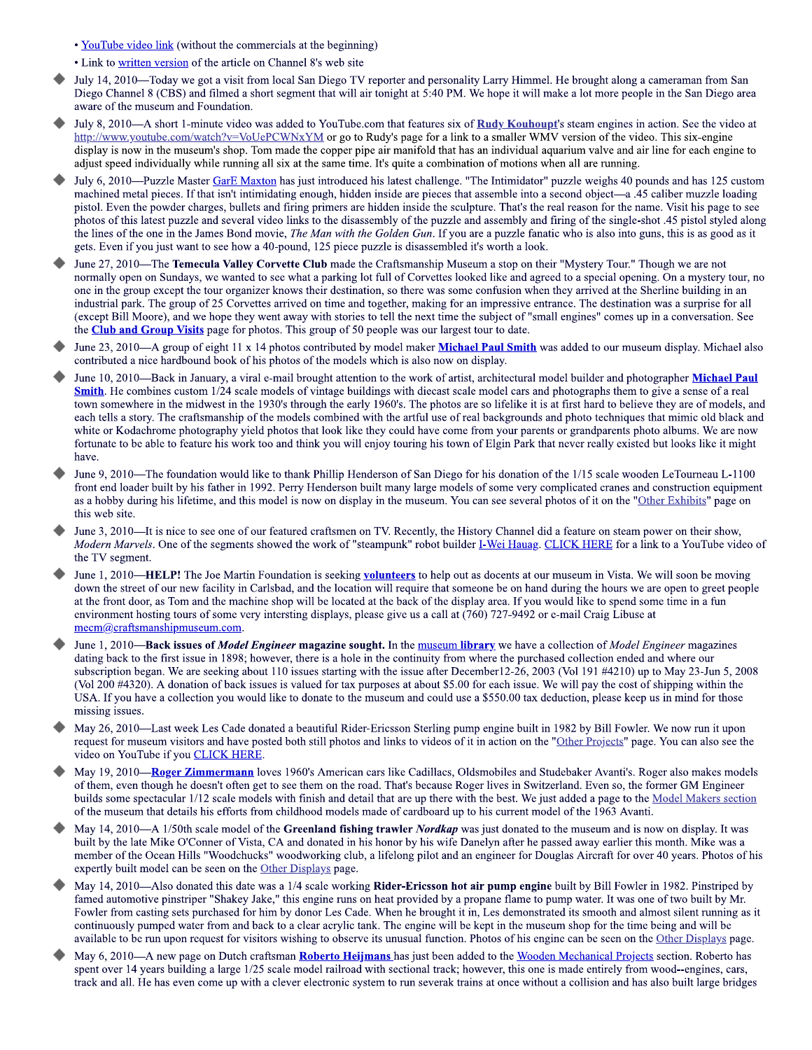- YouTube video link (without the commercials at the beginning)
- Link to written version of the article on Channel 8's web site

- July 14, 2010—Today we got a visit from local San Diego TV reporter and personality Larry Himmel. He brought along a cameraman from San Diego Channel 8 (CBS) and filmed a short segment that will air tonight at 5:40 PM. We hope it will make a lot more people in the San Diego area aware of the museum and Foundation.

- July 8, 2010—A short 1-minute video was added to YouTube.com that features six of **Rudy Kouhoupt**'s steam engines in action. See the video at http://www.youtube.com/watch?v=VoUePCWNxYM or go to Rudy's page for a link to a smaller WMV version of the video. This six-engine display is now in the museum's shop. Tom made the copper pipe air manifold that has an individual aquarium valve and air line for each engine to adjust speed individually while running all six at the same time. It's quite a combination of motions when all are running.

- July 6, 2010—Puzzle Master GarE Maxton has just introduced his latest challenge. "The Intimidator" puzzle weighs 40 pounds and has 125 custom machined metal pieces. If that isn't intimidating enough, hidden inside are pieces that assemble into a second object—a .45 caliber muzzle loading pistol. Even the powder charges, bullets and firing primers are hidden inside the sculpture. That's the real reason for the name. Visit his page to see photos of this latest puzzle and several video links to the disassembly of the puzzle and assembly and firing of the single-shot .45 pistol styled along the lines of the one in the James Bond movie, *The Man with the Golden Gun*. If you are a puzzle fanatic who is also into guns, this is as good as it gets. Even if you just want to see how a 40-pound, 125 piece puzzle is disassembled it's worth a look.

- June 27, 2010—The **Temecula Valley Corvette Club** made the Craftsmanship Museum a stop on their "Mystery Tour." Though we are not normally open on Sundays, we wanted to see what a parking lot full of Corvettes looked like and agreed to a special opening. On a mystery tour, no one in the group except the tour organizer knows their destination, so there was some confusion when they arrived at the Sherline building in an industrial park. The group of 25 Corvettes arrived on time and together, making for an impressive entrance. The destination was a surprise for all (except Bill Moore), and we hope they went away with stories to tell the next time the subject of "small engines" comes up in a conversation. See the **Club and Group Visits** page for photos. This group of 50 people was our largest tour to date.

- June 23, 2010—A group of eight 11 x 14 photos contributed by model maker **Michael Paul Smith** was added to our museum display. Michael also contributed a nice hardbound book of his photos of the models which is also now on display.

- June 10, 2010—Back in January, a viral e-mail brought attention to the work of artist, architectural model builder and photographer **Michael Paul Smith**. He combines custom 1/24 scale models of vintage buildings with diecast scale model cars and photographs them to give a sense of a real town somewhere in the midwest in the 1930's through the early 1960's. The photos are so lifelike it is at first hard to believe they are of models, and each tells a story. The craftsmanship of the models combined with the artful use of real backgrounds and photo techniques that mimic old black and white or Kodachrome photography yield photos that look like they could have come from your parents or grandparents photo albums. We are now fortunate to be able to feature his work too and think you will enjoy touring his town of Elgin Park that never really existed but looks like it might have.

- June 9, 2010—The foundation would like to thank Phillip Henderson of San Diego for his donation of the 1/15 scale wooden LeTourneau L-1100 front end loader built by his father in 1992. Perry Henderson built many large models of some very complicated cranes and construction equipment as a hobby during his lifetime, and this model is now on display in the museum. You can see several photos of it on the "Other Exhibits" page on this web site.

- June 3, 2010—It is nice to see one of our featured craftsmen on TV. Recently, the History Channel did a feature on steam power on their show, *Modern Marvels*. One of the segments showed the work of "steampunk" robot builder I-Wei Hauag. CLICK HERE for a link to a YouTube video of the TV segment.

- June 1, 2010—**HELP!** The Joe Martin Foundation is seeking **volunteers** to help out as docents at our museum in Vista. We will soon be moving down the street of our new facility in Carlsbad, and the location will require that someone be on hand during the hours we are open to greet people at the front door, as Tom and the machine shop will be located at the back of the display area. If you would like to spend some time in a fun environment hosting tours of some very intersting displays, please give us a call at (760) 727-9492 or e-mail Craig Libuse at mecm@craftsmanshipmuseum.com.

- June 1, 2010—**Back issues of *Model Engineer* magazine sought.** In the museum library we have a collection of *Model Engineer* magazines dating back to the first issue in 1898; however, there is a hole in the continuity from where the purchased collection ended and where our subscription began. We are seeking about 110 issues starting with the issue after December12-26, 2003 (Vol 191 #4210) up to May 23-Jun 5, 2008 (Vol 200 #4320). A donation of back issues is valued for tax purposes at about $5.00 for each issue. We will pay the cost of shipping within the USA. If you have a collection you would like to donate to the museum and could use a $550.00 tax deduction, please keep us in mind for those missing issues.

- May 26, 2010—Last week Les Cade donated a beautiful Rider-Ericsson Sterling pump engine built in 1982 by Bill Fowler. We now run it upon request for museum visitors and have posted both still photos and links to videos of it in action on the "Other Projects" page. You can also see the video on YouTube if you CLICK HERE.

- May 19, 2010—**Roger Zimmermann** loves 1960's American cars like Cadillacs, Oldsmobiles and Studebaker Avanti's. Roger also makes models of them, even though he doesn't often get to see them on the road. That's because Roger lives in Switzerland. Even so, the former GM Engineer builds some spectacular 1/12 scale models with finish and detail that are up there with the best. We just added a page to the Model Makers section of the museum that details his efforts from childhood models made of cardboard up to his current model of the 1963 Avanti.

- May 14, 2010—A 1/50th scale model of the **Greenland fishing trawler *Nordkap*** was just donated to the museum and is now on display. It was built by the late Mike O'Conner of Vista, CA and donated in his honor by his wife Danelyn after he passed away earlier this month. Mike was a member of the Ocean Hills "Woodchucks" woodworking club, a lifelong pilot and an engineer for Douglas Aircraft for over 40 years. Photos of his expertly built model can be seen on the Other Displays page.

- May 14, 2010—Also donated this date was a 1/4 scale working **Rider-Ericsson hot air pump engine** built by Bill Fowler in 1982. Pinstriped by famed automotive pinstriper "Shakey Jake," this engine runs on heat provided by a propane flame to pump water. It was one of two built by Mr. Fowler from casting sets purchased for him by donor Les Cade. When he brought it in, Les demonstrated its smooth and almost silent running as it continuously pumped water from and back to a clear acrylic tank. The engine will be kept in the museum shop for the time being and will be available to be run upon request for visitors wishing to observe its unusual function. Photos of his engine can be seen on the Other Displays page.

- May 6, 2010—A new page on Dutch craftsman **Roberto Heijmans** has just been added to the Wooden Mechanical Projects section. Roberto has spent over 14 years building a large 1/25 scale model railroad with sectional track; however, this one is made entirely from wood--engines, cars, track and all. He has even come up with a clever electronic system to run severak trains at once without a collision and has also built large bridges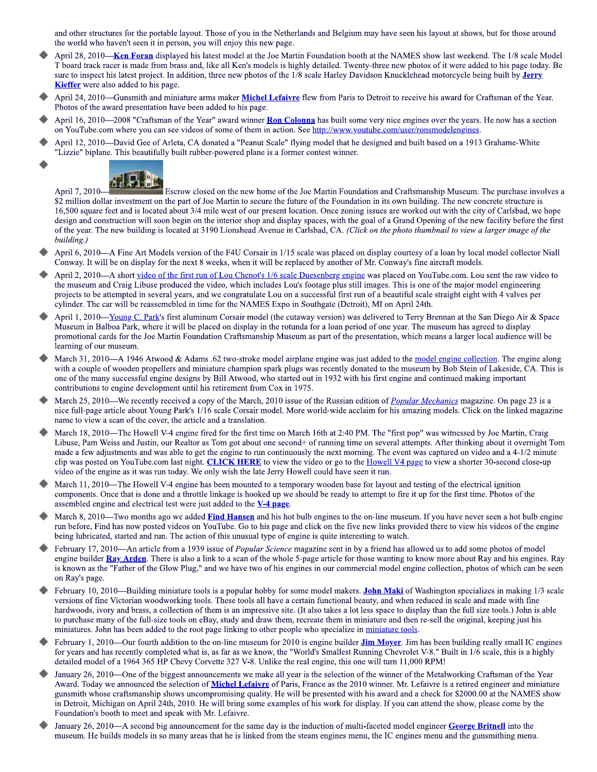and other structures for the portable layout. Those of you in the Netherlands and Belgium may have seen his layout at shows, but for those around the world who haven't seen it in person, you will enjoy this new page.

- April 28, 2010—**Ken Foran** displayed his latest model at the Joe Martin Foundation booth at the NAMES show last weekend. The 1/8 scale Model T board track racer is made from brass and, like all Ken's models is highly detailed. Twenty-three new photos of it were added to his page today. Be sure to inspect his latest project. In addition, three new photos of the 1/8 scale Harley Davidson Knucklehead motorcycle being built by **Jerry Kieffer** were also added to his page.
- April 24, 2010—Gunsmith and miniature arms maker **Michel Lefaivre** flew from Paris to Detroit to receive his award for Craftsman of the Year. Photos of the award presentation have been added to his page.
- April 16, 2010—2008 "Craftsman of the Year" award winner **Ron Colonna** has built some very nice engines over the years. He now has a section on YouTube.com where you can see videos of some of them in action. See http://www.youtube.com/user/ronsmodelengines.
- April 12, 2010—David Gee of Arleta, CA donated a "Peanut Scale" flying model that he designed and built based on a 1913 Grahame-White "Lizzie" biplane. This beautifully built rubber-powered plane is a former contest winner.
- April 7, 2010— Escrow closed on the new home of the Joe Martin Foundation and Craftsmanship Museum. The purchase involves a $2 million dollar investment on the part of Joe Martin to secure the future of the Foundation in its own building. The new concrete structure is 16,500 square feet and is located about 3/4 mile west of our present location. Once zoning issues are worked out with the city of Carlsbad, we hope design and construction will soon begin on the interior shop and display spaces, with the goal of a Grand Opening of the new facility before the first of the year. The new building is located at 3190 Lionshead Avenue in Carlsbad, CA. *(Click on the photo thumbnail to view a larger image of the building.)*
- April 6, 2010—A Fine Art Models version of the F4U Corsair in 1/15 scale was placed on display courtesy of a loan by local model collector Niall Conway. It will be on display for the next 8 weeks, when it will be replaced by another of Mr. Conway's fine aircraft models.
- April 2, 2010—A short video of the first run of Lou Chenot's 1/6 scale Duesenberg engine was placed on YouTube.com. Lou sent the raw video to the museum and Craig Libuse produced the video, which includes Lou's footage plus still images. This is one of the major model engineering projects to be attempted in several years, and we congratulate Lou on a successful first run of a beautiful scale straight eight with 4 valves per cylinder. The car will be reassembled in time for the NAMES Expo in Southgate (Detroit), MI on April 24th.
- April 1, 2010—Young C. Park's first aluminum Corsair model (the cutaway version) was delivered to Terry Brennan at the San Diego Air & Space Museum in Balboa Park, where it will be placed on display in the rotunda for a loan period of one year. The museum has agreed to display promotional cards for the Joe Martin Foundation Craftsmanship Museum as part of the presentation, which means a larger local audience will be learning of our museum.
- March 31, 2010—A 1946 Atwood & Adams .62 two-stroke model airplane engine was just added to the model engine collection. The engine along with a couple of wooden propellers and miniature champion spark plugs was recently donated to the museum by Bob Stein of Lakeside, CA. This is one of the many successful engine designs by Bill Atwood, who started out in 1932 with his first engine and continued making important contributions to engine development until his retirement from Cox in 1975.
- March 25, 2010—We recently received a copy of the March, 2010 issue of the Russian edition of *Popular Mechanics* magazine. On page 23 is a nice full-page article about Young Park's 1/16 scale Corsair model. More world-wide acclaim for his amazing models. Click on the linked magazine name to view a scan of the cover, the article and a translation.
- March 18, 2010—The Howell V-4 engine fired for the first time on March 16th at 2:40 PM. The "first pop" was witnessed by Joe Martin, Craig Libuse, Pam Weiss and Justin, our Realtor as Tom got about one second+ of running time on several attempts. After thinking about it overnight Tom made a few adjustments and was able to get the engine to run continuously the next morning. The event was captured on video and a 4-1/2 minute clip was posted on YouTube.com last night. **CLICK HERE** to view the video or go to the Howell V4 page to view a shorter 30-second close-up video of the engine as it was run today. We only wish the late Jerry Howell could have seen it run.
- March 11, 2010—The Howell V-4 engine has been mounted to a temporary wooden base for layout and testing of the electrical ignition components. Once that is done and a throttle linkage is hooked up we should be ready to attempt to fire it up for the first time. Photos of the assembled engine and electrical test were just added to the **V-4 page**.
- March 8, 2010—Two months ago we added **Find Hansen** and his hot bulb engines to the on-line museum. If you have never seen a hot bulb engine run before, Find has now posted videos on YouTube. Go to his page and click on the five new links provided there to view his videos of the engine being lubricated, started and run. The action of this unusual type of engine is quite interesting to watch.
- February 17, 2010—An article from a 1939 issue of *Popular Science* magazine sent in by a friend has allowed us to add some photos of model engine builder **Ray Arden**. There is also a link to a scan of the whole 5-page article for those wanting to know more about Ray and his engines. Ray is known as the "Father of the Glow Plug," and we have two of his engines in our commercial model engine collection, photos of which can be seen on Ray's page.
- February 10, 2010—Building miniature tools is a popular hobby for some model makers. **John Maki** of Washington specializes in making 1/3 scale versions of fine Victorian woodworking tools. These tools all have a certain functional beauty, and when reduced in scale and made with fine hardwoods, ivory and brass, a collection of them is an impressive site. (It also takes a lot less space to display than the full size tools.) John is able to purchase many of the full-size tools on eBay, study and draw them, recreate them in miniature and then re-sell the original, keeping just his miniatures. John has been added to the root page linking to other people who specialize in miniature tools.
- February 1, 2010—Our fourth addition to the on-line museum for 2010 is engine builder **Jim Moyer**. Jim has been building really small IC engines for years and has recently completed what is, as far as we know, the "World's Smallest Running Chevrolet V-8." Built in 1/6 scale, this is a highly detailed model of a 1964 365 HP Chevy Corvette 327 V-8. Unlike the real engine, this one will turn 11,000 RPM!
- January 26, 2010—One of the biggest announcements we make all year is the selection of the winner of the Metalworking Craftsman of the Year Award. Today we announced the selection of **Michel Lefaivre** of Paris, France as the 2010 winner. Mr. Lefaivre is a retired engineer and miniature gunsmith whose craftsmanship shows uncompromising quality. He will be presented with his award and a check for $2000.00 at the NAMES show in Detroit, Michigan on April 24th, 2010. He will bring some examples of his work for display. If you can attend the show, please come by the Foundation's booth to meet and speak with Mr. Lefaivre.
- January 26, 2010—A second big announcement for the same day is the induction of multi-faceted model engineer **George Britnell** into the museum. He builds models in so many areas that he is linked from the steam engines menu, the IC engines menu and the gunsmithing menu.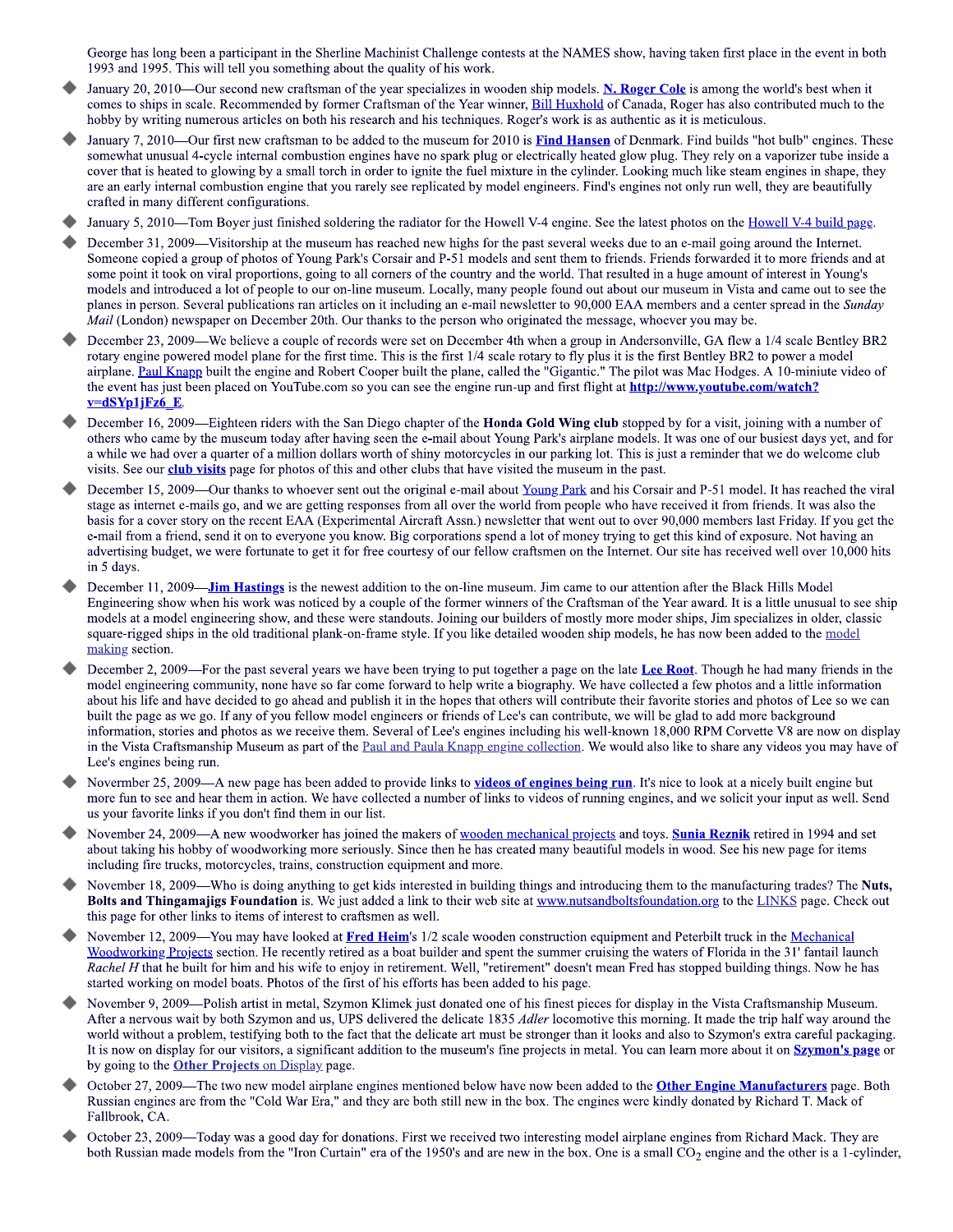George has long been a participant in the Sherline Machinist Challenge contests at the NAMES show, having taken first place in the event in both 1993 and 1995. This will tell you something about the quality of his work.

- January 20, 2010—Our second new craftsman of the year specializes in wooden ship models. **N. Roger Cole** is among the world's best when it comes to ships in scale. Recommended by former Craftsman of the Year winner, Bill Huxhold of Canada, Roger has also contributed much to the hobby by writing numerous articles on both his research and his techniques. Roger's work is as authentic as it is meticulous.
- January 7, 2010—Our first new craftsman to be added to the museum for 2010 is **Find Hansen** of Denmark. Find builds "hot bulb" engines. These somewhat unusual 4-cycle internal combustion engines have no spark plug or electrically heated glow plug. They rely on a vaporizer tube inside a cover that is heated to glowing by a small torch in order to ignite the fuel mixture in the cylinder. Looking much like steam engines in shape, they are an early internal combustion engine that you rarely see replicated by model engineers. Find's engines not only run well, they are beautifully crafted in many different configurations.
- January 5, 2010—Tom Boyer just finished soldering the radiator for the Howell V-4 engine. See the latest photos on the Howell V-4 build page.
- December 31, 2009—Visitorship at the museum has reached new highs for the past several weeks due to an e-mail going around the Internet. Someone copied a group of photos of Young Park's Corsair and P-51 models and sent them to friends. Friends forwarded it to more friends and at some point it took on viral proportions, going to all corners of the country and the world. That resulted in a huge amount of interest in Young's models and introduced a lot of people to our on-line museum. Locally, many people found out about our museum in Vista and came out to see the planes in person. Several publications ran articles on it including an e-mail newsletter to 90,000 EAA members and a center spread in the *Sunday Mail* (London) newspaper on December 20th. Our thanks to the person who originated the message, whoever you may be.
- December 23, 2009—We believe a couple of records were set on December 4th when a group in Andersonville, GA flew a 1/4 scale Bentley BR2 rotary engine powered model plane for the first time. This is the first 1/4 scale rotary to fly plus it is the first Bentley BR2 to power a model airplane. Paul Knapp built the engine and Robert Cooper built the plane, called the "Gigantic." The pilot was Mac Hodges. A 10-miniute video of the event has just been placed on YouTube.com so you can see the engine run-up and first flight at **http://www.youtube.com/watch?v=dSYp1jFz6_E**.
- December 16, 2009—Eighteen riders with the San Diego chapter of the **Honda Gold Wing club** stopped by for a visit, joining with a number of others who came by the museum today after having seen the e-mail about Young Park's airplane models. It was one of our busiest days yet, and for a while we had over a quarter of a million dollars worth of shiny motorcycles in our parking lot. This is just a reminder that we do welcome club visits. See our **club visits** page for photos of this and other clubs that have visited the museum in the past.
- December 15, 2009—Our thanks to whoever sent out the original e-mail about Young Park and his Corsair and P-51 model. It has reached the viral stage as internet e-mails go, and we are getting responses from all over the world from people who have received it from friends. It was also the basis for a cover story on the recent EAA (Experimental Aircraft Assn.) newsletter that went out to over 90,000 members last Friday. If you get the e-mail from a friend, send it on to everyone you know. Big corporations spend a lot of money trying to get this kind of exposure. Not having an advertising budget, we were fortunate to get it for free courtesy of our fellow craftsmen on the Internet. Our site has received well over 10,000 hits in 5 days.
- December 11, 2009—**Jim Hastings** is the newest addition to the on-line museum. Jim came to our attention after the Black Hills Model Engineering show when his work was noticed by a couple of the former winners of the Craftsman of the Year award. It is a little unusual to see ship models at a model engineering show, and these were standouts. Joining our builders of mostly more moder ships, Jim specializes in older, classic square-rigged ships in the old traditional plank-on-frame style. If you like detailed wooden ship models, he has now been added to the model making section.
- December 2, 2009—For the past several years we have been trying to put together a page on the late **Lee Root**. Though he had many friends in the model engineering community, none have so far come forward to help write a biography. We have collected a few photos and a little information about his life and have decided to go ahead and publish it in the hopes that others will contribute their favorite stories and photos of Lee so we can built the page as we go. If any of you fellow model engineers or friends of Lee's can contribute, we will be glad to add more background information, stories and photos as we receive them. Several of Lee's engines including his well-known 18,000 RPM Corvette V8 are now on display in the Vista Craftsmanship Museum as part of the Paul and Paula Knapp engine collection. We would also like to share any videos you may have of Lee's engines being run.
- Novermber 25, 2009—A new page has been added to provide links to **videos of engines being run**. It's nice to look at a nicely built engine but more fun to see and hear them in action. We have collected a number of links to videos of running engines, and we solicit your input as well. Send us your favorite links if you don't find them in our list.
- November 24, 2009—A new woodworker has joined the makers of wooden mechanical projects and toys. **Sunia Reznik** retired in 1994 and set about taking his hobby of woodworking more seriously. Since then he has created many beautiful models in wood. See his new page for items including fire trucks, motorcycles, trains, construction equipment and more.
- November 18, 2009—Who is doing anything to get kids interested in building things and introducing them to the manufacturing trades? The **Nuts, Bolts and Thingamajigs Foundation** is. We just added a link to their web site at www.nutsandboltsfoundation.org to the LINKS page. Check out this page for other links to items of interest to craftsmen as well.
- November 12, 2009—You may have looked at **Fred Heim**'s 1/2 scale wooden construction equipment and Peterbilt truck in the Mechanical Woodworking Projects section. He recently retired as a boat builder and spent the summer cruising the waters of Florida in the 31' fantail launch *Rachel H* that he built for him and his wife to enjoy in retirement. Well, "retirement" doesn't mean Fred has stopped building things. Now he has started working on model boats. Photos of the first of his efforts has been added to his page.
- November 9, 2009—Polish artist in metal, Szymon Klimek just donated one of his finest pieces for display in the Vista Craftsmanship Museum. After a nervous wait by both Szymon and us, UPS delivered the delicate 1835 *Adler* locomotive this morning. It made the trip half way around the world without a problem, testifying both to the fact that the delicate art must be stronger than it looks and also to Szymon's extra careful packaging. It is now on display for our visitors, a significant addition to the museum's fine projects in metal. You can learn more about it on **Szymon's page** or by going to the **Other Projects** on Display page.
- October 27, 2009—The two new model airplane engines mentioned below have now been added to the **Other Engine Manufacturers** page. Both Russian engines are from the "Cold War Era," and they are both still new in the box. The engines were kindly donated by Richard T. Mack of Fallbrook, CA.
- October 23, 2009—Today was a good day for donations. First we received two interesting model airplane engines from Richard Mack. They are both Russian made models from the "Iron Curtain" era of the 1950's and are new in the box. One is a small $CO_2$ engine and the other is a 1-cylinder,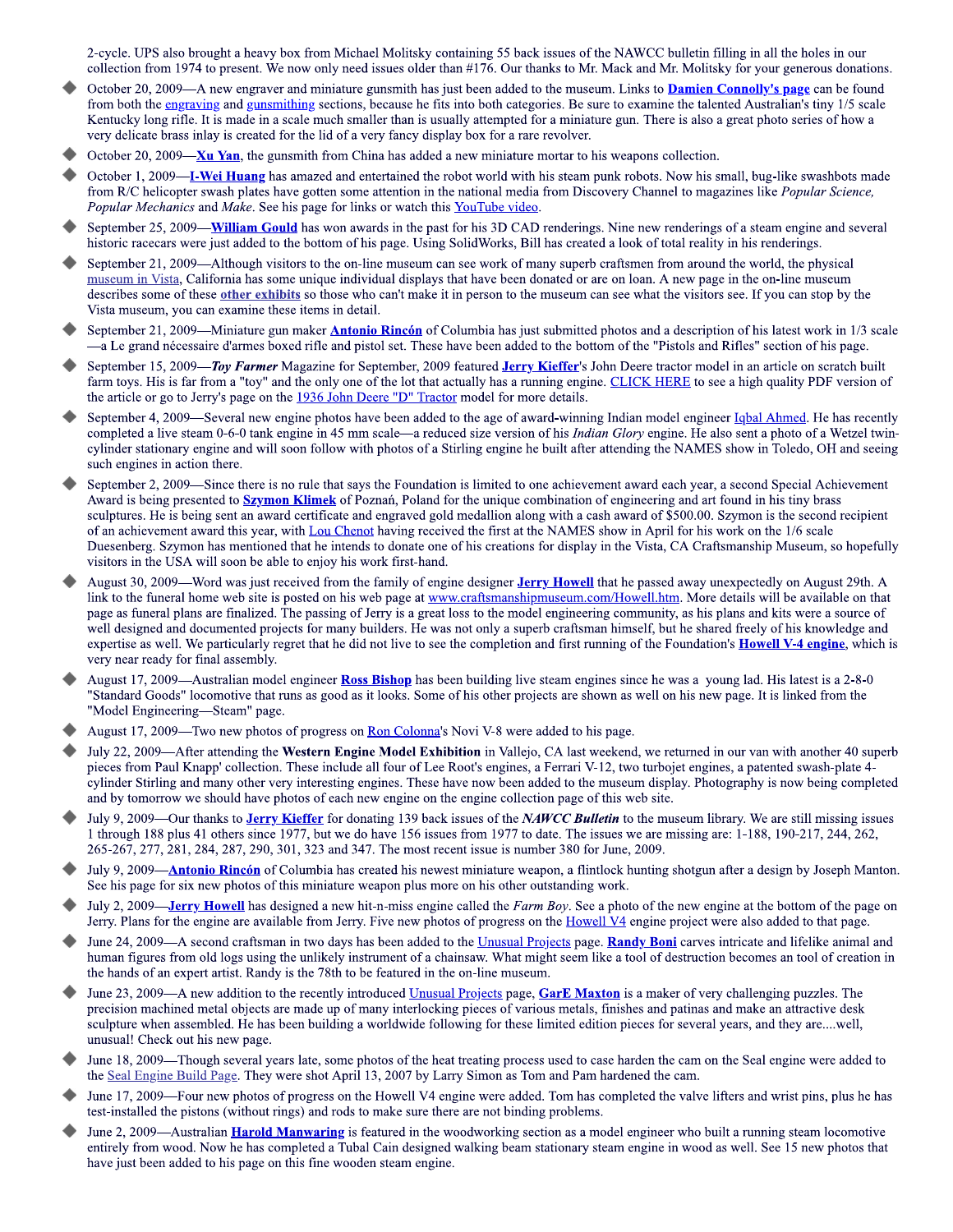2-cycle. UPS also brought a heavy box from Michael Molitsky containing 55 back issues of the NAWCC bulletin filling in all the holes in our collection from 1974 to present. We now only need issues older than #176. Our thanks to Mr. Mack and Mr. Molitsky for your generous donations.

- October 20, 2009—A new engraver and miniature gunsmith has just been added to the museum. Links to **Damien Connolly's page** can be found from both the engraving and gunsmithing sections, because he fits into both categories. Be sure to examine the talented Australian's tiny 1/5 scale Kentucky long rifle. It is made in a scale much smaller than is usually attempted for a miniature gun. There is also a great photo series of how a very delicate brass inlay is created for the lid of a very fancy display box for a rare revolver.
- October 20, 2009—**Xu Yan**, the gunsmith from China has added a new miniature mortar to his weapons collection.
- October 1, 2009—**I-Wei Huang** has amazed and entertained the robot world with his steam punk robots. Now his small, bug-like swashbots made from R/C helicopter swash plates have gotten some attention in the national media from Discovery Channel to magazines like *Popular Science, Popular Mechanics* and *Make*. See his page for links or watch this YouTube video.
- September 25, 2009—**William Gould** has won awards in the past for his 3D CAD renderings. Nine new renderings of a steam engine and several historic racecars were just added to the bottom of his page. Using SolidWorks, Bill has created a look of total reality in his renderings.
- September 21, 2009—Although visitors to the on-line museum can see work of many superb craftsmen from around the world, the physical museum in Vista, California has some unique individual displays that have been donated or are on loan. A new page in the on-line museum describes some of these **other exhibits** so those who can't make it in person to the museum can see what the visitors see. If you can stop by the Vista museum, you can examine these items in detail.
- September 21, 2009—Miniature gun maker **Antonio Rincón** of Columbia has just submitted photos and a description of his latest work in 1/3 scale —a Le grand nécessaire d'armes boxed rifle and pistol set. These have been added to the bottom of the "Pistols and Rifles" section of his page.
- September 15, 2009—***Toy Farmer*** Magazine for September, 2009 featured **Jerry Kieffer**'s John Deere tractor model in an article on scratch built farm toys. His is far from a "toy" and the only one of the lot that actually has a running engine. CLICK HERE to see a high quality PDF version of the article or go to Jerry's page on the 1936 John Deere "D" Tractor model for more details.
- September 4, 2009—Several new engine photos have been added to the age of award-winning Indian model engineer Iqbal Ahmed. He has recently completed a live steam 0-6-0 tank engine in 45 mm scale—a reduced size version of his *Indian Glory* engine. He also sent a photo of a Wetzel twin-cylinder stationary engine and will soon follow with photos of a Stirling engine he built after attending the NAMES show in Toledo, OH and seeing such engines in action there.
- September 2, 2009—Since there is no rule that says the Foundation is limited to one achievement award each year, a second Special Achievement Award is being presented to **Szymon Klimek** of Poznań, Poland for the unique combination of engineering and art found in his tiny brass sculptures. He is being sent an award certificate and engraved gold medallion along with a cash award of $500.00. Szymon is the second recipient of an achievement award this year, with Lou Chenot having received the first at the NAMES show in April for his work on the 1/6 scale Duesenberg. Szymon has mentioned that he intends to donate one of his creations for display in the Vista, CA Craftsmanship Museum, so hopefully visitors in the USA will soon be able to enjoy his work first-hand.
- August 30, 2009—Word was just received from the family of engine designer **Jerry Howell** that he passed away unexpectedly on August 29th. A link to the funeral home web site is posted on his web page at www.craftsmanshipmuseum.com/Howell.htm. More details will be available on that page as funeral plans are finalized. The passing of Jerry is a great loss to the model engineering community, as his plans and kits were a source of well designed and documented projects for many builders. He was not only a superb craftsman himself, but he shared freely of his knowledge and expertise as well. We particularly regret that he did not live to see the completion and first running of the Foundation's **Howell V-4 engine**, which is very near ready for final assembly.
- August 17, 2009—Australian model engineer **Ross Bishop** has been building live steam engines since he was a young lad. His latest is a 2-8-0 "Standard Goods" locomotive that runs as good as it looks. Some of his other projects are shown as well on his new page. It is linked from the "Model Engineering—Steam" page.
- August 17, 2009—Two new photos of progress on Ron Colonna's Novi V-8 were added to his page.
- July 22, 2009—After attending the **Western Engine Model Exhibition** in Vallejo, CA last weekend, we returned in our van with another 40 superb pieces from Paul Knapp' collection. These include all four of Lee Root's engines, a Ferrari V-12, two turbojet engines, a patented swash-plate 4-cylinder Stirling and many other very interesting engines. These have now been added to the museum display. Photography is now being completed and by tomorrow we should have photos of each new engine on the engine collection page of this web site.
- July 9, 2009—Our thanks to **Jerry Kieffer** for donating 139 back issues of the ***NAWCC Bulletin*** to the museum library. We are still missing issues 1 through 188 plus 41 others since 1977, but we do have 156 issues from 1977 to date. The issues we are missing are: 1-188, 190-217, 244, 262, 265-267, 277, 281, 284, 287, 290, 301, 323 and 347. The most recent issue is number 380 for June, 2009.
- July 9, 2009—**Antonio Rincón** of Columbia has created his newest miniature weapon, a flintlock hunting shotgun after a design by Joseph Manton. See his page for six new photos of this miniature weapon plus more on his other outstanding work.
- July 2, 2009—**Jerry Howell** has designed a new hit-n-miss engine called the *Farm Boy*. See a photo of the new engine at the bottom of the page on Jerry. Plans for the engine are available from Jerry. Five new photos of progress on the Howell V4 engine project were also added to that page.
- June 24, 2009—A second craftsman in two days has been added to the Unusual Projects page. **Randy Boni** carves intricate and lifelike animal and human figures from old logs using the unlikely instrument of a chainsaw. What might seem like a tool of destruction becomes an tool of creation in the hands of an expert artist. Randy is the 78th to be featured in the on-line museum.
- June 23, 2009—A new addition to the recently introduced Unusual Projects page, **GarE Maxton** is a maker of very challenging puzzles. The precision machined metal objects are made up of many interlocking pieces of various metals, finishes and patinas and make an attractive desk sculpture when assembled. He has been building a worldwide following for these limited edition pieces for several years, and they are....well, unusual! Check out his new page.
- June 18, 2009—Though several years late, some photos of the heat treating process used to case harden the cam on the Seal engine were added to the Seal Engine Build Page. They were shot April 13, 2007 by Larry Simon as Tom and Pam hardened the cam.
- June 17, 2009—Four new photos of progress on the Howell V4 engine were added. Tom has completed the valve lifters and wrist pins, plus he has test-installed the pistons (without rings) and rods to make sure there are not binding problems.
- June 2, 2009—Australian **Harold Manwaring** is featured in the woodworking section as a model engineer who built a running steam locomotive entirely from wood. Now he has completed a Tubal Cain designed walking beam stationary steam engine in wood as well. See 15 new photos that have just been added to his page on this fine wooden steam engine.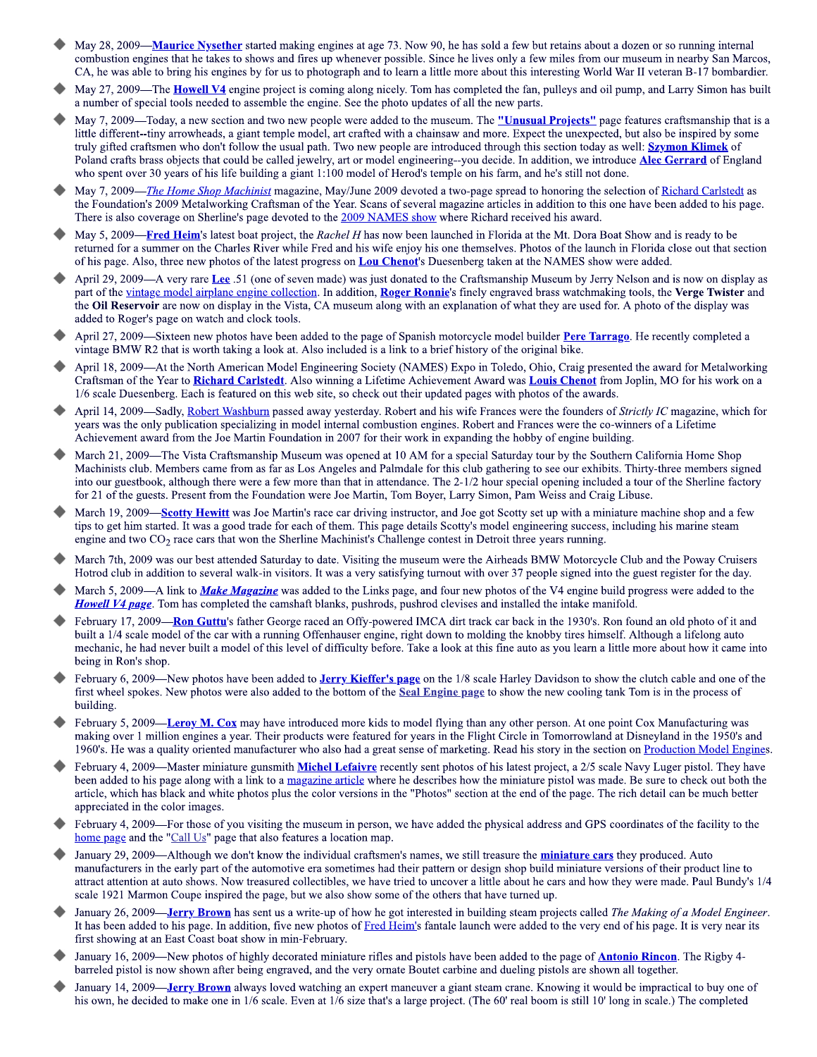- May 28, 2009—**Maurice Nysether** started making engines at age 73. Now 90, he has sold a few but retains about a dozen or so running internal combustion engines that he takes to shows and fires up whenever possible. Since he lives only a few miles from our museum in nearby San Marcos, CA, he was able to bring his engines by for us to photograph and to learn a little more about this interesting World War II veteran B-17 bombardier.
- May 27, 2009—The **Howell V4** engine project is coming along nicely. Tom has completed the fan, pulleys and oil pump, and Larry Simon has built a number of special tools needed to assemble the engine. See the photo updates of all the new parts.
- May 7, 2009—Today, a new section and two new people were added to the museum. The **"Unusual Projects"** page features craftsmanship that is a little different--tiny arrowheads, a giant temple model, art crafted with a chainsaw and more. Expect the unexpected, but also be inspired by some truly gifted craftsmen who don't follow the usual path. Two new people are introduced through this section today as well: **Szymon Klimek** of Poland crafts brass objects that could be called jewelry, art or model engineering--you decide. In addition, we introduce **Alec Gerrard** of England who spent over 30 years of his life building a giant 1:100 model of Herod's temple on his farm, and he's still not done.
- May 7, 2009—*The Home Shop Machinist* magazine, May/June 2009 devoted a two-page spread to honoring the selection of Richard Carlstedt as the Foundation's 2009 Metalworking Craftsman of the Year. Scans of several magazine articles in addition to this one have been added to his page. There is also coverage on Sherline's page devoted to the 2009 NAMES show where Richard received his award.
- May 5, 2009—**Fred Heim**'s latest boat project, the *Rachel H* has now been launched in Florida at the Mt. Dora Boat Show and is ready to be returned for a summer on the Charles River while Fred and his wife enjoy his one themselves. Photos of the launch in Florida close out that section of his page. Also, three new photos of the latest progress on **Lou Chenot**'s Duesenberg taken at the NAMES show were added.
- April 29, 2009—A very rare **Lee** .51 (one of seven made) was just donated to the Craftsmanship Museum by Jerry Nelson and is now on display as part of the vintage model airplane engine collection. In addition, **Roger Ronnie**'s finely engraved brass watchmaking tools, the **Verge Twister** and the **Oil Reservoir** are now on display in the Vista, CA museum along with an explanation of what they are used for. A photo of the display was added to Roger's page on watch and clock tools.
- April 27, 2009—Sixteen new photos have been added to the page of Spanish motorcycle model builder **Pere Tarrago**. He recently completed a vintage BMW R2 that is worth taking a look at. Also included is a link to a brief history of the original bike.
- April 18, 2009—At the North American Model Engineering Society (NAMES) Expo in Toledo, Ohio, Craig presented the award for Metalworking Craftsman of the Year to **Richard Carlstedt**. Also winning a Lifetime Achievement Award was **Louis Chenot** from Joplin, MO for his work on a 1/6 scale Duesenberg. Each is featured on this web site, so check out their updated pages with photos of the awards.
- April 14, 2009—Sadly, Robert Washburn passed away yesterday. Robert and his wife Frances were the founders of *Strictly IC* magazine, which for years was the only publication specializing in model internal combustion engines. Robert and Frances were the co-winners of a Lifetime Achievement award from the Joe Martin Foundation in 2007 for their work in expanding the hobby of engine building.
- March 21, 2009—The Vista Craftsmanship Museum was opened at 10 AM for a special Saturday tour by the Southern California Home Shop Machinists club. Members came from as far as Los Angeles and Palmdale for this club gathering to see our exhibits. Thirty-three members signed into our guestbook, although there were a few more than that in attendance. The 2-1/2 hour special opening included a tour of the Sherline factory for 21 of the guests. Present from the Foundation were Joe Martin, Tom Boyer, Larry Simon, Pam Weiss and Craig Libuse.
- March 19, 2009—**Scotty Hewitt** was Joe Martin's race car driving instructor, and Joe got Scotty set up with a miniature machine shop and a few tips to get him started. It was a good trade for each of them. This page details Scotty's model engineering success, including his marine steam engine and two $CO_2$ race cars that won the Sherline Machinist's Challenge contest in Detroit three years running.
- March 7th, 2009 was our best attended Saturday to date. Visiting the museum were the Airheads BMW Motorcycle Club and the Poway Cruisers Hotrod club in addition to several walk-in visitors. It was a very satisfying turnout with over 37 people signed into the guest register for the day.
- March 5, 2009—A link to ***Make Magazine*** was added to the Links page, and four new photos of the V4 engine build progress were added to the ***Howell V4 page***. Tom has completed the camshaft blanks, pushrods, pushrod clevises and installed the intake manifold.
- February 17, 2009—**Ron Guttu**'s father George raced an Offy-powered IMCA dirt track car back in the 1930's. Ron found an old photo of it and built a 1/4 scale model of the car with a running Offenhauser engine, right down to molding the knobby tires himself. Although a lifelong auto mechanic, he had never built a model of this level of difficulty before. Take a look at this fine auto as you learn a little more about how it came into being in Ron's shop.
- February 6, 2009—New photos have been added to **Jerry Kieffer's page** on the 1/8 scale Harley Davidson to show the clutch cable and one of the first wheel spokes. New photos were also added to the bottom of the Seal Engine page to show the new cooling tank Tom is in the process of building.
- February 5, 2009—**Leroy M. Cox** may have introduced more kids to model flying than any other person. At one point Cox Manufacturing was making over 1 million engines a year. Their products were featured for years in the Flight Circle in Tomorrowland at Disneyland in the 1950's and 1960's. He was a quality oriented manufacturer who also had a great sense of marketing. Read his story in the section on Production Model Engines.
- February 4, 2009—Master miniature gunsmith **Michel Lefaivre** recently sent photos of his latest project, a 2/5 scale Navy Luger pistol. They have been added to his page along with a link to a magazine article where he describes how the miniature pistol was made. Be sure to check out both the article, which has black and white photos plus the color versions in the "Photos" section at the end of the page. The rich detail can be much better appreciated in the color images.
- February 4, 2009—For those of you visiting the museum in person, we have added the physical address and GPS coordinates of the facility to the home page and the "Call Us" page that also features a location map.
- January 29, 2009—Although we don't know the individual craftsmen's names, we still treasure the **miniature cars** they produced. Auto manufacturers in the early part of the automotive era sometimes had their pattern or design shop build miniature versions of their product line to attract attention at auto shows. Now treasured collectibles, we have tried to uncover a little about he cars and how they were made. Paul Bundy's 1/4 scale 1921 Marmon Coupe inspired the page, but we also show some of the others that have turned up.
- January 26, 2009—**Jerry Brown** has sent us a write-up of how he got interested in building steam projects called *The Making of a Model Engineer*. It has been added to his page. In addition, five new photos of Fred Heim's fantale launch were added to the very end of his page. It is very near its first showing at an East Coast boat show in min-February.
- January 16, 2009—New photos of highly decorated miniature rifles and pistols have been added to the page of **Antonio Rincon**. The Rigby 4-barreled pistol is now shown after being engraved, and the very ornate Boutet carbine and dueling pistols are shown all together.
- January 14, 2009—**Jerry Brown** always loved watching an expert maneuver a giant steam crane. Knowing it would be impractical to buy one of his own, he decided to make one in 1/6 scale. Even at 1/6 size that's a large project. (The 60' real boom is still 10' long in scale.) The completed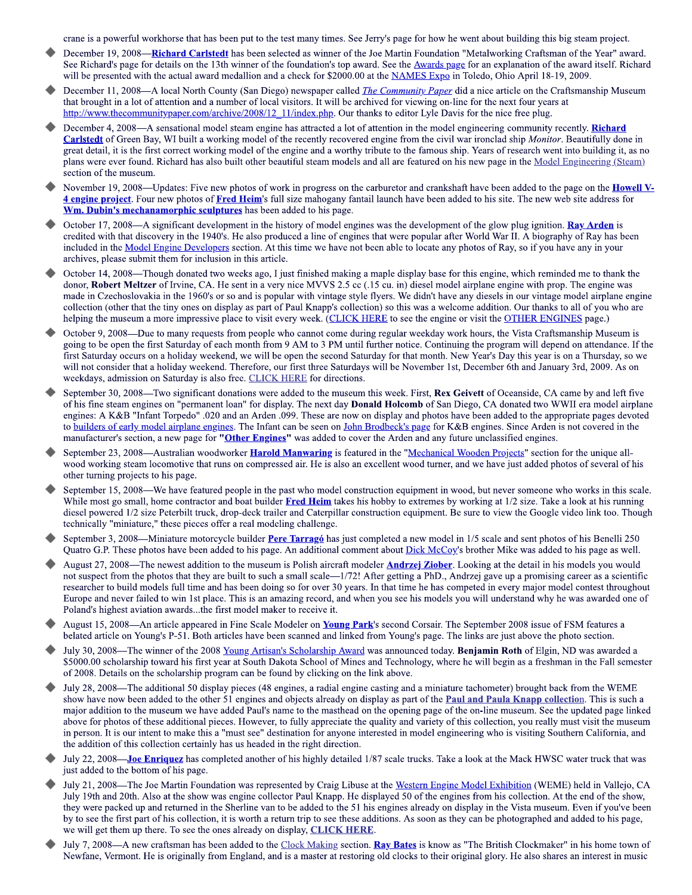crane is a powerful workhorse that has been put to the test many times. See Jerry's page for how he went about building this big steam project.

- December 19, 2008—**Richard Carlstedt** has been selected as winner of the Joe Martin Foundation "Metalworking Craftsman of the Year" award. See Richard's page for details on the 13th winner of the foundation's top award. See the Awards page for an explanation of the award itself. Richard will be presented with the actual award medallion and a check for $2000.00 at the NAMES Expo in Toledo, Ohio April 18-19, 2009.
- December 11, 2008—A local North County (San Diego) newspaper called *The Community Paper* did a nice article on the Craftsmanship Museum that brought in a lot of attention and a number of local visitors. It will be archived for viewing on-line for the next four years at http://www.thecommunitypaper.com/archive/2008/12_11/index.php. Our thanks to editor Lyle Davis for the nice free plug.
- December 4, 2008—A sensational model steam engine has attracted a lot of attention in the model engineering community recently. **Richard Carlstedt** of Green Bay, WI built a working model of the recently recovered engine from the civil war ironclad ship *Monitor*. Beautifully done in great detail, it is the first correct working model of the engine and a worthy tribute to the famous ship. Years of research went into building it, as no plans were ever found. Richard has also built other beautiful steam models and all are featured on his new page in the Model Engineering (Steam) section of the museum.
- November 19, 2008—Updates: Five new photos of work in progress on the carburetor and crankshaft have been added to the page on the **Howell V-4 engine project**. Four new photos of **Fred Heim**'s full size mahogany fantail launch have been added to his site. The new web site address for **Wm. Dubin's mechanamorphic sculptures** has been added to his page.
- October 17, 2008—A significant development in the history of model engines was the development of the glow plug ignition. **Ray Arden** is credited with that discovery in the 1940's. He also produced a line of engines that were popular after World War II. A biography of Ray has been included in the Model Engine Developers section. At this time we have not been able to locate any photos of Ray, so if you have any in your archives, please submit them for inclusion in this article.
- October 14, 2008—Though donated two weeks ago, I just finished making a maple display base for this engine, which reminded me to thank the donor, **Robert Meltzer** of Irvine, CA. He sent in a very nice MVVS 2.5 cc (.15 cu. in) diesel model airplane engine with prop. The engine was made in Czechoslovakia in the 1960's or so and is popular with vintage style flyers. We didn't have any diesels in our vintage model airplane engine collection (other that the tiny ones on display as part of Paul Knapp's collection) so this was a welcome addition. Our thanks to all of you who are helping the museum a more impressive place to visit every week. (CLICK HERE to see the engine or visit the OTHER ENGINES page.)
- October 9, 2008—Due to many requests from people who cannot come during regular weekday work hours, the Vista Craftsmanship Museum is going to be open the first Saturday of each month from 9 AM to 3 PM until further notice. Continuing the program will depend on attendance. If the first Saturday occurs on a holiday weekend, we will be open the second Saturday for that month. New Year's Day this year is on a Thursday, so we will not consider that a holiday weekend. Therefore, our first three Saturdays will be November 1st, December 6th and January 3rd, 2009. As on weekdays, admission on Saturday is also free. CLICK HERE for directions.
- September 30, 2008—Two significant donations were added to the museum this week. First, **Rex Geivett** of Oceanside, CA came by and left five of his fine steam engines on "permanent loan" for display. The next day **Donald Holcomb** of San Diego, CA donated two WWII era model airplane engines: A K&B "Infant Torpedo" .020 and an Arden .099. These are now on display and photos have been added to the appropriate pages devoted to builders of early model airplane engines. The Infant can be seen on John Brodbeck's page for K&B engines. Since Arden is not covered in the manufacturer's section, a new page for **"Other Engines"** was added to cover the Arden and any future unclassified engines.
- September 23, 2008—Australian woodworker **Harold Manwaring** is featured in the "Mechanical Wooden Projects" section for the unique all-wood working steam locomotive that runs on compressed air. He is also an excellent wood turner, and we have just added photos of several of his other turning projects to his page.
- September 15, 2008—We have featured people in the past who model construction equipment in wood, but never someone who works in this scale. While most go small, home contractor and boat builder **Fred Heim** takes his hobby to extremes by working at 1/2 size. Take a look at his running diesel powered 1/2 size Peterbilt truck, drop-deck trailer and Caterpillar construction equipment. Be sure to view the Google video link too. Though technically "miniature," these pieces offer a real modeling challenge.
- September 3, 2008—Miniature motorcycle builder **Pere Tarragó** has just completed a new model in 1/5 scale and sent photos of his Benelli 250 Quatro G.P. These photos have been added to his page. An additional comment about Dick McCoy's brother Mike was added to his page as well.
- August 27, 2008—The newest addition to the museum is Polish aircraft modeler **Andrzej Ziober**. Looking at the detail in his models you would not suspect from the photos that they are built to such a small scale—1/72! After getting a PhD., Andrzej gave up a promising career as a scientific researcher to build models full time and has been doing so for over 30 years. In that time he has competed in every major model contest throughout Europe and never failed to win 1st place. This is an amazing record, and when you see his models you will understand why he was awarded one of Poland's highest aviation awards...the first model maker to receive it.
- August 15, 2008—An article appeared in Fine Scale Modeler on **Young Park**'s second Corsair. The September 2008 issue of FSM features a belated article on Young's P-51. Both articles have been scanned and linked from Young's page. The links are just above the photo section.
- July 30, 2008—The winner of the 2008 Young Artisan's Scholarship Award was announced today. **Benjamin Roth** of Elgin, ND was awarded a $5000.00 scholarship toward his first year at South Dakota School of Mines and Technology, where he will begin as a freshman in the Fall semester of 2008. Details on the scholarship program can be found by clicking on the link above.
- July 28, 2008—The additional 50 display pieces (48 engines, a radial engine casting and a miniature tachometer) brought back from the WEME show have now been added to the other 51 engines and objects already on display as part of the **Paul and Paula Knapp collection**. This is such a major addition to the museum we have added Paul's name to the masthead on the opening page of the on-line museum. See the updated page linked above for photos of these additional pieces. However, to fully appreciate the quality and variety of this collection, you really must visit the museum in person. It is our intent to make this a "must see" destination for anyone interested in model engineering who is visiting Southern California, and the addition of this collection certainly has us headed in the right direction.
- July 22, 2008—**Joe Enriquez** has completed another of his highly detailed 1/87 scale trucks. Take a look at the Mack HWSC water truck that was just added to the bottom of his page.
- July 21, 2008—The Joe Martin Foundation was represented by Craig Libuse at the Western Engine Model Exhibition (WEME) held in Vallejo, CA July 19th and 20th. Also at the show was engine collector Paul Knapp. He displayed 50 of the engines from his collection. At the end of the show, they were packed up and returned in the Sherline van to be added to the 51 his engines already on display in the Vista museum. Even if you've been by to see the first part of his collection, it is worth a return trip to see these additions. As soon as they can be photographed and added to his page, we will get them up there. To see the ones already on display, **CLICK HERE**.
- July 7, 2008—A new craftsman has been added to the Clock Making section. **Ray Bates** is know as "The British Clockmaker" in his home town of Newfane, Vermont. He is originally from England, and is a master at restoring old clocks to their original glory. He also shares an interest in music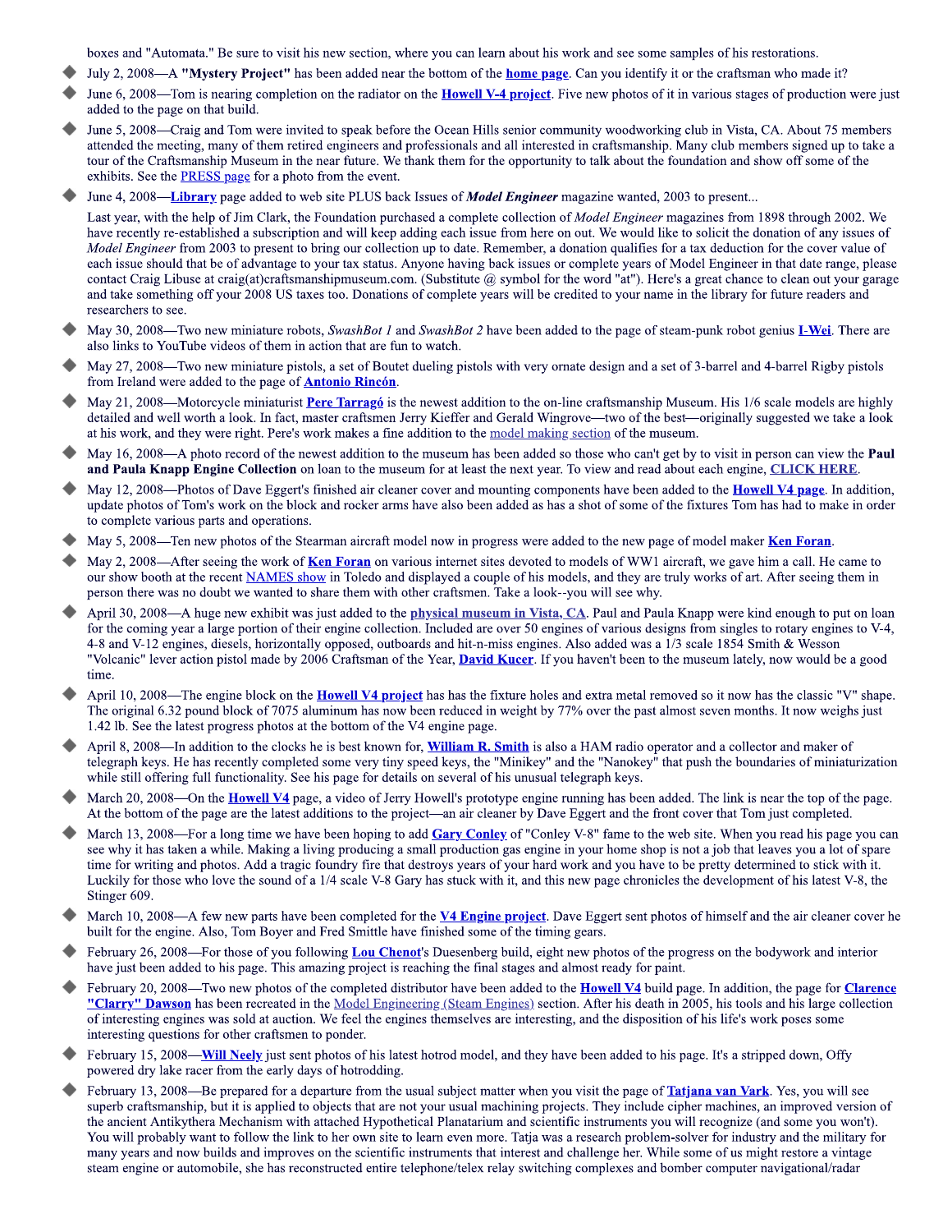boxes and "Automata." Be sure to visit his new section, where you can learn about his work and see some samples of his restorations.

- July 2, 2008—A **"Mystery Project"** has been added near the bottom of the **home page**. Can you identify it or the craftsman who made it?
- June 6, 2008—Tom is nearing completion on the radiator on the **Howell V-4 project**. Five new photos of it in various stages of production were just added to the page on that build.
- June 5, 2008—Craig and Tom were invited to speak before the Ocean Hills senior community woodworking club in Vista, CA. About 75 members attended the meeting, many of them retired engineers and professionals and all interested in craftsmanship. Many club members signed up to take a tour of the Craftsmanship Museum in the near future. We thank them for the opportunity to talk about the foundation and show off some of the exhibits. See the PRESS page for a photo from the event.
- June 4, 2008—**Library** page added to web site PLUS back Issues of ***Model Engineer*** magazine wanted, 2003 to present...

  Last year, with the help of Jim Clark, the Foundation purchased a complete collection of *Model Engineer* magazines from 1898 through 2002. We have recently re-established a subscription and will keep adding each issue from here on out. We would like to solicit the donation of any issues of *Model Engineer* from 2003 to present to bring our collection up to date. Remember, a donation qualifies for a tax deduction for the cover value of each issue should that be of advantage to your tax status. Anyone having back issues or complete years of Model Engineer in that date range, please contact Craig Libuse at craig(at)craftsmanshipmuseum.com. (Substitute @ symbol for the word "at"). Here's a great chance to clean out your garage and take something off your 2008 US taxes too. Donations of complete years will be credited to your name in the library for future readers and researchers to see.
- May 30, 2008—Two new miniature robots, *SwashBot 1* and *SwashBot 2* have been added to the page of steam-punk robot genius **I-Wei**. There are also links to YouTube videos of them in action that are fun to watch.
- May 27, 2008—Two new miniature pistols, a set of Boutet dueling pistols with very ornate design and a set of 3-barrel and 4-barrel Rigby pistols from Ireland were added to the page of **Antonio Rincón**.
- May 21, 2008—Motorcycle miniaturist **Pere Tarragó** is the newest addition to the on-line craftsmanship Museum. His 1/6 scale models are highly detailed and well worth a look. In fact, master craftsmen Jerry Kieffer and Gerald Wingrove—two of the best—originally suggested we take a look at his work, and they were right. Pere's work makes a fine addition to the model making section of the museum.
- May 16, 2008—A photo record of the newest addition to the museum has been added so those who can't get by to visit in person can view the **Paul and Paula Knapp Engine Collection** on loan to the museum for at least the next year. To view and read about each engine, **CLICK HERE**.
- May 12, 2008—Photos of Dave Eggert's finished air cleaner cover and mounting components have been added to the **Howell V4 page**. In addition, update photos of Tom's work on the block and rocker arms have also been added as has a shot of some of the fixtures Tom has had to make in order to complete various parts and operations.
- May 5, 2008—Ten new photos of the Stearman aircraft model now in progress were added to the new page of model maker **Ken Foran**.
- May 2, 2008—After seeing the work of **Ken Foran** on various internet sites devoted to models of WW1 aircraft, we gave him a call. He came to our show booth at the recent NAMES show in Toledo and displayed a couple of his models, and they are truly works of art. After seeing them in person there was no doubt we wanted to share them with other craftsmen. Take a look--you will see why.
- April 30, 2008—A huge new exhibit was just added to the **physical museum in Vista, CA**. Paul and Paula Knapp were kind enough to put on loan for the coming year a large portion of their engine collection. Included are over 50 engines of various designs from singles to rotary engines to V-4, 4-8 and V-12 engines, diesels, horizontally opposed, outboards and hit-n-miss engines. Also added was a 1/3 scale 1854 Smith & Wesson "Volcanic" lever action pistol made by 2006 Craftsman of the Year, **David Kucer**. If you haven't been to the museum lately, now would be a good time.
- April 10, 2008—The engine block on the **Howell V4 project** has has the fixture holes and extra metal removed so it now has the classic "V" shape. The original 6.32 pound block of 7075 aluminum has now been reduced in weight by 77% over the past almost seven months. It now weighs just 1.42 lb. See the latest progress photos at the bottom of the V4 engine page.
- April 8, 2008—In addition to the clocks he is best known for, **William R. Smith** is also a HAM radio operator and a collector and maker of telegraph keys. He has recently completed some very tiny speed keys, the "Minikey" and the "Nanokey" that push the boundaries of miniaturization while still offering full functionality. See his page for details on several of his unusual telegraph keys.
- March 20, 2008—On the **Howell V4** page, a video of Jerry Howell's prototype engine running has been added. The link is near the top of the page. At the bottom of the page are the latest additions to the project—an air cleaner by Dave Eggert and the front cover that Tom just completed.
- March 13, 2008—For a long time we have been hoping to add **Gary Conley** of "Conley V-8" fame to the web site. When you read his page you can see why it has taken a while. Making a living producing a small production gas engine in your home shop is not a job that leaves you a lot of spare time for writing and photos. Add a tragic foundry fire that destroys years of your hard work and you have to be pretty determined to stick with it. Luckily for those who love the sound of a 1/4 scale V-8 Gary has stuck with it, and this new page chronicles the development of his latest V-8, the Stinger 609.
- March 10, 2008—A few new parts have been completed for the **V4 Engine project**. Dave Eggert sent photos of himself and the air cleaner cover he built for the engine. Also, Tom Boyer and Fred Smittle have finished some of the timing gears.
- February 26, 2008—For those of you following **Lou Chenot**'s Duesenberg build, eight new photos of the progress on the bodywork and interior have just been added to his page. This amazing project is reaching the final stages and almost ready for paint.
- February 20, 2008—Two new photos of the completed distributor have been added to the **Howell V4** build page. In addition, the page for **Clarence "Clarry" Dawson** has been recreated in the Model Engineering (Steam Engines) section. After his death in 2005, his tools and his large collection of interesting engines was sold at auction. We feel the engines themselves are interesting, and the disposition of his life's work poses some interesting questions for other craftsmen to ponder.
- February 15, 2008—**Will Neely** just sent photos of his latest hotrod model, and they have been added to his page. It's a stripped down, Offy powered dry lake racer from the early days of hotrodding.
- February 13, 2008—Be prepared for a departure from the usual subject matter when you visit the page of **Tatjana van Vark**. Yes, you will see superb craftsmanship, but it is applied to objects that are not your usual machining projects. They include cipher machines, an improved version of the ancient Antikythera Mechanism with attached Hypothetical Planatarium and scientific instruments you will recognize (and some you won't). You will probably want to follow the link to her own site to learn even more. Tatja was a research problem-solver for industry and the military for many years and now builds and improves on the scientific instruments that interest and challenge her. While some of us might restore a vintage steam engine or automobile, she has reconstructed entire telephone/telex relay switching complexes and bomber computer navigational/radar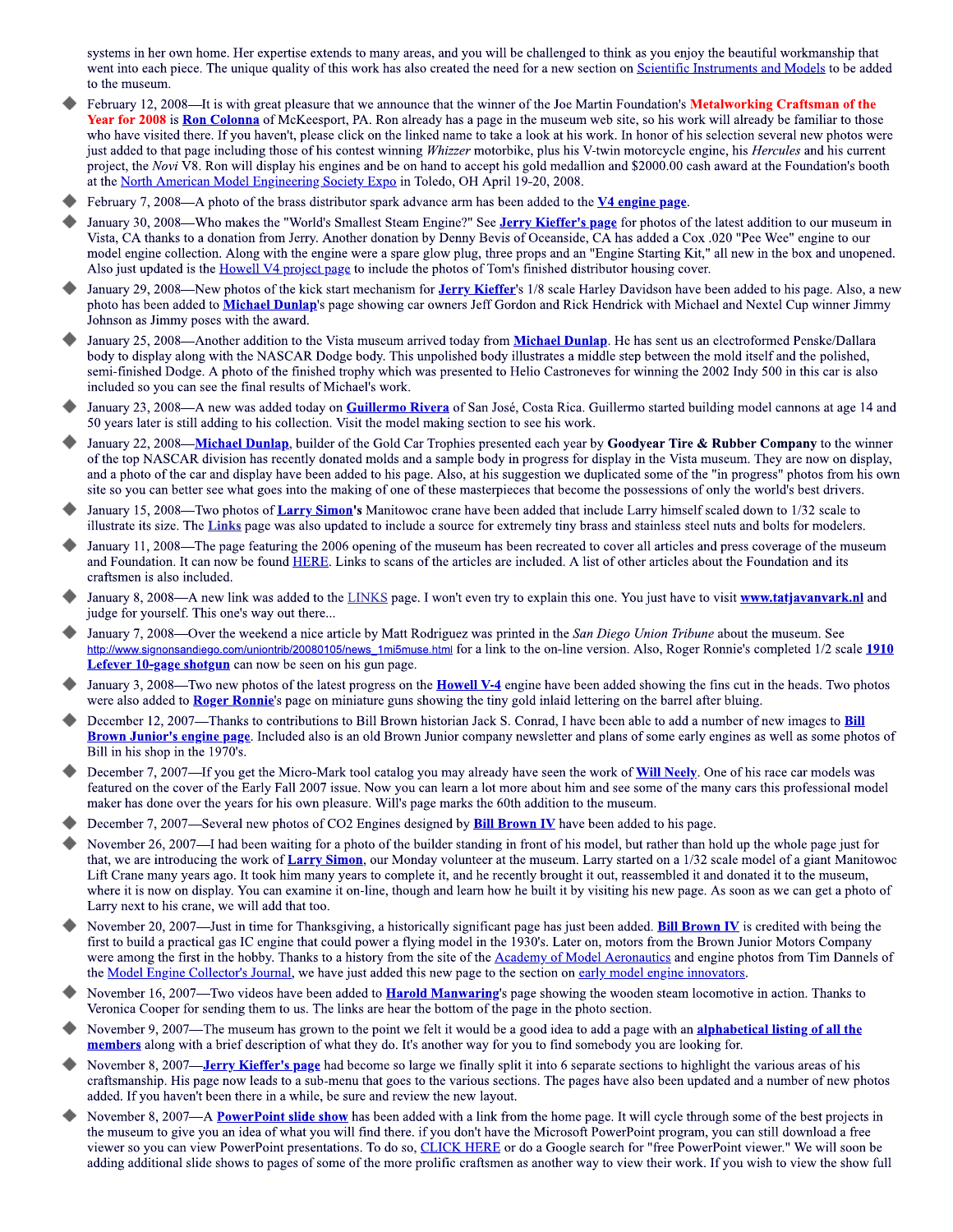systems in her own home. Her expertise extends to many areas, and you will be challenged to think as you enjoy the beautiful workmanship that went into each piece. The unique quality of this work has also created the need for a new section on Scientific Instruments and Models to be added to the museum.

- February 12, 2008—It is with great pleasure that we announce that the winner of the Joe Martin Foundation's **Metalworking Craftsman of the Year for 2008** is Ron Colonna of McKeesport, PA. Ron already has a page in the museum web site, so his work will already be familiar to those who have visited there. If you haven't, please click on the linked name to take a look at his work. In honor of his selection several new photos were just added to that page including those of his contest winning *Whizzer* motorbike, plus his V-twin motorcycle engine, his *Hercules* and his current project, the *Novi* V8. Ron will display his engines and be on hand to accept his gold medallion and $2000.00 cash award at the Foundation's booth at the North American Model Engineering Society Expo in Toledo, OH April 19-20, 2008.
- February 7, 2008—A photo of the brass distributor spark advance arm has been added to the **V4 engine page**.
- January 30, 2008—Who makes the "World's Smallest Steam Engine?" See **Jerry Kieffer's page** for photos of the latest addition to our museum in Vista, CA thanks to a donation from Jerry. Another donation by Denny Bevis of Oceanside, CA has added a Cox .020 "Pee Wee" engine to our model engine collection. Along with the engine were a spare glow plug, three props and an "Engine Starting Kit," all new in the box and unopened. Also just updated is the Howell V4 project page to include the photos of Tom's finished distributor housing cover.
- January 29, 2008—New photos of the kick start mechanism for **Jerry Kieffer**'s 1/8 scale Harley Davidson have been added to his page. Also, a new photo has been added to **Michael Dunlap**'s page showing car owners Jeff Gordon and Rick Hendrick with Michael and Nextel Cup winner Jimmy Johnson as Jimmy poses with the award.
- January 25, 2008—Another addition to the Vista museum arrived today from **Michael Dunlap**. He has sent us an electroformed Penske/Dallara body to display along with the NASCAR Dodge body. This unpolished body illustrates a middle step between the mold itself and the polished, semi-finished Dodge. A photo of the finished trophy which was presented to Helio Castroneves for winning the 2002 Indy 500 in this car is also included so you can see the final results of Michael's work.
- January 23, 2008—A new was added today on **Guillermo Rivera** of San José, Costa Rica. Guillermo started building model cannons at age 14 and 50 years later is still adding to his collection. Visit the model making section to see his work.
- January 22, 2008—**Michael Dunlap**, builder of the Gold Car Trophies presented each year by **Goodyear Tire & Rubber Company** to the winner of the top NASCAR division has recently donated molds and a sample body in progress for display in the Vista museum. They are now on display, and a photo of the car and display have been added to his page. Also, at his suggestion we duplicated some of the "in progress" photos from his own site so you can better see what goes into the making of one of these masterpieces that become the possessions of only the world's best drivers.
- January 15, 2008—Two photos of **Larry Simon**'s Manitowoc crane have been added that include Larry himself scaled down to 1/32 scale to illustrate its size. The **Links** page was also updated to include a source for extremely tiny brass and stainless steel nuts and bolts for modelers.
- January 11, 2008—The page featuring the 2006 opening of the museum has been recreated to cover all articles and press coverage of the museum and Foundation. It can now be found HERE. Links to scans of the articles are included. A list of other articles about the Foundation and its craftsmen is also included.
- January 8, 2008—A new link was added to the LINKS page. I won't even try to explain this one. You just have to visit **www.tatjavanvark.nl** and judge for yourself. This one's way out there...
- January 7, 2008—Over the weekend a nice article by Matt Rodriguez was printed in the *San Diego Union Tribune* about the museum. See http://www.signonsandiego.com/uniontrib/20080105/news_1mi5muse.html for a link to the on-line version. Also, Roger Ronnie's completed 1/2 scale **1910 Lefever 10-gage shotgun** can now be seen on his gun page.
- January 3, 2008—Two new photos of the latest progress on the **Howell V-4** engine have been added showing the fins cut in the heads. Two photos were also added to **Roger Ronnie**'s page on miniature guns showing the tiny gold inlaid lettering on the barrel after bluing.
- December 12, 2007—Thanks to contributions to Bill Brown historian Jack S. Conrad, I have been able to add a number of new images to **Bill Brown Junior's engine page**. Included also is an old Brown Junior company newsletter and plans of some early engines as well as some photos of Bill in his shop in the 1970's.
- December 7, 2007—If you get the Micro-Mark tool catalog you may already have seen the work of **Will Neely**. One of his race car models was featured on the cover of the Early Fall 2007 issue. Now you can learn a lot more about him and see some of the many cars this professional model maker has done over the years for his own pleasure. Will's page marks the 60th addition to the museum.
- December 7, 2007—Several new photos of CO2 Engines designed by **Bill Brown IV** have been added to his page.
- November 26, 2007—I had been waiting for a photo of the builder standing in front of his model, but rather than hold up the whole page just for that, we are introducing the work of **Larry Simon**, our Monday volunteer at the museum. Larry started on a 1/32 scale model of a giant Manitowoc Lift Crane many years ago. It took him many years to complete it, and he recently brought it out, reassembled it and donated it to the museum, where it is now on display. You can examine it on-line, though and learn how he built it by visiting his new page. As soon as we can get a photo of Larry next to his crane, we will add that too.
- November 20, 2007—Just in time for Thanksgiving, a historically significant page has just been added. **Bill Brown IV** is credited with being the first to build a practical gas IC engine that could power a flying model in the 1930's. Later on, motors from the Brown Junior Motors Company were among the first in the hobby. Thanks to a history from the site of the Academy of Model Aeronautics and engine photos from Tim Dannels of the Model Engine Collector's Journal, we have just added this new page to the section on early model engine innovators.
- November 16, 2007—Two videos have been added to **Harold Manwaring**'s page showing the wooden steam locomotive in action. Thanks to Veronica Cooper for sending them to us. The links are hear the bottom of the page in the photo section.
- November 9, 2007—The museum has grown to the point we felt it would be a good idea to add a page with an **alphabetical listing of all the members** along with a brief description of what they do. It's another way for you to find somebody you are looking for.
- November 8, 2007—**Jerry Kieffer's page** had become so large we finally split it into 6 separate sections to highlight the various areas of his craftsmanship. His page now leads to a sub-menu that goes to the various sections. The pages have also been updated and a number of new photos added. If you haven't been there in a while, be sure and review the new layout.
- November 8, 2007—A **PowerPoint slide show** has been added with a link from the home page. It will cycle through some of the best projects in the museum to give you an idea of what you will find there. if you don't have the Microsoft PowerPoint program, you can still download a free viewer so you can view PowerPoint presentations. To do so, CLICK HERE or do a Google search for "free PowerPoint viewer." We will soon be adding additional slide shows to pages of some of the more prolific craftsmen as another way to view their work. If you wish to view the show full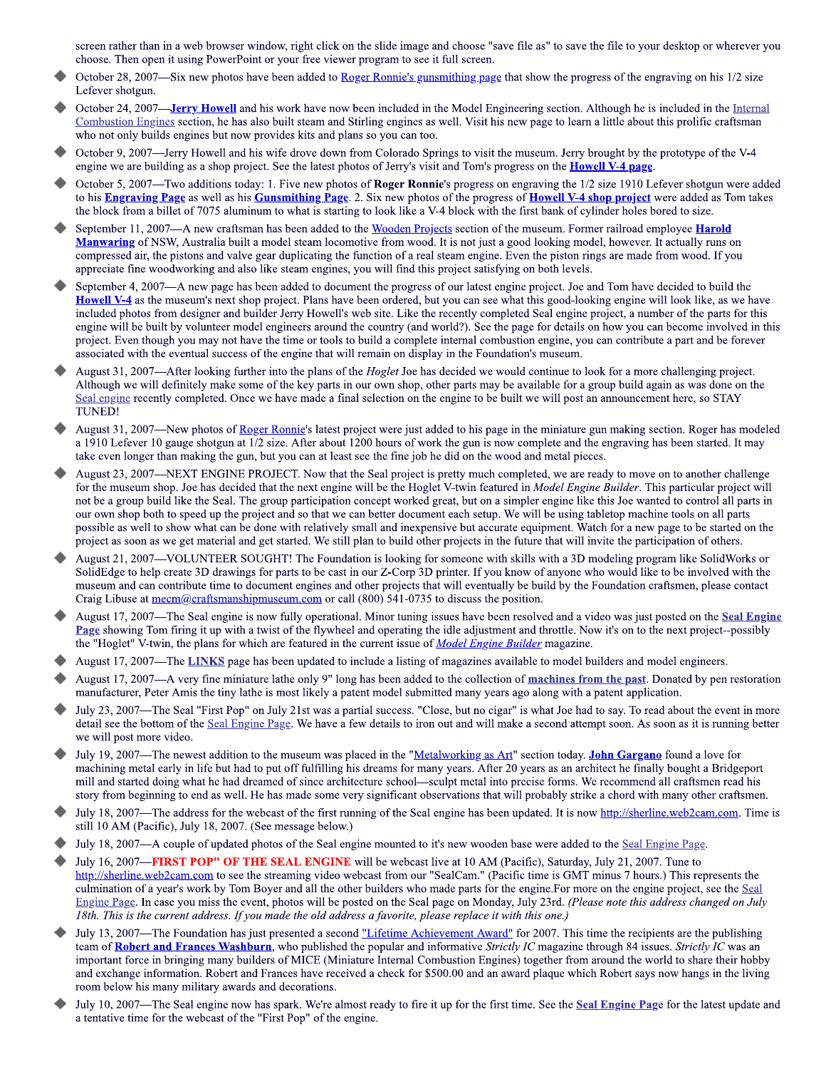screen rather than in a web browser window, right click on the slide image and choose "save file as" to save the file to your desktop or wherever you choose. Then open it using PowerPoint or your free viewer program to see it full screen.

- October 28, 2007—Six new photos have been added to Roger Ronnie's gunsmithing page that show the progress of the engraving on his 1/2 size Lefever shotgun.
- October 24, 2007—**Jerry Howell** and his work have now been included in the Model Engineering section. Although he is included in the Internal Combustion Engines section, he has also built steam and Stirling engines as well. Visit his new page to learn a little about this prolific craftsman who not only builds engines but now provides kits and plans so you can too.
- October 9, 2007—Jerry Howell and his wife drove down from Colorado Springs to visit the museum. Jerry brought by the prototype of the V-4 engine we are building as a shop project. See the latest photos of Jerry's visit and Tom's progress on the **Howell V-4 page**.
- October 5, 2007—Two additions today: 1. Five new photos of **Roger Ronnie**'s progress on engraving the 1/2 size 1910 Lefever shotgun were added to his **Engraving Page** as well as his **Gunsmithing Page**. 2. Six new photos of the progress of **Howell V-4 shop project** were added as Tom takes the block from a billet of 7075 aluminum to what is starting to look like a V-4 block with the first bank of cylinder holes bored to size.
- September 11, 2007—A new craftsman has been added to the Wooden Projects section of the museum. Former railroad employee **Harold Manwaring** of NSW, Australia built a model steam locomotive from wood. It is not just a good looking model, however. It actually runs on compressed air, the pistons and valve gear duplicating the function of a real steam engine. Even the piston rings are made from wood. If you appreciate fine woodworking and also like steam engines, you will find this project satisfying on both levels.
- September 4, 2007—A new page has been added to document the progress of our latest engine project. Joe and Tom have decided to build the **Howell V-4** as the museum's next shop project. Plans have been ordered, but you can see what this good-looking engine will look like, as we have included photos from designer and builder Jerry Howell's web site. Like the recently completed Seal engine project, a number of the parts for this engine will be built by volunteer model engineers around the country (and world?). See the page for details on how you can become involved in this project. Even though you may not have the time or tools to build a complete internal combustion engine, you can contribute a part and be forever associated with the eventual success of the engine that will remain on display in the Foundation's museum.
- August 31, 2007—After looking further into the plans of the *Hoglet* Joe has decided we would continue to look for a more challenging project. Although we will definitely make some of the key parts in our own shop, other parts may be available for a group build again as was done on the Seal engine recently completed. Once we have made a final selection on the engine to be built we will post an announcement here, so STAY TUNED!
- August 31, 2007—New photos of Roger Ronnie's latest project were just added to his page in the miniature gun making section. Roger has modeled a 1910 Lefever 10 gauge shotgun at 1/2 size. After about 1200 hours of work the gun is now complete and the engraving has been started. It may take even longer than making the gun, but you can at least see the fine job he did on the wood and metal pieces.
- August 23, 2007—NEXT ENGINE PROJECT. Now that the Seal project is pretty much completed, we are ready to move on to another challenge for the museum shop. Joe has decided that the next engine will be the Hoglet V-twin featured in *Model Engine Builder*. This particular project will not be a group build like the Seal. The group participation concept worked great, but on a simpler engine like this Joe wanted to control all parts in our own shop both to speed up the project and so that we can better document each setup. We will be using tabletop machine tools on all parts possible as well to show what can be done with relatively small and inexpensive but accurate equipment. Watch for a new page to be started on the project as soon as we get material and get started. We still plan to build other projects in the future that will invite the participation of others.
- August 21, 2007—VOLUNTEER SOUGHT! The Foundation is looking for someone with skills with a 3D modeling program like SolidWorks or SolidEdge to help create 3D drawings for parts to be cast in our Z-Corp 3D printer. If you know of anyone who would like to be involved with the museum and can contribute time to document engines and other projects that will eventually be build by the Foundation craftsmen, please contact Craig Libuse at mecm@craftsmanshipmuseum.com or call (800) 541-0735 to discuss the position.
- August 17, 2007—The Seal engine is now fully operational. Minor tuning issues have been resolved and a video was just posted on the **Seal Engine Page** showing Tom firing it up with a twist of the flywheel and operating the idle adjustment and throttle. Now it's on to the next project--possibly the "Hoglet" V-twin, the plans for which are featured in the current issue of ***Model Engine Builder*** magazine.
- August 17, 2007—The **LINKS** page has been updated to include a listing of magazines available to model builders and model engineers.
- August 17, 2007—A very fine miniature lathe only 9" long has been added to the collection of **machines from the past**. Donated by pen restoration manufacturer, Peter Amis the tiny lathe is most likely a patent model submitted many years ago along with a patent application.
- July 23, 2007—The Seal "First Pop" on July 21st was a partial success. "Close, but no cigar" is what Joe had to say. To read about the event in more detail see the bottom of the Seal Engine Page. We have a few details to iron out and will make a second attempt soon. As soon as it is running better we will post more video.
- July 19, 2007—The newest addition to the museum was placed in the "Metalworking as Art" section today. **John Gargano** found a love for machining metal early in life but had to put off fulfilling his dreams for many years. After 20 years as an architect he finally bought a Bridgeport mill and started doing what he had dreamed of since architecture school—sculpt metal into precise forms. We recommend all craftsmen read his story from beginning to end as well. He has made some very significant observations that will probably strike a chord with many other craftsmen.
- July 18, 2007—The address for the webcast of the first running of the Seal engine has been updated. It is now http://sherline.web2cam.com. Time is still 10 AM (Pacific), July 18, 2007. (See message below.)
- July 18, 2007—A couple of updated photos of the Seal engine mounted to it's new wooden base were added to the Seal Engine Page.
- July 16, 2007—**FIRST POP" OF THE SEAL ENGINE** will be webcast live at 10 AM (Pacific), Saturday, July 21, 2007. Tune to http://sherline.web2cam.com to see the streaming video webcast from our "SealCam." (Pacific time is GMT minus 7 hours.) This represents the culmination of a year's work by Tom Boyer and all the other builders who made parts for the engine.For more on the engine project, see the Seal Engine Page. In case you miss the event, photos will be posted on the Seal page on Monday, July 23rd. *(Please note this address changed on July 18th. This is the current address. If you made the old address a favorite, please replace it with this one.)*
- July 13, 2007—The Foundation has just presented a second "Lifetime Achievement Award" for 2007. This time the recipients are the publishing team of **Robert and Frances Washburn**, who published the popular and informative *Strictly IC* magazine through 84 issues. *Strictly IC* was an important force in bringing many builders of MICE (Miniature Internal Combustion Engines) together from around the world to share their hobby and exchange information. Robert and Frances have received a check for $500.00 and an award plaque which Robert says now hangs in the living room below his many military awards and decorations.
- July 10, 2007—The Seal engine now has spark. We're almost ready to fire it up for the first time. See the **Seal Engine Page** for the latest update and a tentative time for the webcast of the "First Pop" of the engine.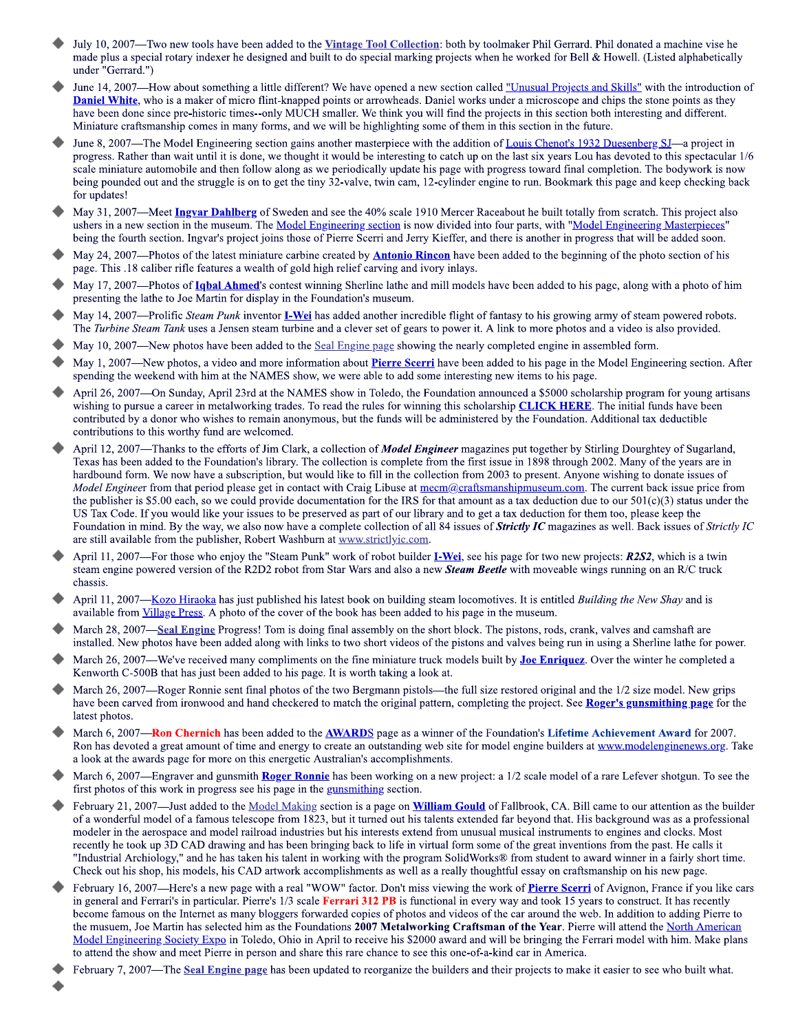- July 10, 2007—Two new tools have been added to the **Vintage Tool Collection**: both by toolmaker Phil Gerrard. Phil donated a machine vise he made plus a special rotary indexer he designed and built to do special marking projects when he worked for Bell & Howell. (Listed alphabetically under "Gerrard.")
- June 14, 2007—How about something a little different? We have opened a new section called "Unusual Projects and Skills" with the introduction of **Daniel White**, who is a maker of micro flint-knapped points or arrowheads. Daniel works under a microscope and chips the stone points as they have been done since pre-historic times--only MUCH smaller. We think you will find the projects in this section both interesting and different. Miniature craftsmanship comes in many forms, and we will be highlighting some of them in this section in the future.
- June 8, 2007—The Model Engineering section gains another masterpiece with the addition of Louis Chenot's 1932 Duesenberg SJ—a project in progress. Rather than wait until it is done, we thought it would be interesting to catch up on the last six years Lou has devoted to this spectacular 1/6 scale miniature automobile and then follow along as we periodically update his page with progress toward final completion. The bodywork is now being pounded out and the struggle is on to get the tiny 32-valve, twin cam, 12-cylinder engine to run. Bookmark this page and keep checking back for updates!
- May 31, 2007—Meet **Ingvar Dahlberg** of Sweden and see the 40% scale 1910 Mercer Raceabout he built totally from scratch. This project also ushers in a new section in the museum. The Model Engineering section is now divided into four parts, with "Model Engineering Masterpieces" being the fourth section. Ingvar's project joins those of Pierre Scerri and Jerry Kieffer, and there is another in progress that will be added soon.
- May 24, 2007—Photos of the latest miniature carbine created by **Antonio Rincon** have been added to the beginning of the photo section of his page. This .18 caliber rifle features a wealth of gold high relief carving and ivory inlays.
- May 17, 2007—Photos of **Iqbal Ahmed**'s contest winning Sherline lathe and mill models have been added to his page, along with a photo of him presenting the lathe to Joe Martin for display in the Foundation's museum.
- May 14, 2007—Prolific *Steam Punk* inventor **I-Wei** has added another incredible flight of fantasy to his growing army of steam powered robots. The *Turbine Steam Tank* uses a Jensen steam turbine and a clever set of gears to power it. A link to more photos and a video is also provided.
- May 10, 2007—New photos have been added to the Seal Engine page showing the nearly completed engine in assembled form.
- May 1, 2007—New photos, a video and more information about **Pierre Scerri** have been added to his page in the Model Engineering section. After spending the weekend with him at the NAMES show, we were able to add some interesting new items to his page.
- April 26, 2007—On Sunday, April 23rd at the NAMES show in Toledo, the Foundation announced a $5000 scholarship program for young artisans wishing to pursue a career in metalworking trades. To read the rules for winning this scholarship **CLICK HERE**. The initial funds have been contributed by a donor who wishes to remain anonymous, but the funds will be administered by the Foundation. Additional tax deductible contributions to this worthy fund are welcomed.
- April 12, 2007—Thanks to the efforts of Jim Clark, a collection of ***Model Engineer*** magazines put together by Stirling Dourghtey of Sugarland, Texas has been added to the Foundation's library. The collection is complete from the first issue in 1898 through 2002. Many of the years are in hardbound form. We now have a subscription, but would like to fill in the collection from 2003 to present. Anyone wishing to donate issues of *Model Engineer* from that period please get in contact with Craig Libuse at mecm@craftsmanshipmuseum.com. The current back issue price from the publisher is $5.00 each, so we could provide documentation for the IRS for that amount as a tax deduction due to our 501(c)(3) status under the US Tax Code. If you would like your issues to be preserved as part of our library and to get a tax deduction for them too, please keep the Foundation in mind. By the way, we also now have a complete collection of all 84 issues of ***Strictly IC*** magazines as well. Back issues of *Strictly IC* are still available from the publisher, Robert Washburn at www.strictlyic.com.
- April 11, 2007—For those who enjoy the "Steam Punk" work of robot builder **I-Wei**, see his page for two new projects: ***R2S2***, which is a twin steam engine powered version of the R2D2 robot from Star Wars and also a new ***Steam Beetle*** with moveable wings running on an R/C truck chassis.
- April 11, 2007—Kozo Hiraoka has just published his latest book on building steam locomotives. It is entitled *Building the New Shay* and is available from Village Press. A photo of the cover of the book has been added to his page in the museum.
- March 28, 2007—**Seal Engine** Progress! Tom is doing final assembly on the short block. The pistons, rods, crank, valves and camshaft are installed. New photos have been added along with links to two short videos of the pistons and valves being run in using a Sherline lathe for power.
- March 26, 2007—We've received many compliments on the fine miniature truck models built by **Joe Enriquez**. Over the winter he completed a Kenworth C-500B that has just been added to his page. It is worth taking a look at.
- March 26, 2007—Roger Ronnie sent final photos of the two Bergmann pistols—the full size restored original and the 1/2 size model. New grips have been carved from ironwood and hand checkered to match the original pattern, completing the project. See **Roger's gunsmithing page** for the latest photos.
- March 6, 2007—**Ron Chernich** has been added to the **AWARDS** page as a winner of the Foundation's **Lifetime Achievement Award** for 2007. Ron has devoted a great amount of time and energy to create an outstanding web site for model engine builders at www.modelenginenews.org. Take a look at the awards page for more on this energetic Australian's accomplishments.
- March 6, 2007—Engraver and gunsmith **Roger Ronnie** has been working on a new project: a 1/2 scale model of a rare Lefever shotgun. To see the first photos of this work in progress see his page in the gunsmithing section.
- February 21, 2007—Just added to the Model Making section is a page on **William Gould** of Fallbrook, CA. Bill came to our attention as the builder of a wonderful model of a famous telescope from 1823, but it turned out his talents extended far beyond that. His background was as a professional modeler in the aerospace and model railroad industries but his interests extend from unusual musical instruments to engines and clocks. Most recently he took up 3D CAD drawing and has been bringing back to life in virtual form some of the great inventions from the past. He calls it "Industrial Archiology," and he has taken his talent in working with the program SolidWorks® from student to award winner in a fairly short time. Check out his shop, his models, his CAD artwork accomplishments as well as a really thoughtful essay on craftsmanship on his new page.
- February 16, 2007—Here's a new page with a real "WOW" factor. Don't miss viewing the work of **Pierre Scerri** of Avignon, France if you like cars in general and Ferrari's in particular. Pierre's 1/3 scale **Ferrari 312 PB** is functional in every way and took 15 years to construct. It has recently become famous on the Internet as many bloggers forwarded copies of photos and videos of the car around the web. In addition to adding Pierre to the musuem, Joe Martin has selected him as the Foundations **2007 Metalworking Craftsman of the Year**. Pierre will attend the North American Model Engineering Society Expo in Toledo, Ohio in April to receive his $2000 award and will be bringing the Ferrari model with him. Make plans to attend the show and meet Pierre in person and share this rare chance to see this one-of-a-kind car in America.
- February 7, 2007—The **Seal Engine page** has been updated to reorganize the builders and their projects to make it easier to see who built what.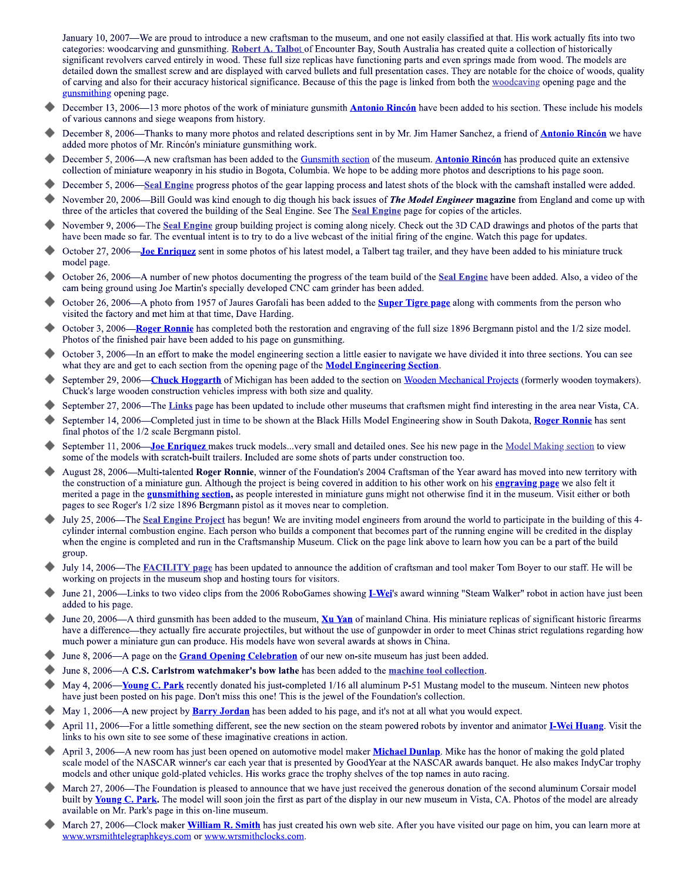January 10, 2007—We are proud to introduce a new craftsman to the museum, and one not easily classified at that. His work actually fits into two categories: woodcarving and gunsmithing. **Robert A. Talbot** of Encounter Bay, South Australia has created quite a collection of historically significant revolvers carved entirely in wood. These full size replicas have functioning parts and even springs made from wood. The models are detailed down the smallest screw and are displayed with carved bullets and full presentation cases. They are notable for the choice of woods, quality of carving and also for their accuracy historical significance. Because of this the page is linked from both the woodcaving opening page and the gunsmithing opening page.

- December 13, 2006—13 more photos of the work of miniature gunsmith **Antonio Rincón** have been added to his section. These include his models of various cannons and siege weapons from history.
- December 8, 2006—Thanks to many more photos and related descriptions sent in by Mr. Jim Hamer Sanchez, a friend of **Antonio Rincón** we have added more photos of Mr. Rincón's miniature gunsmithing work.
- December 5, 2006—A new craftsman has been added to the Gunsmith section of the museum. **Antonio Rincón** has produced quite an extensive collection of miniature weaponry in his studio in Bogota, Columbia. We hope to be adding more photos and descriptions to his page soon.
- December 5, 2006—**Seal Engine** progress photos of the gear lapping process and latest shots of the block with the camshaft installed were added.
- November 20, 2006—Bill Gould was kind enough to dig though his back issues of ***The Model Engineer*** **magazine** from England and come up with three of the articles that covered the building of the Seal Engine. See The **Seal Engine** page for copies of the articles.
- November 9, 2006—The **Seal Engine** group building project is coming along nicely. Check out the 3D CAD drawings and photos of the parts that have been made so far. The eventual intent is to try to do a live webcast of the initial firing of the engine. Watch this page for updates.
- October 27, 2006—**Joe Enriquez** sent in some photos of his latest model, a Talbert tag trailer, and they have been added to his miniature truck model page.
- October 26, 2006—A number of new photos documenting the progress of the team build of the **Seal Engine** have been added. Also, a video of the cam being ground using Joe Martin's specially developed CNC cam grinder has been added.
- October 26, 2006—A photo from 1957 of Jaures Garofali has been added to the **Super Tigre page** along with comments from the person who visited the factory and met him at that time, Dave Harding.
- October 3, 2006—**Roger Ronnie** has completed both the restoration and engraving of the full size 1896 Bergmann pistol and the 1/2 size model. Photos of the finished pair have been added to his page on gunsmithing.
- October 3, 2006—In an effort to make the model engineering section a little easier to navigate we have divided it into three sections. You can see what they are and get to each section from the opening page of the **Model Engineering Section**.
- September 29, 2006—**Chuck Hoggarth** of Michigan has been added to the section on Wooden Mechanical Projects (formerly wooden toymakers). Chuck's large wooden construction vehicles impress with both size and quality.
- September 27, 2006—The **Links** page has been updated to include other museums that craftsmen might find interesting in the area near Vista, CA.
- September 14, 2006—Completed just in time to be shown at the Black Hills Model Engineering show in South Dakota, **Roger Ronnie** has sent final photos of the 1/2 scale Bergmann pistol.
- September 11, 2006—**Joe Enriquez** makes truck models...very small and detailed ones. See his new page in the Model Making section to view some of the models with scratch-built trailers. Included are some shots of parts under construction too.
- August 28, 2006—Multi-talented **Roger Ronnie**, winner of the Foundation's 2004 Craftsman of the Year award has moved into new territory with the construction of a miniature gun. Although the project is being covered in addition to his other work on his **engraving page** we also felt it merited a page in the **gunsmithing section,** as people interested in miniature guns might not otherwise find it in the museum. Visit either or both pages to see Roger's 1/2 size 1896 Bergmann pistol as it moves near to completion.
- July 25, 2006—The **Seal Engine Project** has begun! We are inviting model engineers from around the world to participate in the building of this 4-cylinder internal combustion engine. Each person who builds a component that becomes part of the running engine will be credited in the display when the engine is completed and run in the Craftsmanship Museum. Click on the page link above to learn how you can be a part of the build group.
- July 14, 2006—The **FACILITY page** has been updated to announce the addition of craftsman and tool maker Tom Boyer to our staff. He will be working on projects in the museum shop and hosting tours for visitors.
- June 21, 2006—Links to two video clips from the 2006 RoboGames showing **I-Wei**'s award winning "Steam Walker" robot in action have just been added to his page.
- June 20, 2006—A third gunsmith has been added to the museum, **Xu Yan** of mainland China. His miniature replicas of significant historic firearms have a difference—they actually fire accurate projectiles, but without the use of gunpowder in order to meet Chinas strict regulations regarding how much power a miniature gun can produce. His models have won several awards at shows in China.
- June 8, 2006—A page on the **Grand Opening Celebration** of our new on-site museum has just been added.
- June 8, 2006—A **C.S. Carlstrom watchmaker's bow lathe** has been added to the machine tool collection.
- May 4, 2006—**Young C. Park** recently donated his just-completed 1/16 all aluminum P-51 Mustang model to the museum. Ninteen new photos have just been posted on his page. Don't miss this one! This is the jewel of the Foundation's collection.
- May 1, 2006—A new project by **Barry Jordan** has been added to his page, and it's not at all what you would expect.
- April 11, 2006—For a little something different, see the new section on the steam powered robots by inventor and animator **I-Wei Huang**. Visit the links to his own site to see some of these imaginative creations in action.
- April 3, 2006—A new room has just been opened on automotive model maker **Michael Dunlap**. Mike has the honor of making the gold plated scale model of the NASCAR winner's car each year that is presented by GoodYear at the NASCAR awards banquet. He also makes IndyCar trophy models and other unique gold-plated vehicles. His works grace the trophy shelves of the top names in auto racing.
- March 27, 2006—The Foundation is pleased to announce that we have just received the generous donation of the second aluminum Corsair model built by **Young C. Park.** The model will soon join the first as part of the display in our new museum in Vista, CA. Photos of the model are already available on Mr. Park's page in this on-line museum.
- March 27, 2006—Clock maker **William R. Smith** has just created his own web site. After you have visited our page on him, you can learn more at www.wrsmithtelegraphkeys.com or www.wrsmithclocks.com.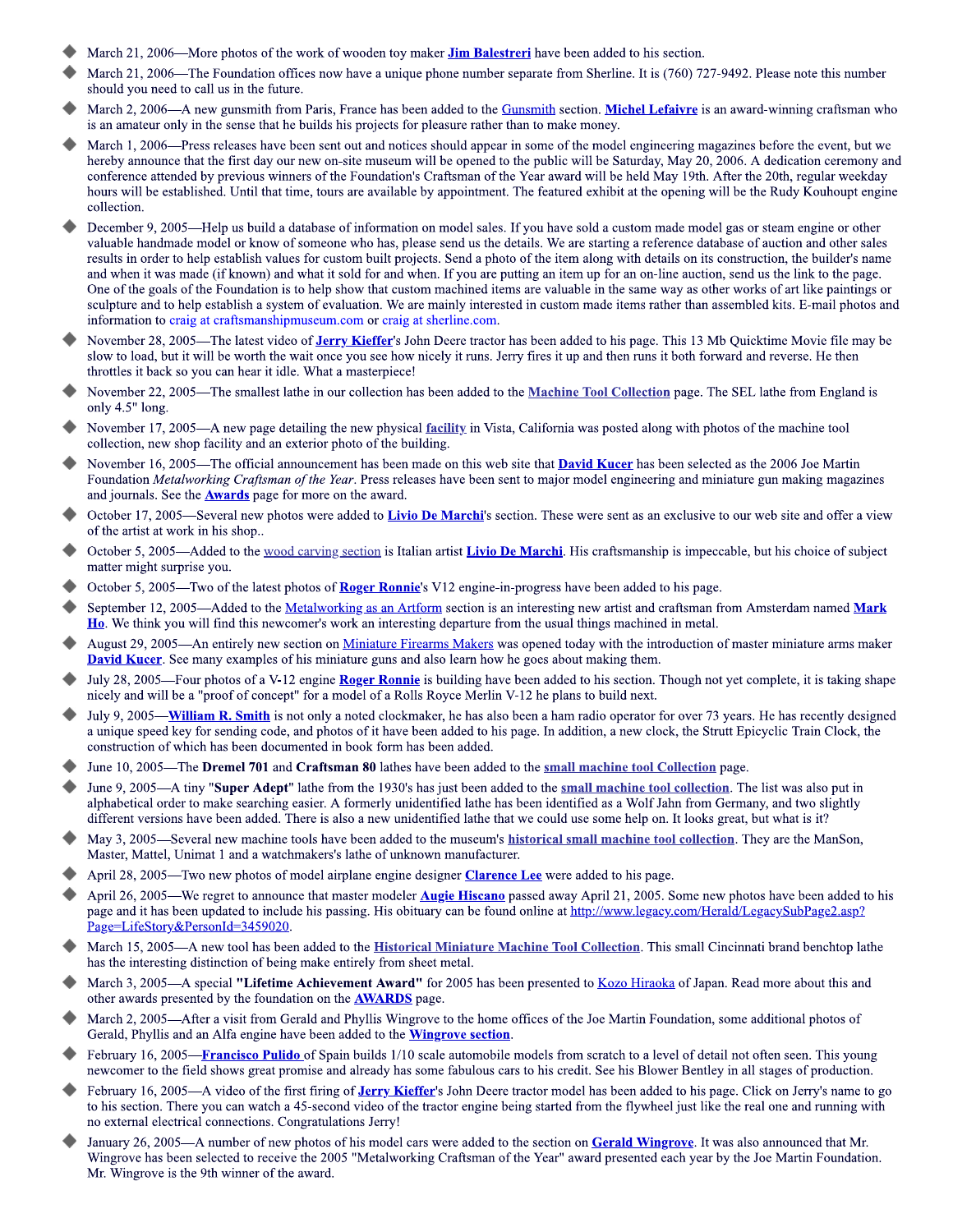- March 21, 2006—More photos of the work of wooden toy maker **Jim Balestreri** have been added to his section.
- March 21, 2006—The Foundation offices now have a unique phone number separate from Sherline. It is (760) 727-9492. Please note this number should you need to call us in the future.
- March 2, 2006—A new gunsmith from Paris, France has been added to the Gunsmith section. **Michel Lefaivre** is an award-winning craftsman who is an amateur only in the sense that he builds his projects for pleasure rather than to make money.
- March 1, 2006—Press releases have been sent out and notices should appear in some of the model engineering magazines before the event, but we hereby announce that the first day our new on-site museum will be opened to the public will be Saturday, May 20, 2006. A dedication ceremony and conference attended by previous winners of the Foundation's Craftsman of the Year award will be held May 19th. After the 20th, regular weekday hours will be established. Until that time, tours are available by appointment. The featured exhibit at the opening will be the Rudy Kouhoupt engine collection.
- December 9, 2005—Help us build a database of information on model sales. If you have sold a custom made model gas or steam engine or other valuable handmade model or know of someone who has, please send us the details. We are starting a reference database of auction and other sales results in order to help establish values for custom built projects. Send a photo of the item along with details on its construction, the builder's name and when it was made (if known) and what it sold for and when. If you are putting an item up for an on-line auction, send us the link to the page. One of the goals of the Foundation is to help show that custom machined items are valuable in the same way as other works of art like paintings or sculpture and to help establish a system of evaluation. We are mainly interested in custom made items rather than assembled kits. E-mail photos and information to craig at craftsmanshipmuseum.com or craig at sherline.com.
- November 28, 2005—The latest video of **Jerry Kieffer**'s John Deere tractor has been added to his page. This 13 Mb Quicktime Movie file may be slow to load, but it will be worth the wait once you see how nicely it runs. Jerry fires it up and then runs it both forward and reverse. He then throttles it back so you can hear it idle. What a masterpiece!
- November 22, 2005—The smallest lathe in our collection has been added to the **Machine Tool Collection** page. The SEL lathe from England is only 4.5" long.
- November 17, 2005—A new page detailing the new physical facility in Vista, California was posted along with photos of the machine tool collection, new shop facility and an exterior photo of the building.
- November 16, 2005—The official announcement has been made on this web site that **David Kucer** has been selected as the 2006 Joe Martin Foundation *Metalworking Craftsman of the Year*. Press releases have been sent to major model engineering and miniature gun making magazines and journals. See the **Awards** page for more on the award.
- October 17, 2005—Several new photos were added to **Livio De Marchi**'s section. These were sent as an exclusive to our web site and offer a view of the artist at work in his shop..
- October 5, 2005—Added to the wood carving section is Italian artist **Livio De Marchi**. His craftsmanship is impeccable, but his choice of subject matter might surprise you.
- October 5, 2005—Two of the latest photos of **Roger Ronnie**'s V12 engine-in-progress have been added to his page.
- September 12, 2005—Added to the Metalworking as an Artform section is an interesting new artist and craftsman from Amsterdam named **Mark Ho**. We think you will find this newcomer's work an interesting departure from the usual things machined in metal.
- August 29, 2005—An entirely new section on Miniature Firearms Makers was opened today with the introduction of master miniature arms maker **David Kucer**. See many examples of his miniature guns and also learn how he goes about making them.
- July 28, 2005—Four photos of a V-12 engine **Roger Ronnie** is building have been added to his section. Though not yet complete, it is taking shape nicely and will be a "proof of concept" for a model of a Rolls Royce Merlin V-12 he plans to build next.
- July 9, 2005—**William R. Smith** is not only a noted clockmaker, he has also been a ham radio operator for over 73 years. He has recently designed a unique speed key for sending code, and photos of it have been added to his page. In addition, a new clock, the Strutt Epicyclic Train Clock, the construction of which has been documented in book form has been added.
- June 10, 2005—The **Dremel 701** and **Craftsman 80** lathes have been added to the **small machine tool Collection** page.
- June 9, 2005—A tiny "**Super Adept**" lathe from the 1930's has just been added to the **small machine tool collection**. The list was also put in alphabetical order to make searching easier. A formerly unidentified lathe has been identified as a Wolf Jahn from Germany, and two slightly different versions have been added. There is also a new unidentified lathe that we could use some help on. It looks great, but what is it?
- May 3, 2005—Several new machine tools have been added to the museum's **historical small machine tool collection**. They are the ManSon, Master, Mattel, Unimat 1 and a watchmakers's lathe of unknown manufacturer.
- April 28, 2005—Two new photos of model airplane engine designer **Clarence Lee** were added to his page.
- April 26, 2005—We regret to announce that master modeler **Augie Hiscano** passed away April 21, 2005. Some new photos have been added to his page and it has been updated to include his passing. His obituary can be found online at http://www.legacy.com/Herald/LegacySubPage2.asp?Page=LifeStory&PersonId=3459020.
- March 15, 2005—A new tool has been added to the **Historical Miniature Machine Tool Collection**. This small Cincinnati brand benchtop lathe has the interesting distinction of being make entirely from sheet metal.
- March 3, 2005—A special **"Lifetime Achievement Award"** for 2005 has been presented to Kozo Hiraoka of Japan. Read more about this and other awards presented by the foundation on the **AWARDS** page.
- March 2, 2005—After a visit from Gerald and Phyllis Wingrove to the home offices of the Joe Martin Foundation, some additional photos of Gerald, Phyllis and an Alfa engine have been added to the **Wingrove section**.
- February 16, 2005—**Francisco Pulido** of Spain builds 1/10 scale automobile models from scratch to a level of detail not often seen. This young newcomer to the field shows great promise and already has some fabulous cars to his credit. See his Blower Bentley in all stages of production.
- February 16, 2005—A video of the first firing of **Jerry Kieffer**'s John Deere tractor model has been added to his page. Click on Jerry's name to go to his section. There you can watch a 45-second video of the tractor engine being started from the flywheel just like the real one and running with no external electrical connections. Congratulations Jerry!
- January 26, 2005—A number of new photos of his model cars were added to the section on **Gerald Wingrove**. It was also announced that Mr. Wingrove has been selected to receive the 2005 "Metalworking Craftsman of the Year" award presented each year by the Joe Martin Foundation. Mr. Wingrove is the 9th winner of the award.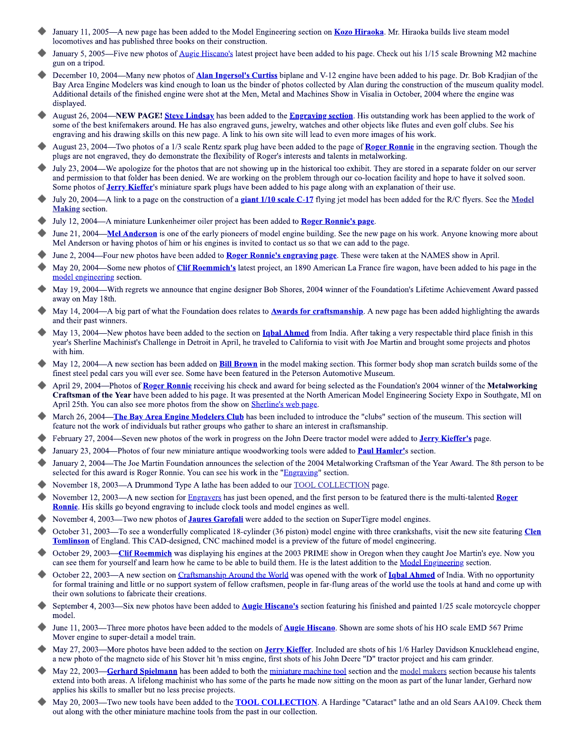- January 11, 2005—A new page has been added to the Model Engineering section on **Kozo Hiraoka**. Mr. Hiraoka builds live steam model locomotives and has published three books on their construction.
- January 5, 2005—Five new photos of Augie Hiscano's latest project have been added to his page. Check out his 1/15 scale Browning M2 machine gun on a tripod.
- December 10, 2004—Many new photos of **Alan Ingersol's Curtiss** biplane and V-12 engine have been added to his page. Dr. Bob Kradjian of the Bay Area Engine Modelers was kind enough to loan us the binder of photos collected by Alan during the construction of the museum quality model. Additional details of the finished engine were shot at the Men, Metal and Machines Show in Visalia in October, 2004 where the engine was displayed.
- August 26, 2004—**NEW PAGE! Steve Lindsay** has been added to the **Engraving section**. His outstanding work has been applied to the work of some of the best knifemakers around. He has also engraved guns, jewelry, watches and other objects like flutes and even golf clubs. See his engraving and his drawing skills on this new page. A link to his own site will lead to even more images of his work.
- August 23, 2004—Two photos of a 1/3 scale Rentz spark plug have been added to the page of **Roger Ronnie** in the engraving section. Though the plugs are not engraved, they do demonstrate the flexibility of Roger's interests and talents in metalworking.
- July 23, 2004—We apologize for the photos that are not showing up in the historical too exhibit. They are stored in a separate folder on our server and permission to that folder has been denied. We are working on the problem through our co-location facility and hope to have it solved soon. Some photos of **Jerry Kieffer**'s miniature spark plugs have been added to his page along with an explanation of their use.
- July 20, 2004—A link to a page on the construction of a **giant 1/10 scale C-17** flying jet model has been added for the R/C flyers. See the **Model Making** section.
- July 12, 2004—A miniature Lunkenheimer oiler project has been added to **Roger Ronnie's page**.
- June 21, 2004—**Mel Anderson** is one of the early pioneers of model engine building. See the new page on his work. Anyone knowing more about Mel Anderson or having photos of him or his engines is invited to contact us so that we can add to the page.
- June 2, 2004—Four new photos have been added to **Roger Ronnie's engraving page**. These were taken at the NAMES show in April.
- May 20, 2004—Some new photos of **Clif Roemmich's** latest project, an 1890 American La France fire wagon, have been added to his page in the model engineering section.
- May 19, 2004—With regrets we announce that engine designer Bob Shores, 2004 winner of the Foundation's Lifetime Achievement Award passed away on May 18th.
- May 14, 2004—A big part of what the Foundation does relates to **Awards for craftsmanship**. A new page has been added highlighting the awards and their past winners.
- May 13, 2004—New photos have been added to the section on **Iqbal Ahmed** from India. After taking a very respectable third place finish in this year's Sherline Machinist's Challenge in Detroit in April, he traveled to California to visit with Joe Martin and brought some projects and photos with him.
- May 12, 2004—A new section has been added on **Bill Brown** in the model making section. This former body shop man scratch builds some of the finest steel pedal cars you will ever see. Some have been featured in the Peterson Automotive Museum.
- April 29, 2004—Photos of **Roger Ronnie** receiving his check and award for being selected as the Foundation's 2004 winner of the **Metalworking Craftsman of the Year** have been added to his page. It was presented at the North American Model Engineering Society Expo in Southgate, MI on April 25th. You can also see more photos from the show on Sherline's web page.
- March 26, 2004—**The Bay Area Engine Modelers Club** has been included to introduce the "clubs" section of the museum. This section will feature not the work of individuals but rather groups who gather to share an interest in craftsmanship.
- February 27, 2004—Seven new photos of the work in progress on the John Deere tractor model were added to **Jerry Kieffer's** page.
- January 23, 2004—Photos of four new miniature antique woodworking tools were added to **Paul Hamler'**s section.
- January 2, 2004—The Joe Martin Foundation announces the selection of the 2004 Metalworking Craftsman of the Year Award. The 8th person to be selected for this award is Roger Ronnie. You can see his work in the "Engraving" section.
- November 18, 2003—A Drummond Type A lathe has been added to our TOOL COLLECTION page.
- November 12, 2003—A new section for Engravers has just been opened, and the first person to be featured there is the multi-talented **Roger Ronnie**. His skills go beyond engraving to include clock tools and model engines as well.
- November 4, 2003—Two new photos of **Jaures Garofali** were added to the section on SuperTigre model engines.
- October 31, 2003—To see a wonderfully complicated 18-cylinder (36 piston) model engine with three crankshafts, visit the new site featuring **Clen Tomlinson** of England. This CAD-designed, CNC machined model is a preview of the future of model engineering.
- October 29, 2003—**Clif Roemmich** was displaying his engines at the 2003 PRIME show in Oregon when they caught Joe Martin's eye. Now you can see them for yourself and learn how he came to be able to build them. He is the latest addition to the Model Engineering section.
- October 22, 2003—A new section on Craftsmanship Around the World was opened with the work of **Iqbal Ahmed** of India. With no opportunity for formal training and little or no support system of fellow craftsmen, people in far-flung areas of the world use the tools at hand and come up with their own solutions to fabricate their creations.
- September 4, 2003—Six new photos have been added to **Augie Hiscano's** section featuring his finished and painted 1/25 scale motorcycle chopper model.
- June 11, 2003—Three more photos have been added to the models of **Augie Hiscano**. Shown are some shots of his HO scale EMD 567 Prime Mover engine to super-detail a model train.
- May 27, 2003—More photos have been added to the section on **Jerry Kieffer**. Included are shots of his 1/6 Harley Davidson Knucklehead engine, a new photo of the magneto side of his Stover hit 'n miss engine, first shots of his John Deere "D" tractor project and his cam grinder.
- May 22, 2003—**Gerhard Spielmann** has been added to both the miniature machine tool section and the model makers section because his talents extend into both areas. A lifelong machinist who has some of the parts he made now sitting on the moon as part of the lunar lander, Gerhard now applies his skills to smaller but no less precise projects.
- May 20, 2003—Two new tools have been added to the **TOOL COLLECTION**. A Hardinge "Cataract" lathe and an old Sears AA109. Check them out along with the other miniature machine tools from the past in our collection.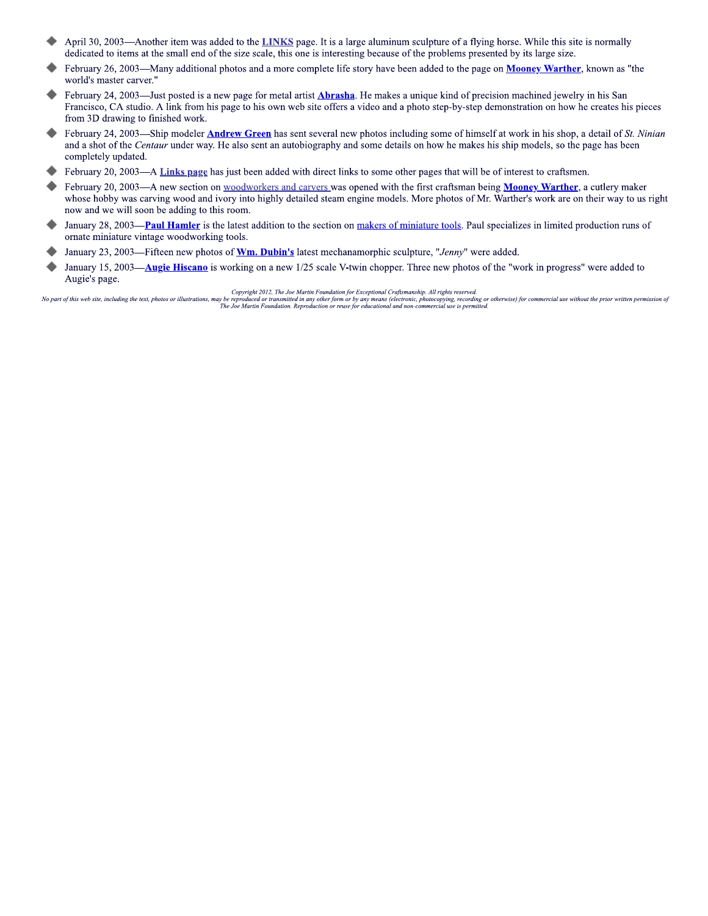- April 30, 2003—Another item was added to the **LINKS** page. It is a large aluminum sculpture of a flying horse. While this site is normally dedicated to items at the small end of the size scale, this one is interesting because of the problems presented by its large size.
- February 26, 2003—Many additional photos and a more complete life story have been added to the page on **Mooney Warther**, known as "the world's master carver."
- February 24, 2003—Just posted is a new page for metal artist **Abrasha**. He makes a unique kind of precision machined jewelry in his San Francisco, CA studio. A link from his page to his own web site offers a video and a photo step-by-step demonstration on how he creates his pieces from 3D drawing to finished work.
- February 24, 2003—Ship modeler **Andrew Green** has sent several new photos including some of himself at work in his shop, a detail of *St. Ninian* and a shot of the *Centaur* under way. He also sent an autobiography and some details on how he makes his ship models, so the page has been completely updated.
- February 20, 2003—A **Links page** has just been added with direct links to some other pages that will be of interest to craftsmen.
- February 20, 2003—A new section on woodworkers and carvers was opened with the first craftsman being **Mooney Warther**, a cutlery maker whose hobby was carving wood and ivory into highly detailed steam engine models. More photos of Mr. Warther's work are on their way to us right now and we will soon be adding to this room.
- January 28, 2003—**Paul Hamler** is the latest addition to the section on makers of miniature tools. Paul specializes in limited production runs of ornate miniature vintage woodworking tools.
- January 23, 2003—Fifteen new photos of **Wm. Dubin's** latest mechanamorphic sculpture, "*Jenny*" were added.
- January 15, 2003—**Augie Hiscano** is working on a new 1/25 scale V-twin chopper. Three new photos of the "work in progress" were added to Augie's page.

*Copyright 2012, The Joe Martin Foundation for Exceptional Craftsmanship. All rights reserved.*
*No part of this web site, including the text, photos or illustrations, may be reproduced or transmitted in any other form or by any means (electronic, photocopying, recording or otherwise) for commercial use without the prior written permission of The Joe Martin Foundation. Reproduction or reuse for educational and non-commercial use is permitted.*